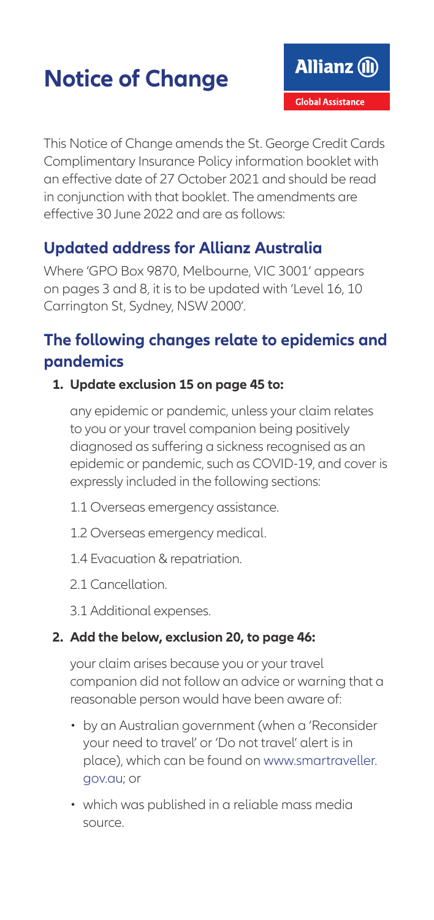# Notice of Change

Allianz
Global Assistance

This Notice of Change amends the St. George Credit Cards Complimentary Insurance Policy information booklet with an effective date of 27 October 2021 and should be read in conjunction with that booklet. The amendments are effective 30 June 2022 and are as follows:

## Updated address for Allianz Australia

Where 'GPO Box 9870, Melbourne, VIC 3001' appears on pages 3 and 8, it is to be updated with 'Level 16, 10 Carrington St, Sydney, NSW 2000'.

## The following changes relate to epidemics and pandemics

1. **Update exclusion 15 on page 45 to:**

   any epidemic or pandemic, unless your claim relates to you or your travel companion being positively diagnosed as suffering a sickness recognised as an epidemic or pandemic, such as COVID-19, and cover is expressly included in the following sections:

   1.1 Overseas emergency assistance.

   1.2 Overseas emergency medical.

   1.4 Evacuation & repatriation.

   2.1 Cancellation.

   3.1 Additional expenses.

2. **Add the below, exclusion 20, to page 46:**

   your claim arises because you or your travel companion did not follow an advice or warning that a reasonable person would have been aware of:

   - by an Australian government (when a 'Reconsider your need to travel' or 'Do not travel' alert is in place), which can be found on www.smartraveller.gov.au; or
   - which was published in a reliable mass media source.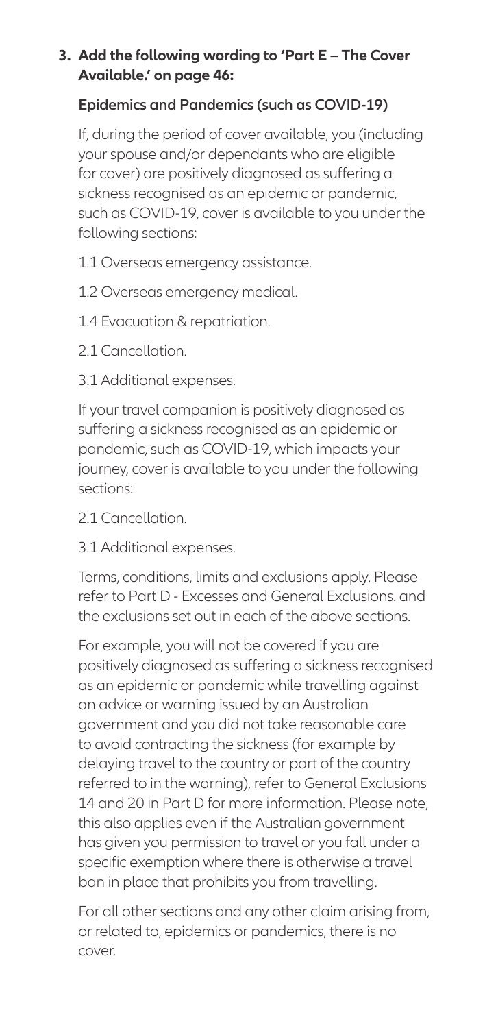**3. Add the following wording to 'Part E – The Cover Available.' on page 46:**

**Epidemics and Pandemics (such as COVID-19)**

If, during the period of cover available, you (including your spouse and/or dependants who are eligible for cover) are positively diagnosed as suffering a sickness recognised as an epidemic or pandemic, such as COVID-19, cover is available to you under the following sections:

1.1 Overseas emergency assistance.

1.2 Overseas emergency medical.

1.4 Evacuation & repatriation.

2.1 Cancellation.

3.1 Additional expenses.

If your travel companion is positively diagnosed as suffering a sickness recognised as an epidemic or pandemic, such as COVID-19, which impacts your journey, cover is available to you under the following sections:

2.1 Cancellation.

3.1 Additional expenses.

Terms, conditions, limits and exclusions apply. Please refer to Part D - Excesses and General Exclusions. and the exclusions set out in each of the above sections.

For example, you will not be covered if you are positively diagnosed as suffering a sickness recognised as an epidemic or pandemic while travelling against an advice or warning issued by an Australian government and you did not take reasonable care to avoid contracting the sickness (for example by delaying travel to the country or part of the country referred to in the warning), refer to General Exclusions 14 and 20 in Part D for more information. Please note, this also applies even if the Australian government has given you permission to travel or you fall under a specific exemption where there is otherwise a travel ban in place that prohibits you from travelling.

For all other sections and any other claim arising from, or related to, epidemics or pandemics, there is no cover.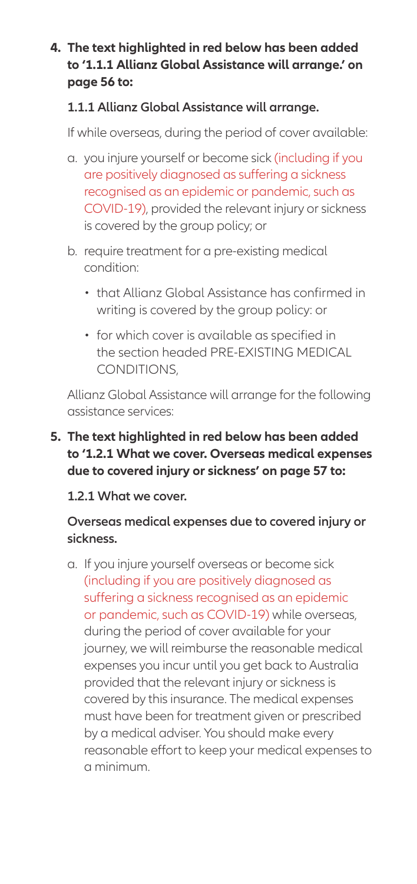**4. The text highlighted in red below has been added to '1.1.1 Allianz Global Assistance will arrange.' on page 56 to:**

**1.1.1 Allianz Global Assistance will arrange.**

If while overseas, during the period of cover available:

a. you injure yourself or become sick (including if you are positively diagnosed as suffering a sickness recognised as an epidemic or pandemic, such as COVID-19), provided the relevant injury or sickness is covered by the group policy; or

b. require treatment for a pre-existing medical condition:

- that Allianz Global Assistance has confirmed in writing is covered by the group policy: or
- for which cover is available as specified in the section headed PRE-EXISTING MEDICAL CONDITIONS,

Allianz Global Assistance will arrange for the following assistance services:

**5. The text highlighted in red below has been added to '1.2.1 What we cover. Overseas medical expenses due to covered injury or sickness' on page 57 to:**

**1.2.1 What we cover.**

**Overseas medical expenses due to covered injury or sickness.**

a. If you injure yourself overseas or become sick (including if you are positively diagnosed as suffering a sickness recognised as an epidemic or pandemic, such as COVID-19) while overseas, during the period of cover available for your journey, we will reimburse the reasonable medical expenses you incur until you get back to Australia provided that the relevant injury or sickness is covered by this insurance. The medical expenses must have been for treatment given or prescribed by a medical adviser. You should make every reasonable effort to keep your medical expenses to a minimum.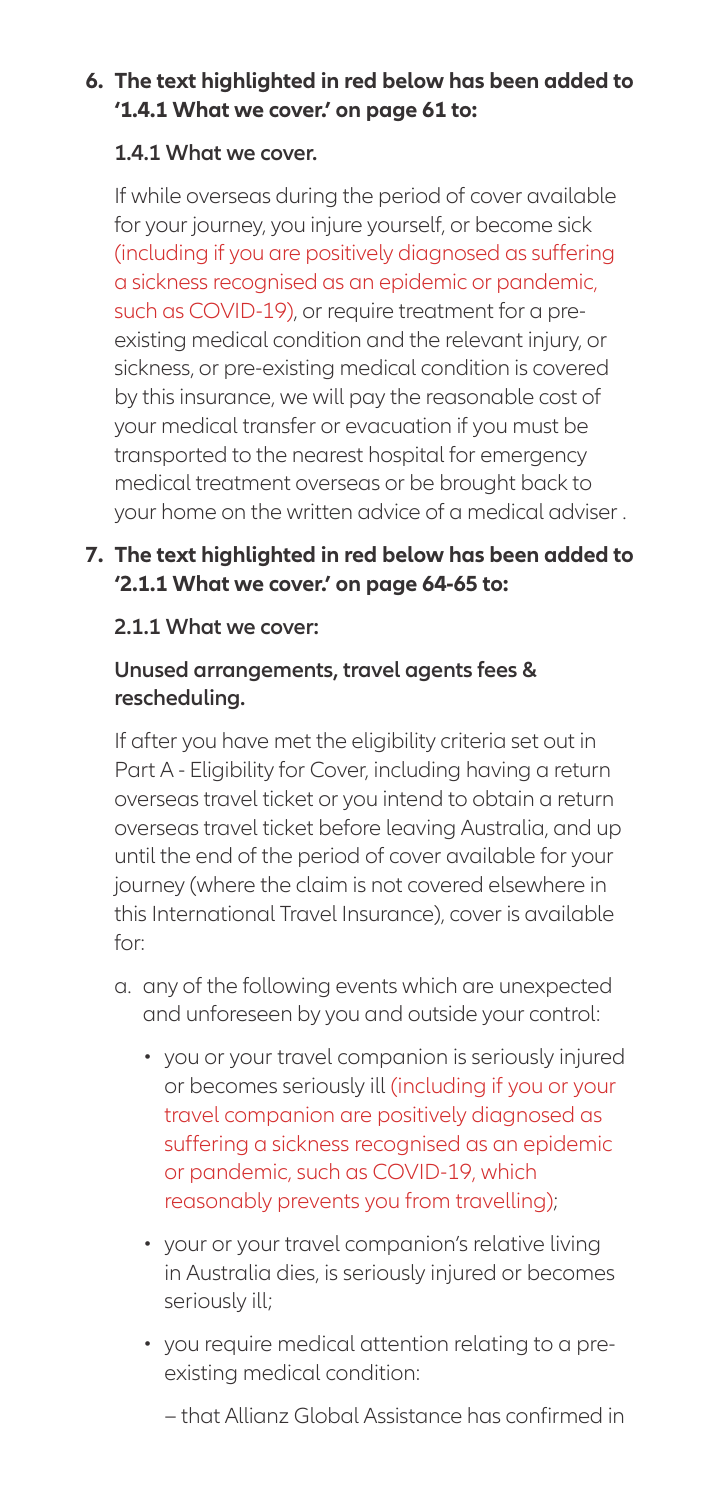6. **The text highlighted in red below has been added to '1.4.1 What we cover.' on page 61 to:**

   **1.4.1 What we cover.**

   If while overseas during the period of cover available for your journey, you injure yourself, or become sick (including if you are positively diagnosed as suffering a sickness recognised as an epidemic or pandemic, such as COVID-19), or require treatment for a pre-existing medical condition and the relevant injury, or sickness, or pre-existing medical condition is covered by this insurance, we will pay the reasonable cost of your medical transfer or evacuation if you must be transported to the nearest hospital for emergency medical treatment overseas or be brought back to your home on the written advice of a medical adviser .

7. **The text highlighted in red below has been added to '2.1.1 What we cover.' on page 64-65 to:**

   **2.1.1 What we cover:**

   **Unused arrangements, travel agents fees & rescheduling.**

   If after you have met the eligibility criteria set out in Part A - Eligibility for Cover, including having a return overseas travel ticket or you intend to obtain a return overseas travel ticket before leaving Australia, and up until the end of the period of cover available for your journey (where the claim is not covered elsewhere in this International Travel Insurance), cover is available for:

   a. any of the following events which are unexpected and unforeseen by you and outside your control:

      - you or your travel companion is seriously injured or becomes seriously ill (including if you or your travel companion are positively diagnosed as suffering a sickness recognised as an epidemic or pandemic, such as COVID-19, which reasonably prevents you from travelling);
      - your or your travel companion's relative living in Australia dies, is seriously injured or becomes seriously ill;
      - you require medical attention relating to a pre-existing medical condition:
        - that Allianz Global Assistance has confirmed in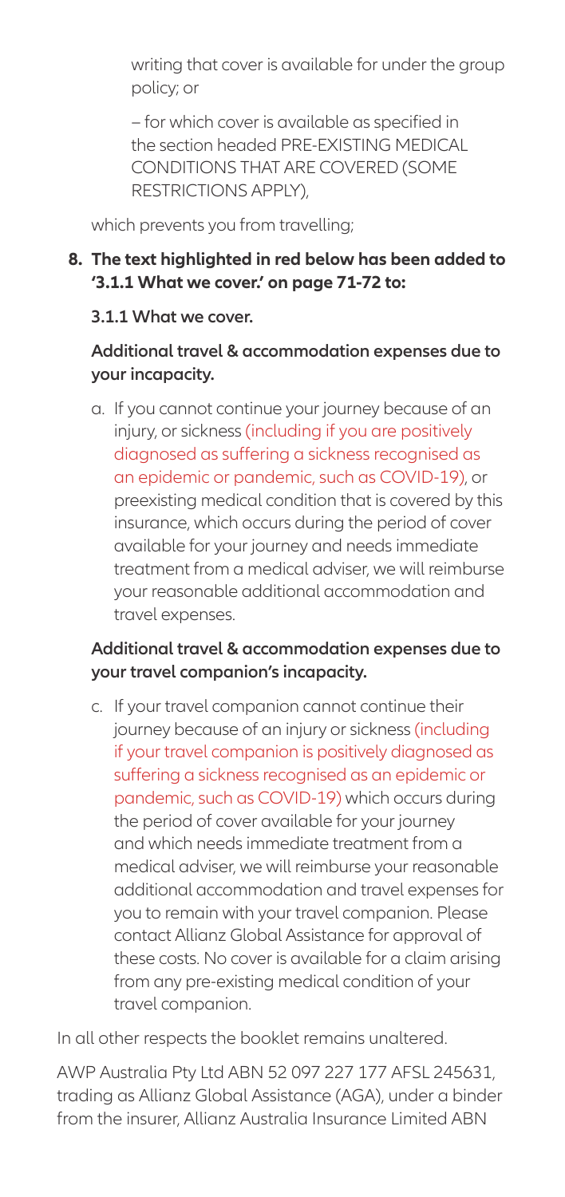writing that cover is available for under the group policy; or

– for which cover is available as specified in the section headed PRE-EXISTING MEDICAL CONDITIONS THAT ARE COVERED (SOME RESTRICTIONS APPLY),

which prevents you from travelling;

**8. The text highlighted in red below has been added to '3.1.1 What we cover.' on page 71-72 to:**

**3.1.1 What we cover.**

**Additional travel & accommodation expenses due to your incapacity.**

a. If you cannot continue your journey because of an injury, or sickness (including if you are positively diagnosed as suffering a sickness recognised as an epidemic or pandemic, such as COVID-19), or preexisting medical condition that is covered by this insurance, which occurs during the period of cover available for your journey and needs immediate treatment from a medical adviser, we will reimburse your reasonable additional accommodation and travel expenses.

**Additional travel & accommodation expenses due to your travel companion's incapacity.**

c. If your travel companion cannot continue their journey because of an injury or sickness (including if your travel companion is positively diagnosed as suffering a sickness recognised as an epidemic or pandemic, such as COVID-19) which occurs during the period of cover available for your journey and which needs immediate treatment from a medical adviser, we will reimburse your reasonable additional accommodation and travel expenses for you to remain with your travel companion. Please contact Allianz Global Assistance for approval of these costs. No cover is available for a claim arising from any pre-existing medical condition of your travel companion.

In all other respects the booklet remains unaltered.

AWP Australia Pty Ltd ABN 52 097 227 177 AFSL 245631, trading as Allianz Global Assistance (AGA), under a binder from the insurer, Allianz Australia Insurance Limited ABN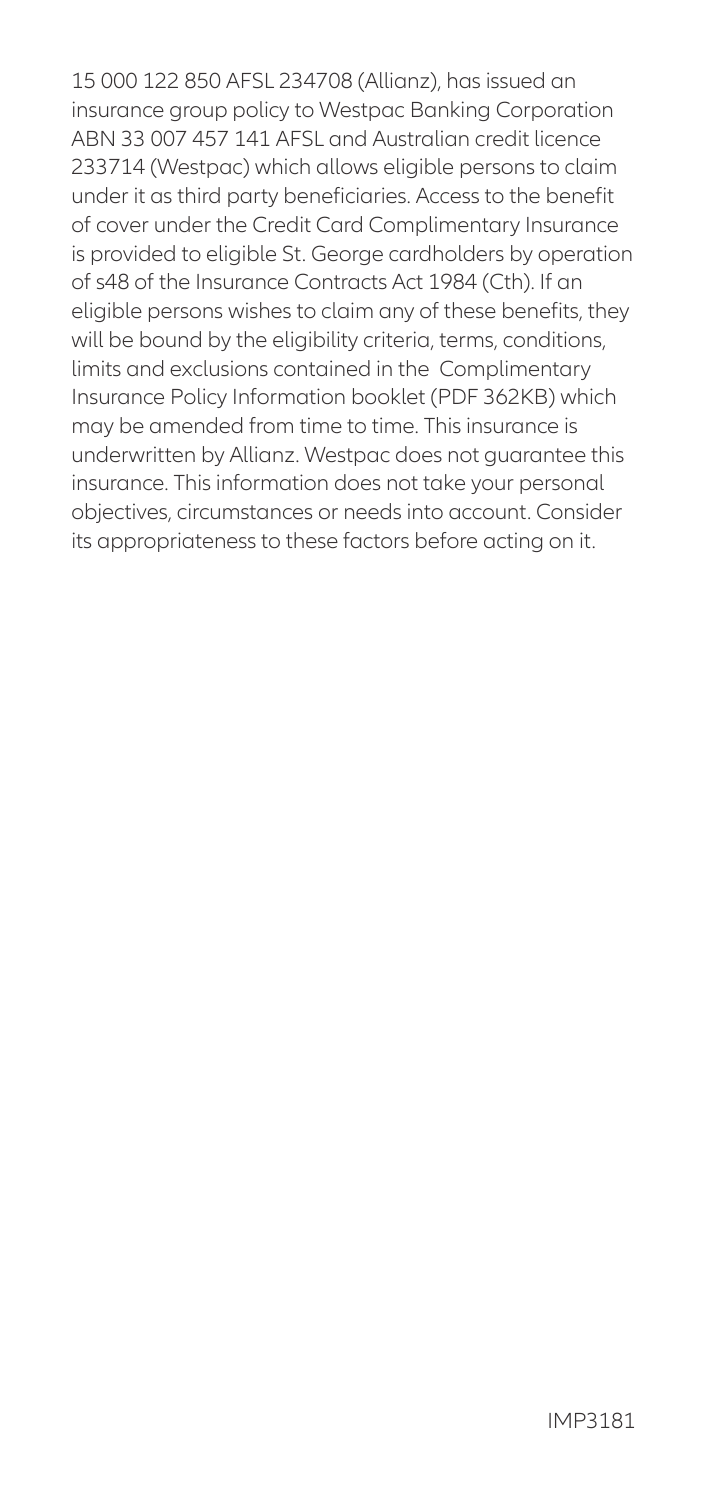15 000 122 850 AFSL 234708 (Allianz), has issued an insurance group policy to Westpac Banking Corporation ABN 33 007 457 141 AFSL and Australian credit licence 233714 (Westpac) which allows eligible persons to claim under it as third party beneficiaries. Access to the benefit of cover under the Credit Card Complimentary Insurance is provided to eligible St. George cardholders by operation of s48 of the Insurance Contracts Act 1984 (Cth). If an eligible persons wishes to claim any of these benefits, they will be bound by the eligibility criteria, terms, conditions, limits and exclusions contained in the Complimentary Insurance Policy Information booklet (PDF 362KB) which may be amended from time to time. This insurance is underwritten by Allianz. Westpac does not guarantee this insurance. This information does not take your personal objectives, circumstances or needs into account. Consider its appropriateness to these factors before acting on it.

IMP3181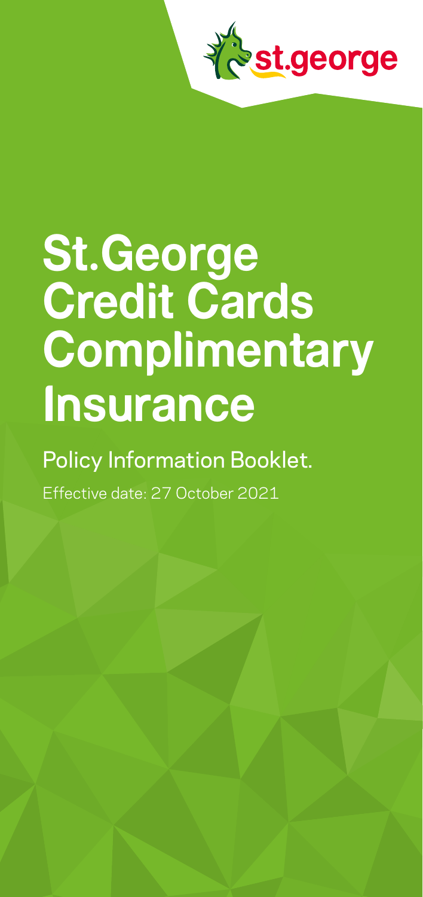# St.George Credit Cards Complimentary Insurance

Policy Information Booklet.

Effective date: 27 October 2021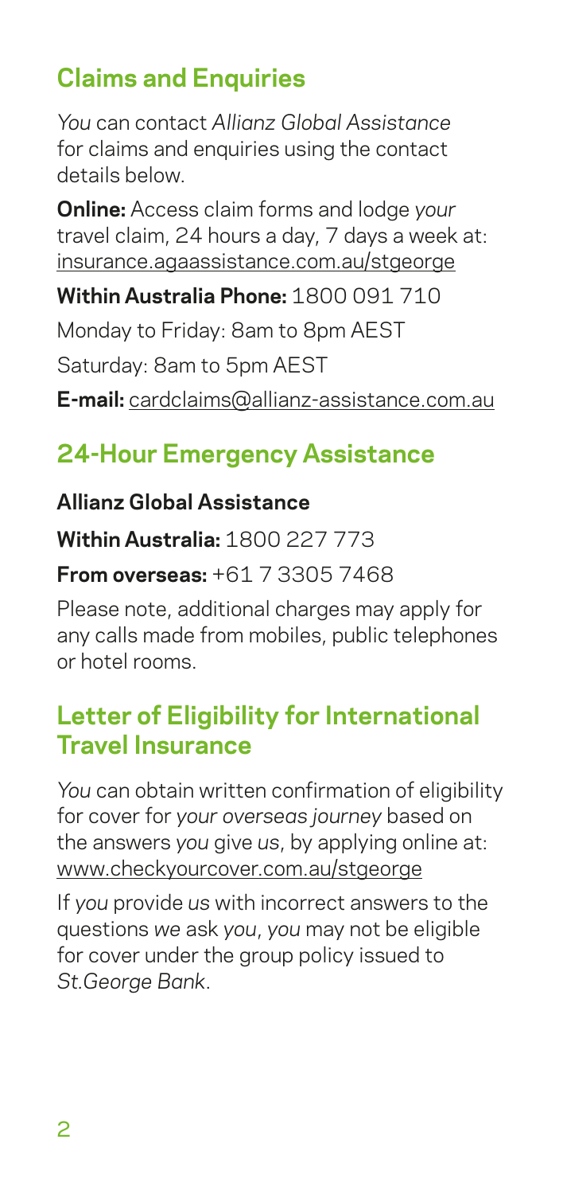## Claims and Enquiries

*You* can contact *Allianz Global Assistance* for claims and enquiries using the contact details below.

**Online:** Access claim forms and lodge *your* travel claim, 24 hours a day, 7 days a week at: insurance.agaassistance.com.au/stgeorge

**Within Australia Phone:** 1800 091 710

Monday to Friday: 8am to 8pm AEST

Saturday: 8am to 5pm AEST

**E-mail:** cardclaims@allianz-assistance.com.au

## 24-Hour Emergency Assistance

**Allianz Global Assistance**

**Within Australia:** 1800 227 773

**From overseas:** +61 7 3305 7468

Please note, additional charges may apply for any calls made from mobiles, public telephones or hotel rooms.

## Letter of Eligibility for International Travel Insurance

*You* can obtain written confirmation of eligibility for cover for *your overseas journey* based on the answers *you* give *us*, by applying online at: www.checkyourcover.com.au/stgeorge

If *you* provide *us* with incorrect answers to the questions *we* ask *you*, *you* may not be eligible for cover under the group policy issued to *St.George Bank*.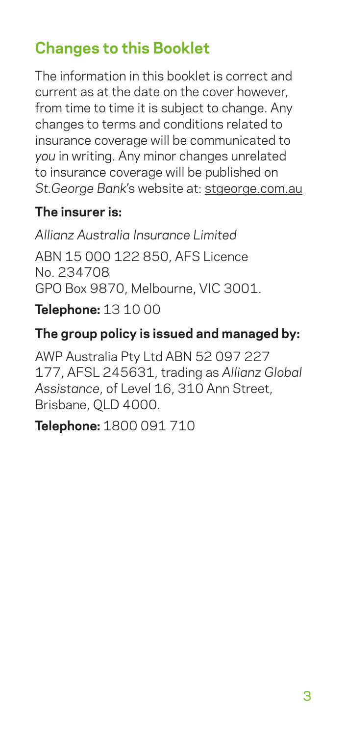## Changes to this Booklet

The information in this booklet is correct and current as at the date on the cover however, from time to time it is subject to change. Any changes to terms and conditions related to insurance coverage will be communicated to *you* in writing. Any minor changes unrelated to insurance coverage will be published on *St.George Bank*'s website at: stgeorge.com.au

**The insurer is:**

*Allianz Australia Insurance Limited*

ABN 15 000 122 850, AFS Licence No. 234708
GPO Box 9870, Melbourne, VIC 3001.

**Telephone:** 13 10 00

**The group policy is issued and managed by:**

AWP Australia Pty Ltd ABN 52 097 227 177, AFSL 245631, trading as *Allianz Global Assistance*, of Level 16, 310 Ann Street, Brisbane, QLD 4000.

**Telephone:** 1800 091 710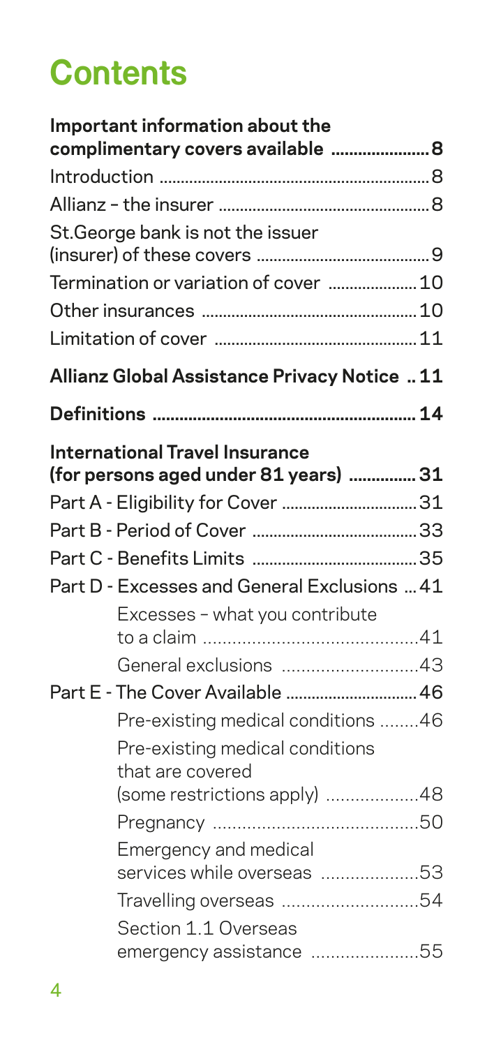# Contents

**Important information about the complimentary covers available ....................... 8**

Introduction ....................................................... 8

Allianz – the insurer ........................................... 8

St.George bank is not the issuer (insurer) of these covers ......................................... 9

Termination or variation of cover ...................... 10

Other insurances ................................................ 10

Limitation of cover ............................................. 11

**Allianz Global Assistance Privacy Notice .. 11**

**Definitions ........................................................ 14**

**International Travel Insurance (for persons aged under 81 years) ............... 31**

Part A - Eligibility for Cover ............................... 31

Part B - Period of Cover ..................................... 33

Part C - Benefits Limits ...................................... 35

Part D - Excesses and General Exclusions ... 41

- Excesses – what you contribute to a claim ............................................. 41
- General exclusions ............................ 43

Part E - The Cover Available ............................. 46

- Pre-existing medical conditions ........ 46
- Pre-existing medical conditions that are covered (some restrictions apply) ................... 48
- Pregnancy .......................................... 50
- Emergency and medical services while overseas .................... 53
- Travelling overseas ............................ 54
- Section 1.1 Overseas emergency assistance ...................... 55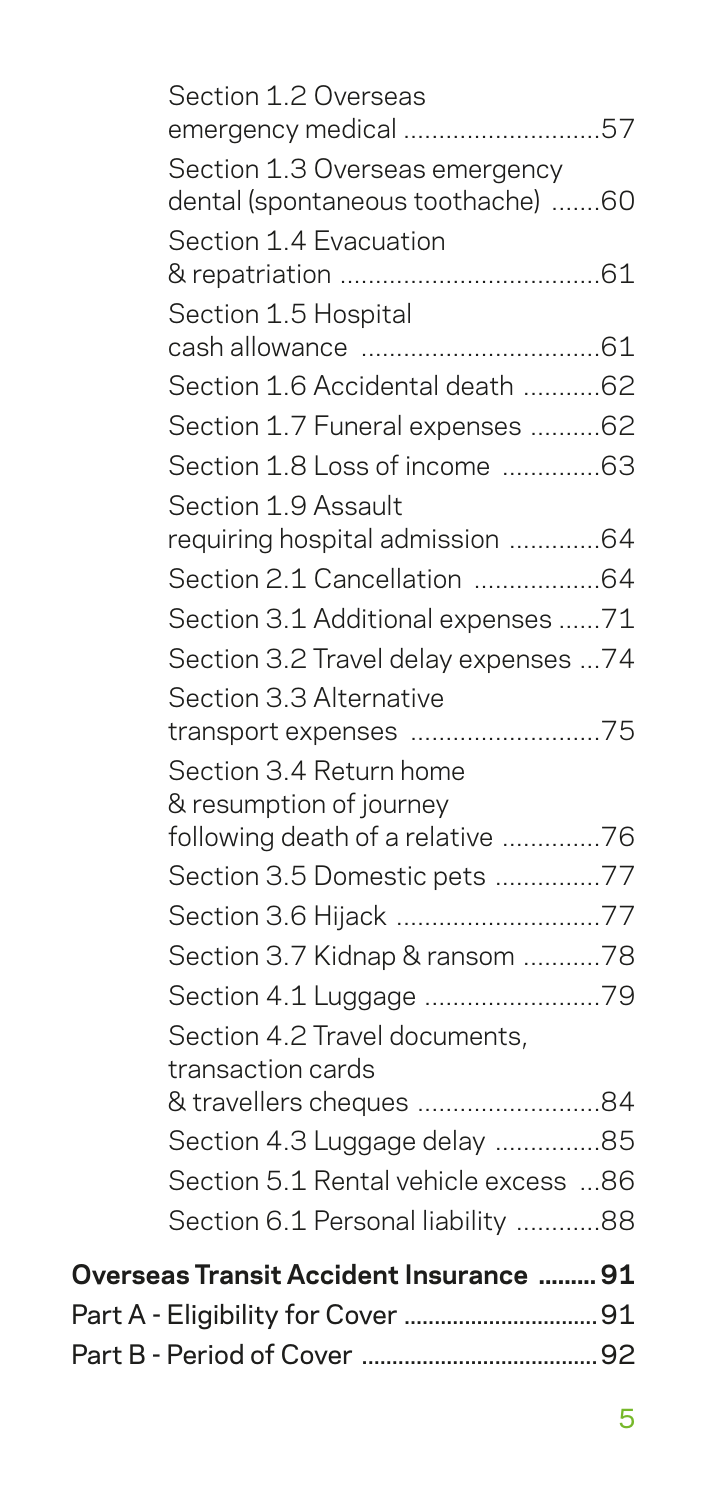Section 1.2 Overseas emergency medical ...........................57

Section 1.3 Overseas emergency dental (spontaneous toothache) .......60

Section 1.4 Evacuation & repatriation ....................................61

Section 1.5 Hospital cash allowance ..................................61

Section 1.6 Accidental death ...........62

Section 1.7 Funeral expenses ..........62

Section 1.8 Loss of income .............63

Section 1.9 Assault requiring hospital admission .............64

Section 2.1 Cancellation ..................64

Section 3.1 Additional expenses ......71

Section 3.2 Travel delay expenses ...74

Section 3.3 Alternative transport expenses ..........................75

Section 3.4 Return home & resumption of journey following death of a relative .............76

Section 3.5 Domestic pets ...............77

Section 3.6 Hijack .............................77

Section 3.7 Kidnap & ransom ...........78

Section 4.1 Luggage .........................79

Section 4.2 Travel documents, transaction cards & travellers cheques ..........................84

Section 4.3 Luggage delay ...............85

Section 5.1 Rental vehicle excess ...86

Section 6.1 Personal liability ............88

**Overseas Transit Accident Insurance ......... 91**

**Part A - Eligibility for Cover ................................ 91**

**Part B - Period of Cover ....................................... 92**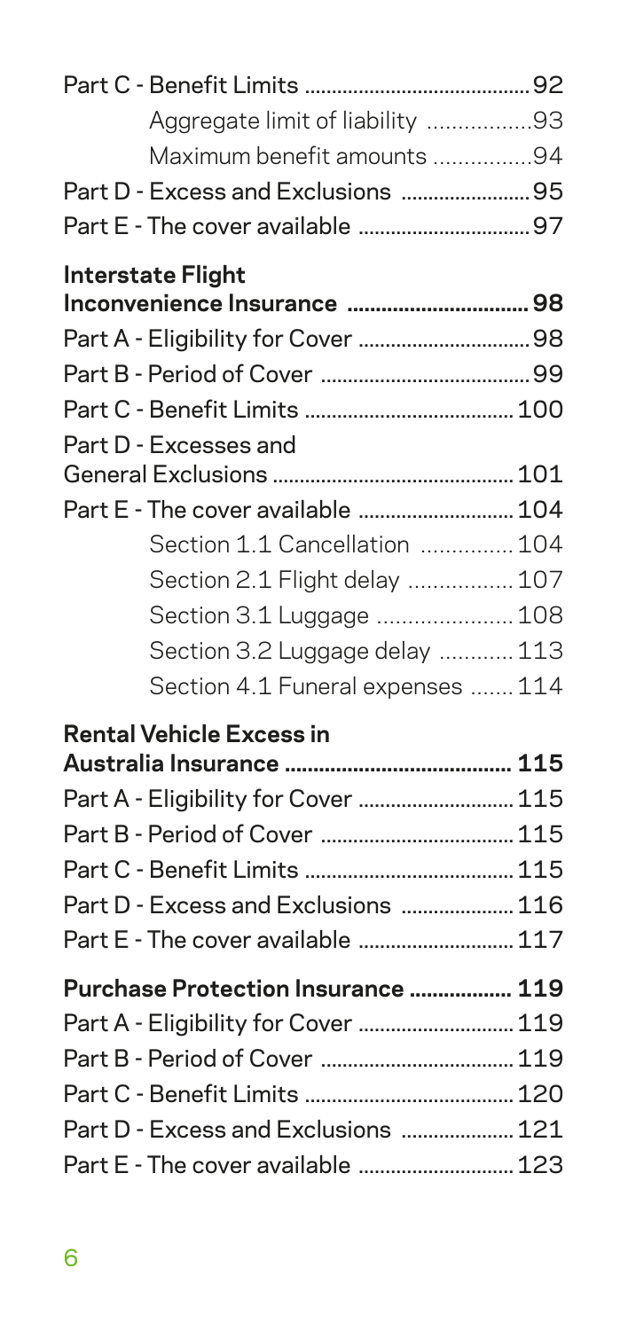Part C - Benefit Limits .......................................... 92

- Aggregate limit of liability ................. 93
- Maximum benefit amounts ............... 94

Part D - Excess and Exclusions ........................ 95

Part E - The cover available ................................ 97

**Interstate Flight Inconvenience Insurance ................................ 98**

Part A - Eligibility for Cover ................................ 98

Part B - Period of Cover ...................................... 99

Part C - Benefit Limits ...................................... 100

Part D - Excesses and General Exclusions ............................................ 101

Part E - The cover available ............................ 104

- Section 1.1 Cancellation .............. 104
- Section 2.1 Flight delay ................ 107
- Section 3.1 Luggage ..................... 108
- Section 3.2 Luggage delay ............ 113
- Section 4.1 Funeral expenses ....... 114

**Rental Vehicle Excess in Australia Insurance ........................................ 115**

Part A - Eligibility for Cover ............................ 115

Part B - Period of Cover .................................... 115

Part C - Benefit Limits ...................................... 115

Part D - Excess and Exclusions .................... 116

Part E - The cover available ............................ 117

**Purchase Protection Insurance .................. 119**

Part A - Eligibility for Cover ............................ 119

Part B - Period of Cover .................................... 119

Part C - Benefit Limits ...................................... 120

Part D - Excess and Exclusions .................... 121

Part E - The cover available ............................ 123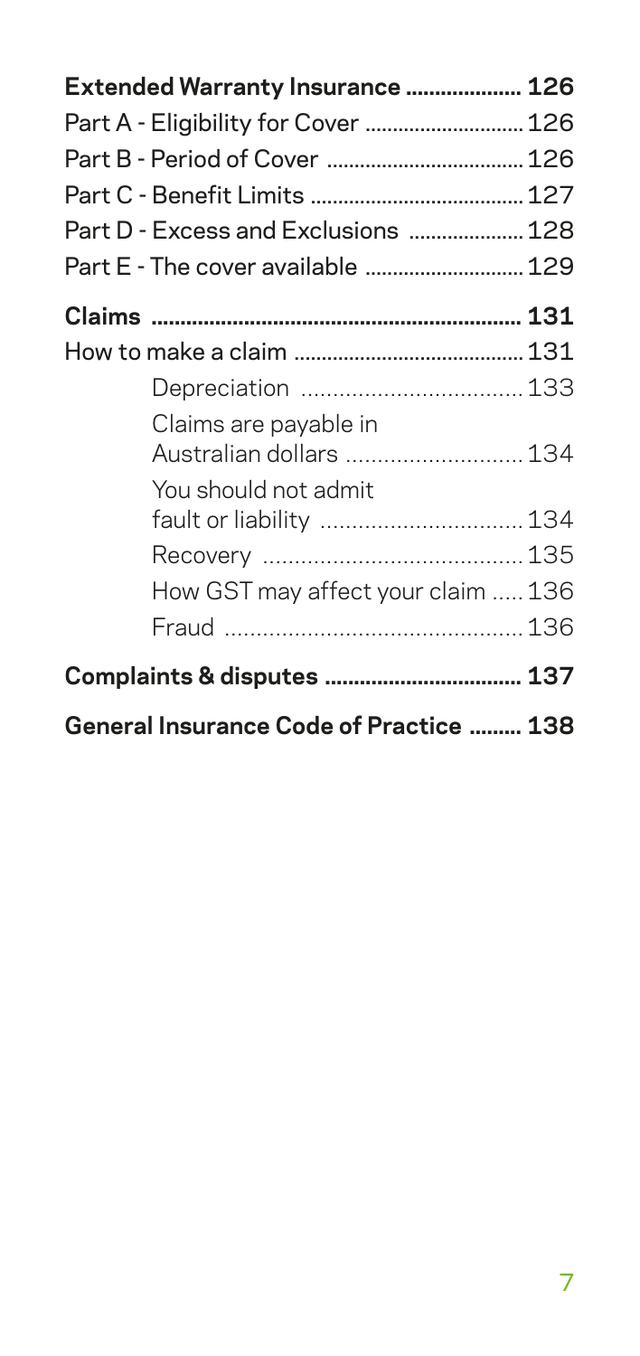**Extended Warranty Insurance .................... 126**

Part A - Eligibility for Cover ............................ 126

Part B - Period of Cover .................................... 126

Part C - Benefit Limits ....................................... 127

Part D - Excess and Exclusions ..................... 128

Part E - The cover available ............................ 129

**Claims ................................................................ 131**

How to make a claim ......................................... 131

- Depreciation .................................... 133
- Claims are payable in Australian dollars ............................ 134
- You should not admit fault or liability ................................ 134
- Recovery ......................................... 135
- How GST may affect your claim ..... 136
- Fraud ............................................... 136

**Complaints & disputes .................................. 137**

**General Insurance Code of Practice ......... 138**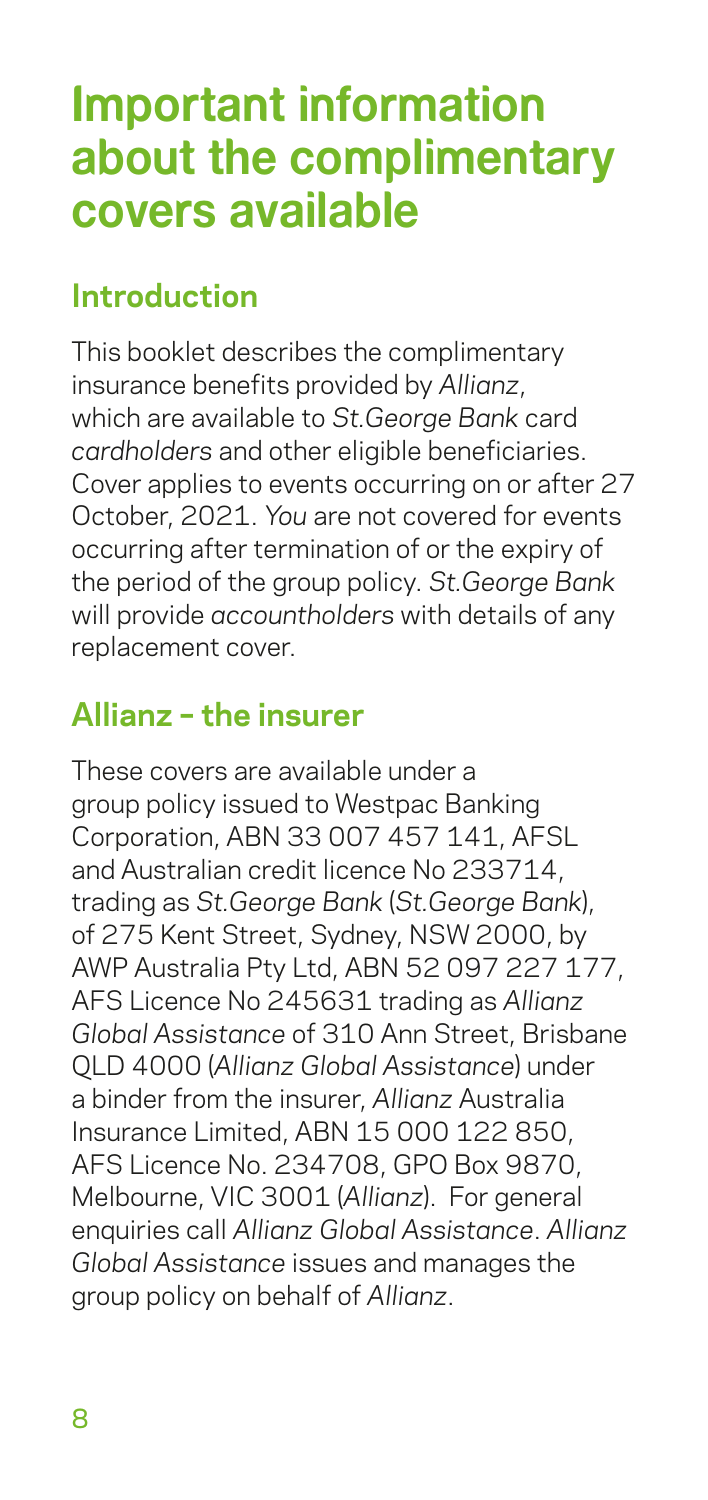# Important information about the complimentary covers available

## Introduction

This booklet describes the complimentary insurance benefits provided by *Allianz*, which are available to *St.George Bank* card *cardholders* and other eligible beneficiaries. Cover applies to events occurring on or after 27 October, 2021. *You* are not covered for events occurring after termination of or the expiry of the period of the group policy. *St.George Bank* will provide *accountholders* with details of any replacement cover.

## Allianz – the insurer

These covers are available under a group policy issued to Westpac Banking Corporation, ABN 33 007 457 141, AFSL and Australian credit licence No 233714, trading as *St.George Bank* (*St.George Bank*), of 275 Kent Street, Sydney, NSW 2000, by AWP Australia Pty Ltd, ABN 52 097 227 177, AFS Licence No 245631 trading as *Allianz Global Assistance* of 310 Ann Street, Brisbane QLD 4000 (*Allianz Global Assistance*) under a binder from the insurer, *Allianz* Australia Insurance Limited, ABN 15 000 122 850, AFS Licence No. 234708, GPO Box 9870, Melbourne, VIC 3001 (*Allianz*). For general enquiries call *Allianz Global Assistance*. *Allianz Global Assistance* issues and manages the group policy on behalf of *Allianz*.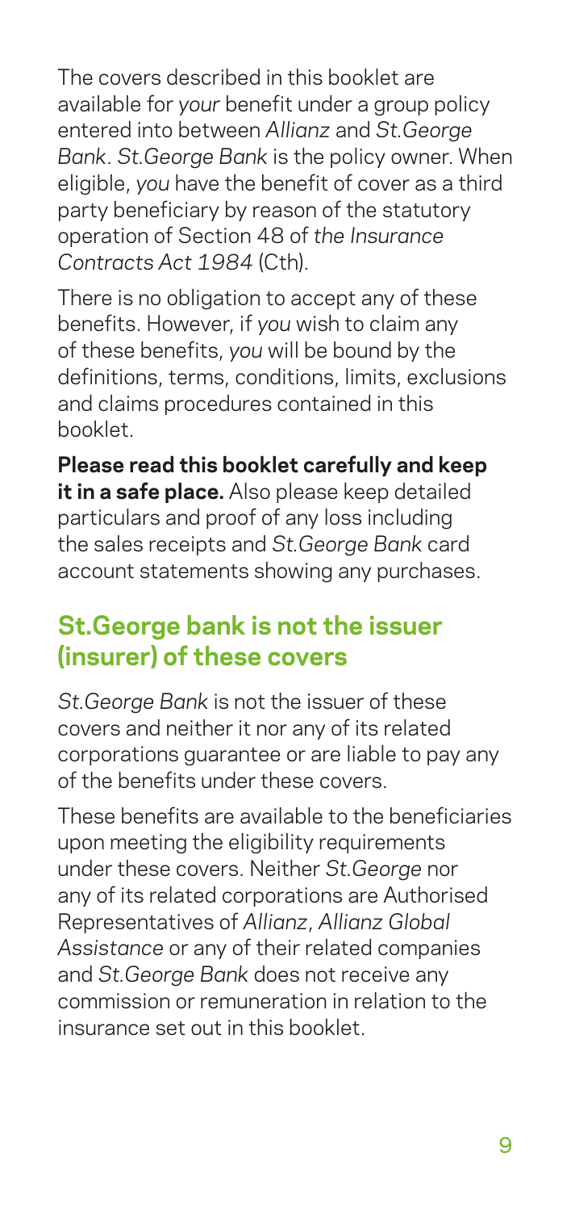The covers described in this booklet are available for *your* benefit under a group policy entered into between *Allianz* and *St.George Bank*. *St.George Bank* is the policy owner. When eligible, *you* have the benefit of cover as a third party beneficiary by reason of the statutory operation of Section 48 of *the Insurance Contracts Act 1984* (Cth).

There is no obligation to accept any of these benefits. However, if *you* wish to claim any of these benefits, *you* will be bound by the definitions, terms, conditions, limits, exclusions and claims procedures contained in this booklet.

**Please read this booklet carefully and keep it in a safe place.** Also please keep detailed particulars and proof of any loss including the sales receipts and *St.George Bank* card account statements showing any purchases.

## St.George bank is not the issuer (insurer) of these covers

*St.George Bank* is not the issuer of these covers and neither it nor any of its related corporations guarantee or are liable to pay any of the benefits under these covers.

These benefits are available to the beneficiaries upon meeting the eligibility requirements under these covers. Neither *St.George* nor any of its related corporations are Authorised Representatives of *Allianz*, *Allianz Global Assistance* or any of their related companies and *St.George Bank* does not receive any commission or remuneration in relation to the insurance set out in this booklet.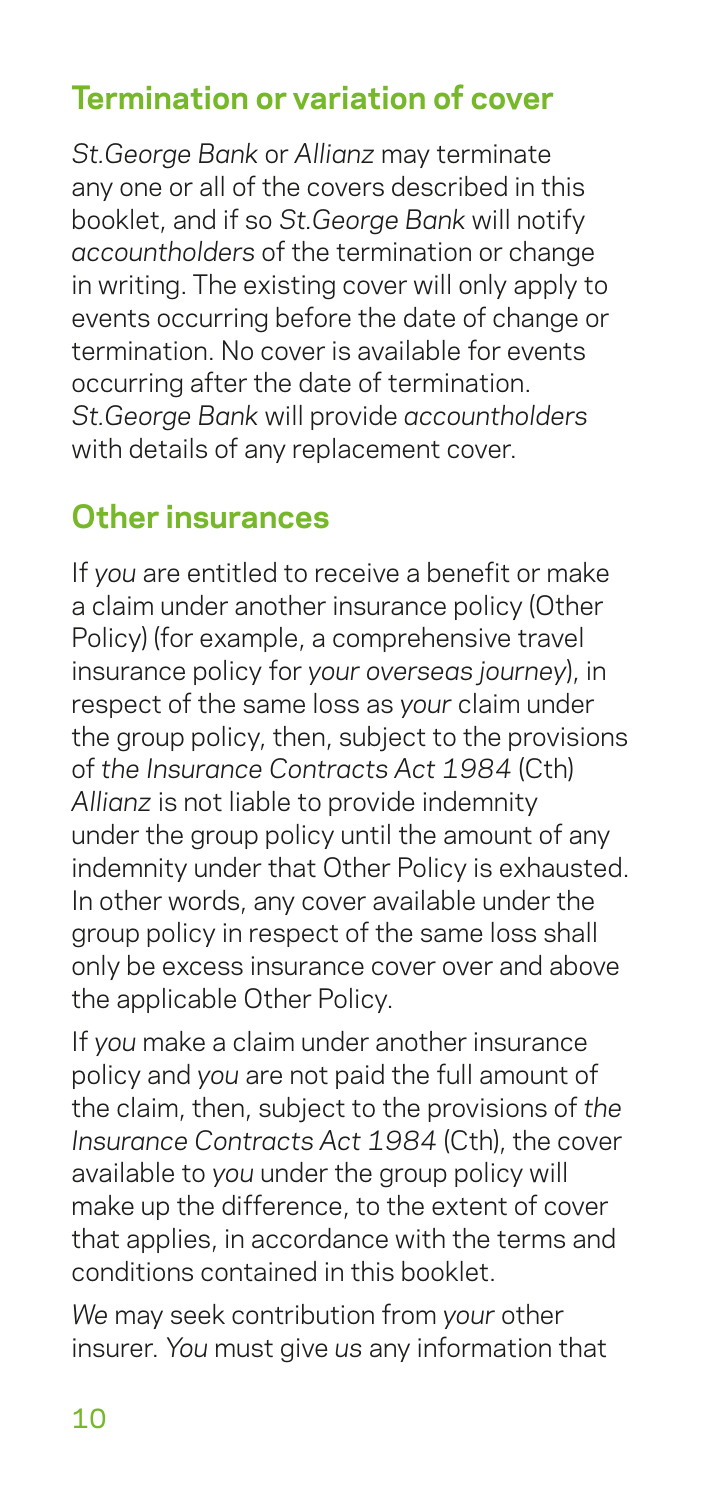## Termination or variation of cover

*St.George Bank* or *Allianz* may terminate any one or all of the covers described in this booklet, and if so *St.George Bank* will notify *accountholders* of the termination or change in writing. The existing cover will only apply to events occurring before the date of change or termination. No cover is available for events occurring after the date of termination. *St.George Bank* will provide *accountholders* with details of any replacement cover.

## Other insurances

If *you* are entitled to receive a benefit or make a claim under another insurance policy (Other Policy) (for example, a comprehensive travel insurance policy for *your overseas journey*), in respect of the same loss as *your* claim under the group policy, then, subject to the provisions of *the Insurance Contracts Act 1984* (Cth) *Allianz* is not liable to provide indemnity under the group policy until the amount of any indemnity under that Other Policy is exhausted. In other words, any cover available under the group policy in respect of the same loss shall only be excess insurance cover over and above the applicable Other Policy.

If *you* make a claim under another insurance policy and *you* are not paid the full amount of the claim, then, subject to the provisions of *the Insurance Contracts Act 1984* (Cth), the cover available to *you* under the group policy will make up the difference, to the extent of cover that applies, in accordance with the terms and conditions contained in this booklet.

*We* may seek contribution from *your* other insurer. *You* must give *us* any information that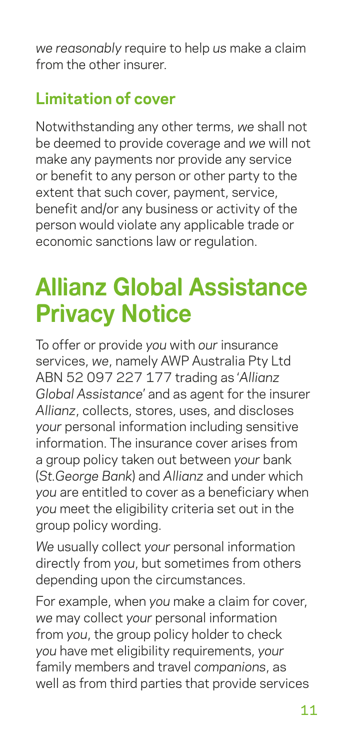*we reasonably* require to help *us* make a claim from the other insurer.

## Limitation of cover

Notwithstanding any other terms, *we* shall not be deemed to provide coverage and *we* will not make any payments nor provide any service or benefit to any person or other party to the extent that such cover, payment, service, benefit and/or any business or activity of the person would violate any applicable trade or economic sanctions law or regulation.

# Allianz Global Assistance Privacy Notice

To offer or provide *you* with *our* insurance services, *we*, namely AWP Australia Pty Ltd ABN 52 097 227 177 trading as '*Allianz Global Assistance*' and as agent for the insurer *Allianz*, collects, stores, uses, and discloses *your* personal information including sensitive information. The insurance cover arises from a group policy taken out between *your* bank (*St.George Bank*) and *Allianz* and under which *you* are entitled to cover as a beneficiary when *you* meet the eligibility criteria set out in the group policy wording.

*We* usually collect *your* personal information directly from *you*, but sometimes from others depending upon the circumstances.

For example, when *you* make a claim for cover, *we* may collect *your* personal information from *you*, the group policy holder to check *you* have met eligibility requirements, *your* family members and travel *companions*, as well as from third parties that provide services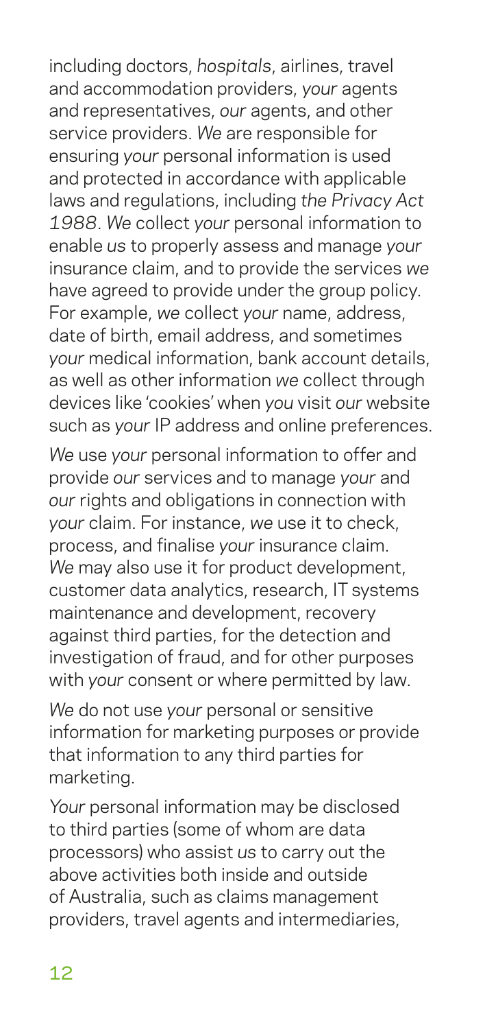including doctors, *hospitals*, airlines, travel and accommodation providers, *your* agents and representatives, *our* agents, and other service providers. *We* are responsible for ensuring *your* personal information is used and protected in accordance with applicable laws and regulations, including *the Privacy Act 1988*. *We* collect *your* personal information to enable *us* to properly assess and manage *your* insurance claim, and to provide the services *we* have agreed to provide under the group policy. For example, *we* collect *your* name, address, date of birth, email address, and sometimes *your* medical information, bank account details, as well as other information *we* collect through devices like 'cookies' when *you* visit *our* website such as *your* IP address and online preferences.

*We* use *your* personal information to offer and provide *our* services and to manage *your* and *our* rights and obligations in connection with *your* claim. For instance, *we* use it to check, process, and finalise *your* insurance claim. *We* may also use it for product development, customer data analytics, research, IT systems maintenance and development, recovery against third parties, for the detection and investigation of fraud, and for other purposes with *your* consent or where permitted by law.

*We* do not use *your* personal or sensitive information for marketing purposes or provide that information to any third parties for marketing.

*Your* personal information may be disclosed to third parties (some of whom are data processors) who assist *us* to carry out the above activities both inside and outside of Australia, such as claims management providers, travel agents and intermediaries,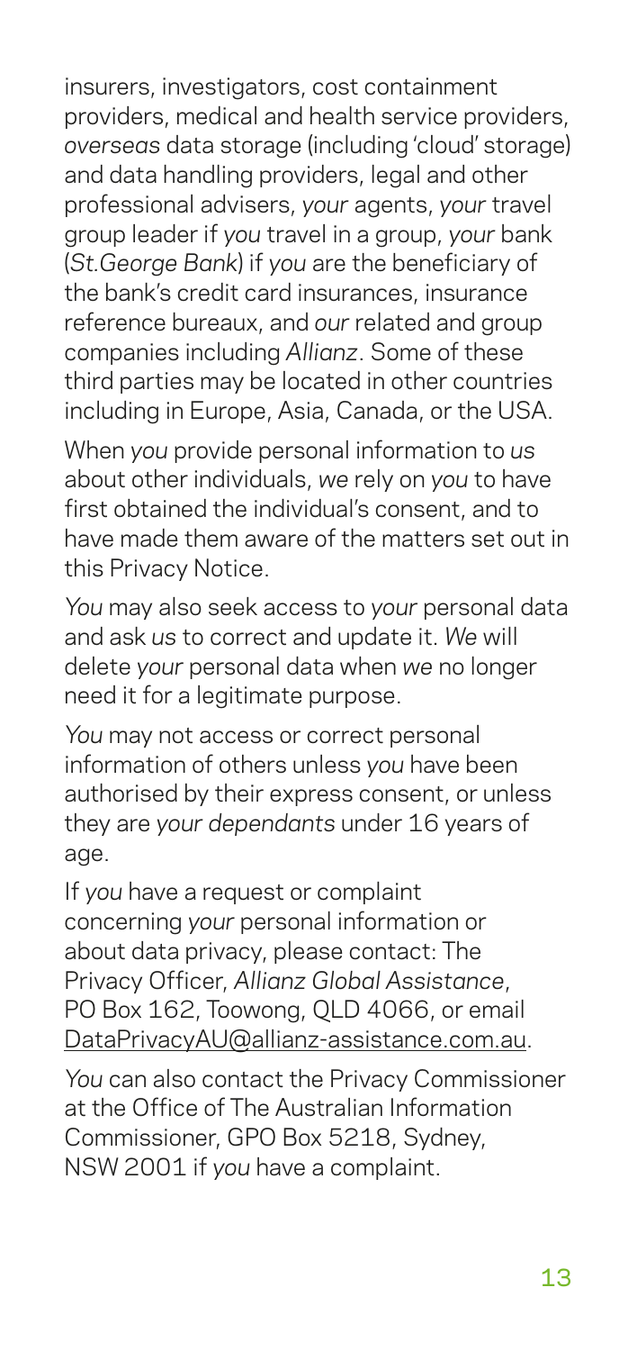insurers, investigators, cost containment providers, medical and health service providers, *overseas* data storage (including 'cloud' storage) and data handling providers, legal and other professional advisers, *your* agents, *your* travel group leader if *you* travel in a group, *your* bank (*St.George Bank*) if *you* are the beneficiary of the bank's credit card insurances, insurance reference bureaux, and *our* related and group companies including *Allianz*. Some of these third parties may be located in other countries including in Europe, Asia, Canada, or the USA.

When *you* provide personal information to *us* about other individuals, *we* rely on *you* to have first obtained the individual's consent, and to have made them aware of the matters set out in this Privacy Notice.

*You* may also seek access to *your* personal data and ask *us* to correct and update it. *We* will delete *your* personal data when *we* no longer need it for a legitimate purpose.

*You* may not access or correct personal information of others unless *you* have been authorised by their express consent, or unless they are *your dependants* under 16 years of age.

If *you* have a request or complaint concerning *your* personal information or about data privacy, please contact: The Privacy Officer, *Allianz Global Assistance*, PO Box 162, Toowong, QLD 4066, or email DataPrivacyAU@allianz-assistance.com.au.

*You* can also contact the Privacy Commissioner at the Office of The Australian Information Commissioner, GPO Box 5218, Sydney, NSW 2001 if *you* have a complaint.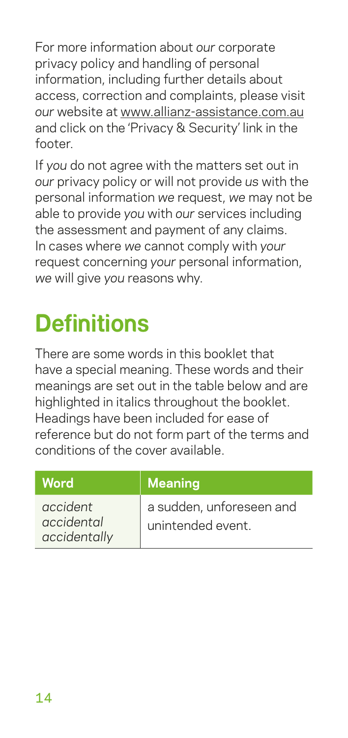For more information about *our* corporate privacy policy and handling of personal information, including further details about access, correction and complaints, please visit *our* website at www.allianz-assistance.com.au and click on the 'Privacy & Security' link in the footer.

If *you* do not agree with the matters set out in *our* privacy policy or will not provide *us* with the personal information *we* request, *we* may not be able to provide *you* with *our* services including the assessment and payment of any claims. In cases where *we* cannot comply with *your* request concerning *your* personal information, *we* will give *you* reasons why.

# Definitions

There are some words in this booklet that have a special meaning. These words and their meanings are set out in the table below and are highlighted in italics throughout the booklet. Headings have been included for ease of reference but do not form part of the terms and conditions of the cover available.

| Word | Meaning |
| --- | --- |
| *accident* *accidental* *accidentally* | a sudden, unforeseen and unintended event. |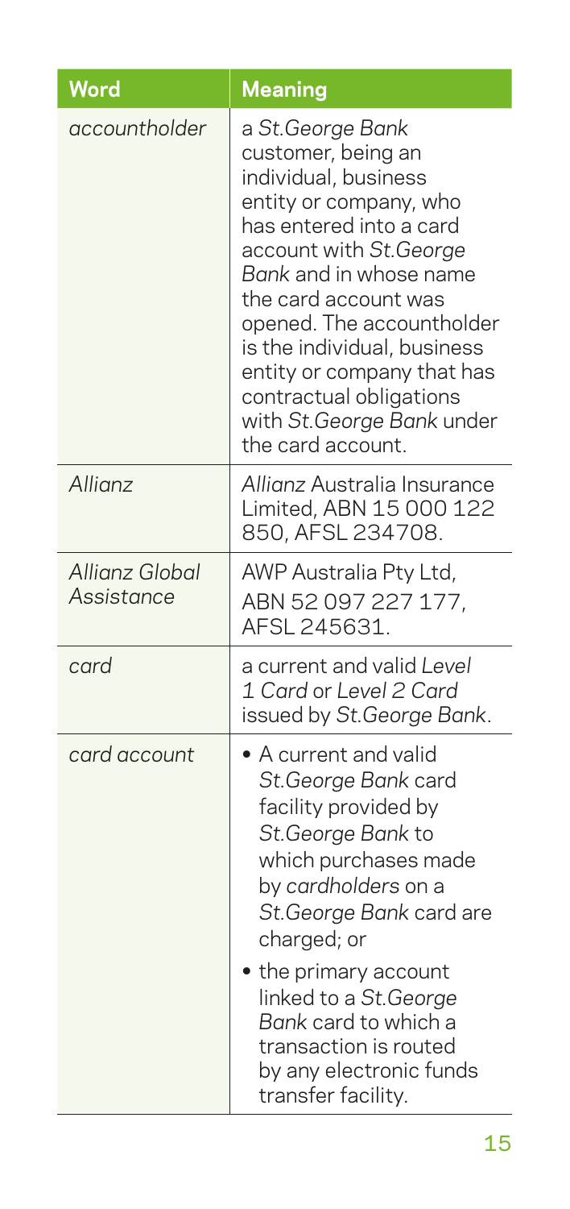| Word | Meaning |
| --- | --- |
| *accountholder* | a *St.George Bank* customer, being an individual, business entity or company, who has entered into a card account with *St.George Bank* and in whose name the card account was opened. The accountholder is the individual, business entity or company that has contractual obligations with *St.George Bank* under the card account. |
| *Allianz* | *Allianz* Australia Insurance Limited, ABN 15 000 122 850, AFSL 234708. |
| *Allianz Global Assistance* | AWP Australia Pty Ltd, ABN 52 097 227 177, AFSL 245631. |
| *card* | a current and valid *Level 1 Card* or *Level 2 Card* issued by *St.George Bank*. |
| *card account* | • A current and valid *St.George Bank* card facility provided by *St.George Bank* to which purchases made by *cardholders* on a *St.George Bank* card are charged; or<br>• the primary account linked to a *St.George Bank* card to which a transaction is routed by any electronic funds transfer facility. |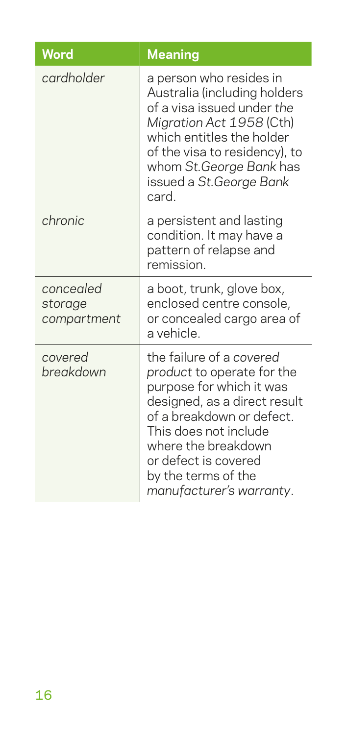| Word | Meaning |
| --- | --- |
| *cardholder* | a person who resides in Australia (including holders of a visa issued under *the Migration Act 1958* (Cth) which entitles the holder of the visa to residency), to whom *St.George Bank* has issued a *St.George Bank* card. |
| *chronic* | a persistent and lasting condition. It may have a pattern of relapse and remission. |
| *concealed storage compartment* | a boot, trunk, glove box, enclosed centre console, or concealed cargo area of a vehicle. |
| *covered breakdown* | the failure of a *covered product* to operate for the purpose for which it was designed, as a direct result of a breakdown or defect. This does not include where the breakdown or defect is covered by the terms of the *manufacturer's warranty*. |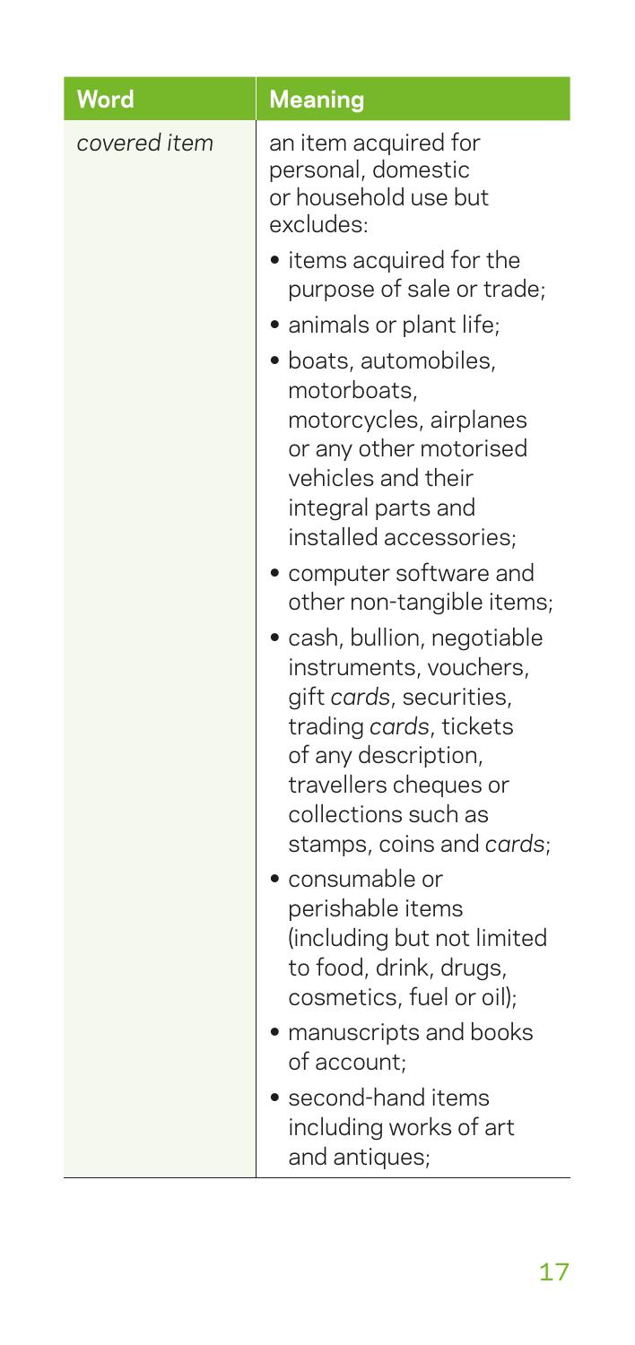| Word | Meaning |
|---|---|
| *covered item* | an item acquired for personal, domestic or household use but excludes:<br>• items acquired for the purpose of sale or trade;<br>• animals or plant life;<br>• boats, automobiles, motorboats, motorcycles, airplanes or any other motorised vehicles and their integral parts and installed accessories;<br>• computer software and other non-tangible items;<br>• cash, bullion, negotiable instruments, vouchers, gift *cards*, securities, trading *cards*, tickets of any description, travellers cheques or collections such as stamps, coins and *cards*;<br>• consumable or perishable items (including but not limited to food, drink, drugs, cosmetics, fuel or oil);<br>• manuscripts and books of account;<br>• second-hand items including works of art and antiques; |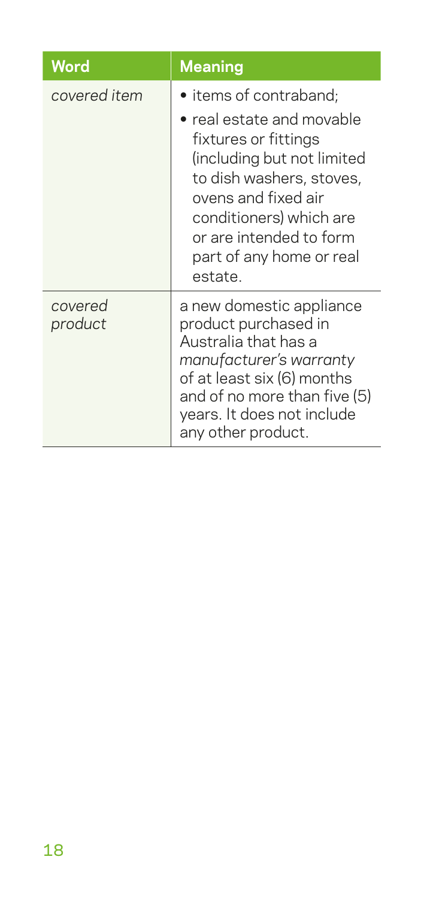| Word | Meaning |
| --- | --- |
| *covered item* | • items of contraband;<br>• real estate and movable fixtures or fittings (including but not limited to dish washers, stoves, ovens and fixed air conditioners) which are or are intended to form part of any home or real estate. |
| *covered product* | a new domestic appliance product purchased in Australia that has a *manufacturer's warranty* of at least six (6) months and of no more than five (5) years. It does not include any other product. |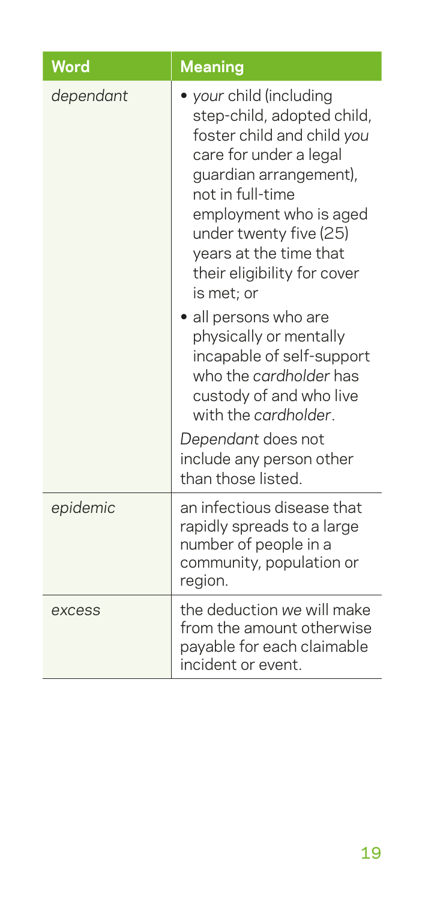| Word | Meaning |
| --- | --- |
| *dependant* | • *your* child (including step-child, adopted child, foster child and child *you* care for under a legal guardian arrangement), not in full-time employment who is aged under twenty five (25) years at the time that their eligibility for cover is met; or<br>• all persons who are physically or mentally incapable of self-support who the *cardholder* has custody of and who live with the *cardholder*.<br>*Dependant* does not include any person other than those listed. |
| *epidemic* | an infectious disease that rapidly spreads to a large number of people in a community, population or region. |
| *excess* | the deduction *we* will make from the amount otherwise payable for each claimable incident or event. |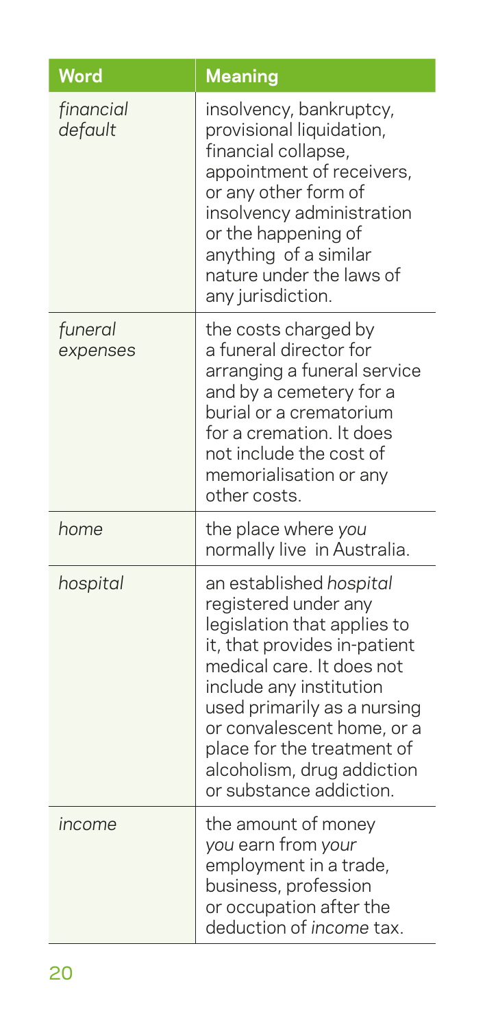| Word | Meaning |
| --- | --- |
| *financial default* | insolvency, bankruptcy, provisional liquidation, financial collapse, appointment of receivers, or any other form of insolvency administration or the happening of anything of a similar nature under the laws of any jurisdiction. |
| *funeral expenses* | the costs charged by a funeral director for arranging a funeral service and by a cemetery for a burial or a crematorium for a cremation. It does not include the cost of memorialisation or any other costs. |
| *home* | the place where *you* normally live in Australia. |
| *hospital* | an established *hospital* registered under any legislation that applies to it, that provides in-patient medical care. It does not include any institution used primarily as a nursing or convalescent home, or a place for the treatment of alcoholism, drug addiction or substance addiction. |
| *income* | the amount of money *you* earn from *your* employment in a trade, business, profession or occupation after the deduction of *income* tax. |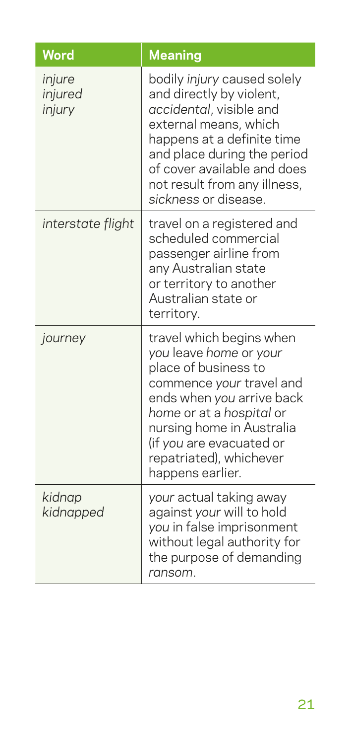| Word | Meaning |
|---|---|
| *injure*<br>*injured*<br>*injury* | bodily *injury* caused solely and directly by violent, *accidental*, visible and external means, which happens at a definite time and place during the period of cover available and does not result from any illness, *sickness* or disease. |
| *interstate flight* | travel on a registered and scheduled commercial passenger airline from any Australian state or territory to another Australian state or territory. |
| *journey* | travel which begins when *you* leave *home* or *your* place of business to commence *your* travel and ends when *you* arrive back *home* or at a *hospital* or nursing home in Australia (if *you* are evacuated or repatriated), whichever happens earlier. |
| *kidnap*<br>*kidnapped* | *your* actual taking away against *your* will to hold *you* in false imprisonment without legal authority for the purpose of demanding *ransom*. |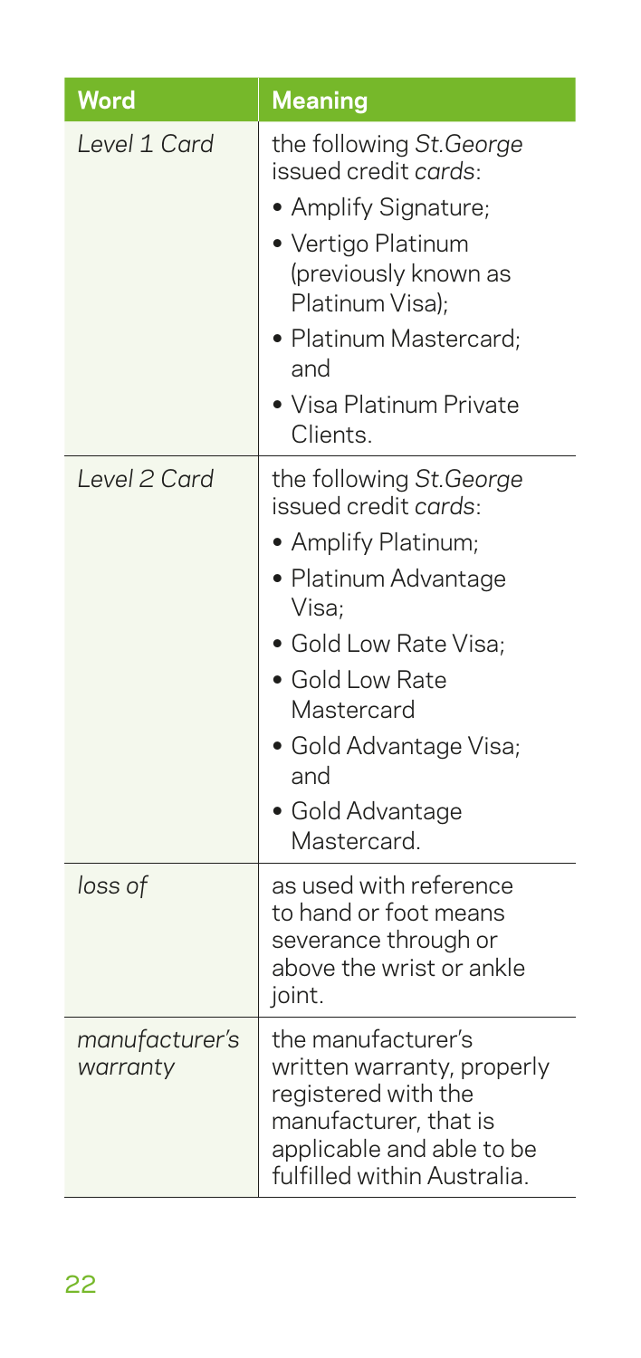| Word | Meaning |
|---|---|
| *Level 1 Card* | the following *St.George* issued credit *cards*:<br>• Amplify Signature;<br>• Vertigo Platinum (previously known as Platinum Visa);<br>• Platinum Mastercard; and<br>• Visa Platinum Private Clients. |
| *Level 2 Card* | the following *St.George* issued credit *cards*:<br>• Amplify Platinum;<br>• Platinum Advantage Visa;<br>• Gold Low Rate Visa;<br>• Gold Low Rate Mastercard<br>• Gold Advantage Visa; and<br>• Gold Advantage Mastercard. |
| *loss of* | as used with reference to hand or foot means severance through or above the wrist or ankle joint. |
| *manufacturer's warranty* | the manufacturer's written warranty, properly registered with the manufacturer, that is applicable and able to be fulfilled within Australia. |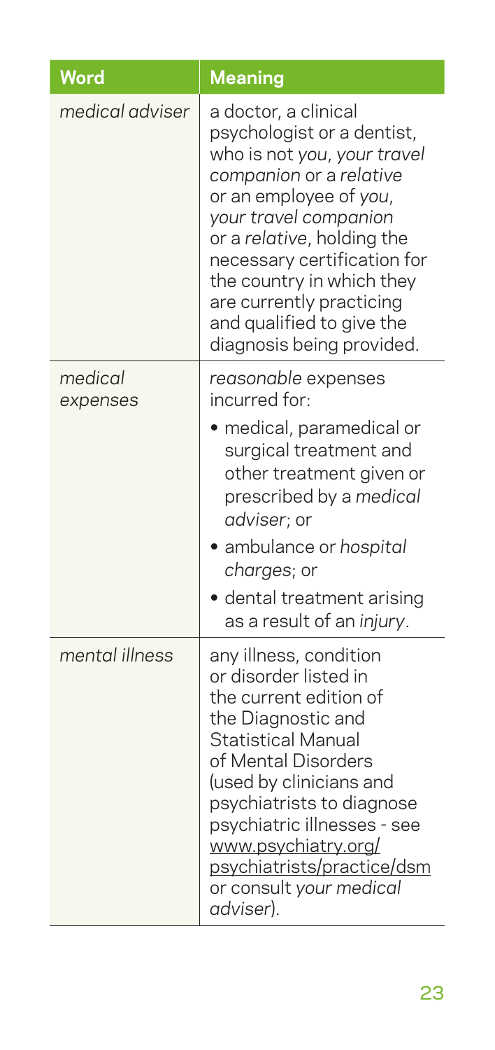| Word | Meaning |
|---|---|
| *medical adviser* | a doctor, a clinical psychologist or a dentist, who is not *you*, *your travel companion* or a *relative* or an employee of *you*, *your travel companion* or a *relative*, holding the necessary certification for the country in which they are currently practicing and qualified to give the diagnosis being provided. |
| *medical expenses* | *reasonable* expenses incurred for: <br>• medical, paramedical or surgical treatment and other treatment given or prescribed by a *medical adviser*; or <br>• ambulance or *hospital charges*; or <br>• dental treatment arising as a result of an *injury*. |
| *mental illness* | any illness, condition or disorder listed in the current edition of the Diagnostic and Statistical Manual of Mental Disorders (used by clinicians and psychiatrists to diagnose psychiatric illnesses - see www.psychiatry.org/psychiatrists/practice/dsm or consult *your medical adviser*). |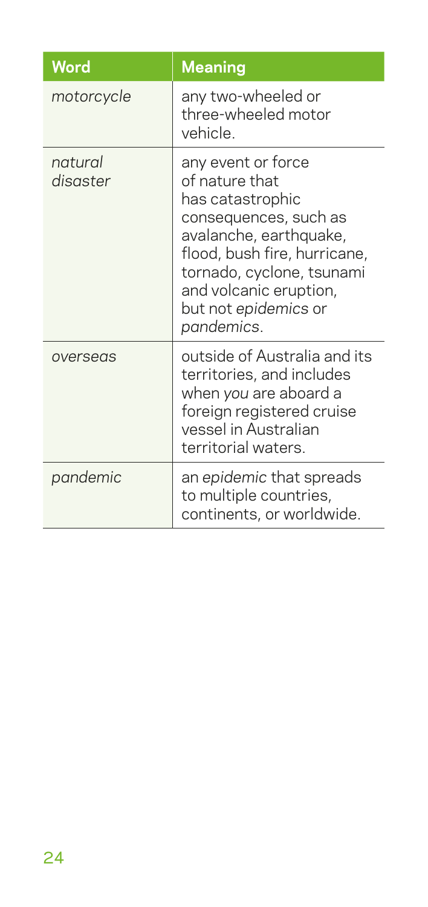| Word | Meaning |
|---|---|
| *motorcycle* | any two-wheeled or three-wheeled motor vehicle. |
| *natural disaster* | any event or force of nature that has catastrophic consequences, such as avalanche, earthquake, flood, bush fire, hurricane, tornado, cyclone, tsunami and volcanic eruption, but not *epidemics* or *pandemics*. |
| *overseas* | outside of Australia and its territories, and includes when *you* are aboard a foreign registered cruise vessel in Australian territorial waters. |
| *pandemic* | an *epidemic* that spreads to multiple countries, continents, or worldwide. |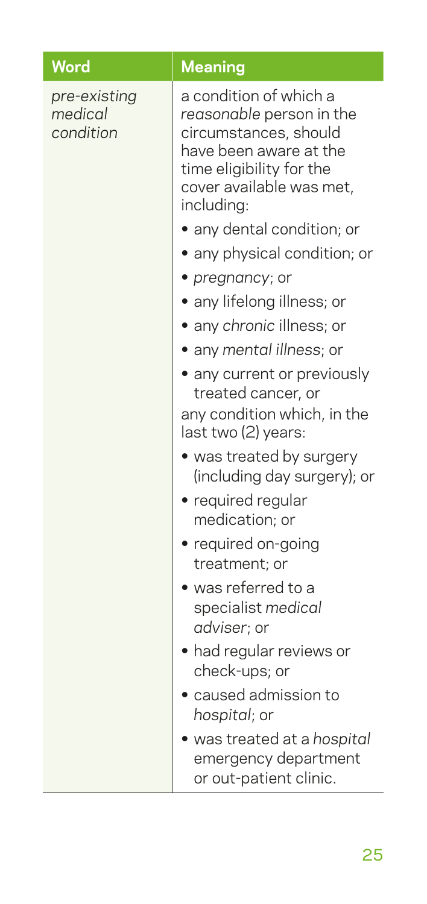| Word | Meaning |
| --- | --- |
| *pre-existing medical condition* | a condition of which a *reasonable* person in the circumstances, should have been aware at the time eligibility for the cover available was met, including:<br>• any dental condition; or<br>• any physical condition; or<br>• *pregnancy*; or<br>• any lifelong illness; or<br>• any *chronic* illness; or<br>• any *mental illness*; or<br>• any current or previously treated cancer, or<br>any condition which, in the last two (2) years:<br>• was treated by surgery (including day surgery); or<br>• required regular medication; or<br>• required on-going treatment; or<br>• was referred to a specialist *medical adviser*; or<br>• had regular reviews or check-ups; or<br>• caused admission to *hospital*; or<br>• was treated at a *hospital* emergency department or out-patient clinic. |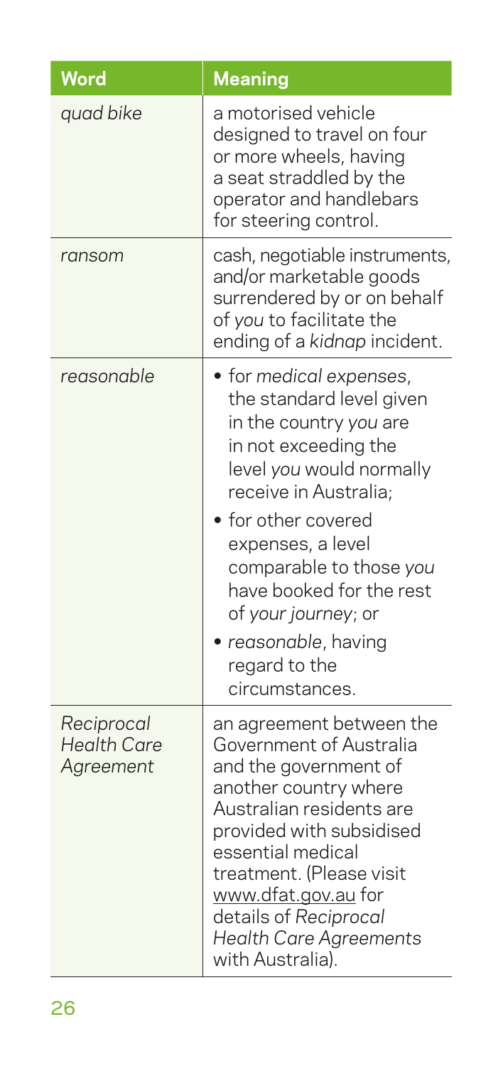| Word | Meaning |
| --- | --- |
| *quad bike* | a motorised vehicle designed to travel on four or more wheels, having a seat straddled by the operator and handlebars for steering control. |
| *ransom* | cash, negotiable instruments, and/or marketable goods surrendered by or on behalf of *you* to facilitate the ending of a *kidnap* incident. |
| *reasonable* | • for *medical expenses*, the standard level given in the country *you* are in not exceeding the level *you* would normally receive in Australia;<br>• for other covered expenses, a level comparable to those *you* have booked for the rest of *your journey*; or<br>• *reasonable*, having regard to the circumstances. |
| *Reciprocal Health Care Agreement* | an agreement between the Government of Australia and the government of another country where Australian residents are provided with subsidised essential medical treatment. (Please visit www.dfat.gov.au for details of *Reciprocal Health Care Agreements* with Australia). |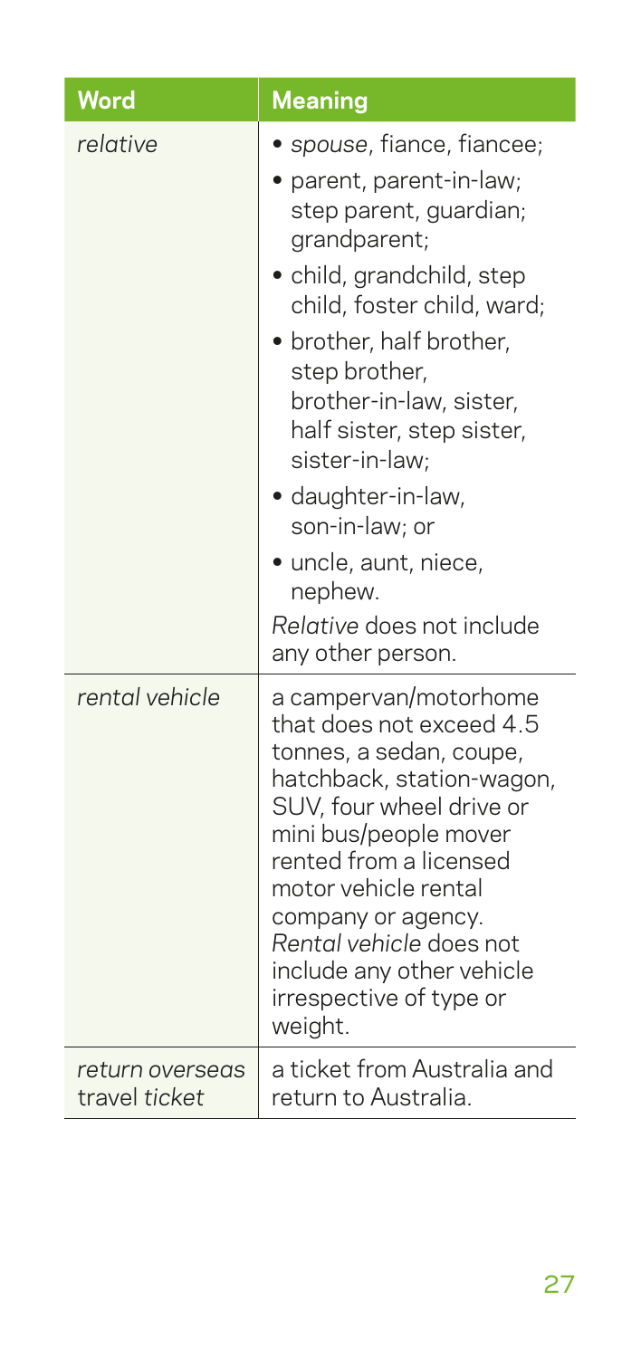| Word | Meaning |
|---|---|
| *relative* | • *spouse*, fiance, fiancee;<br>• parent, parent-in-law; step parent, guardian; grandparent;<br>• child, grandchild, step child, foster child, ward;<br>• brother, half brother, step brother, brother-in-law, sister, half sister, step sister, sister-in-law;<br>• daughter-in-law, son-in-law; or<br>• uncle, aunt, niece, nephew.<br>*Relative* does not include any other person. |
| *rental vehicle* | a campervan/motorhome that does not exceed 4.5 tonnes, a sedan, coupe, hatchback, station-wagon, SUV, four wheel drive or mini bus/people mover rented from a licensed motor vehicle rental company or agency. *Rental vehicle* does not include any other vehicle irrespective of type or weight. |
| *return overseas travel ticket* | a ticket from Australia and return to Australia. |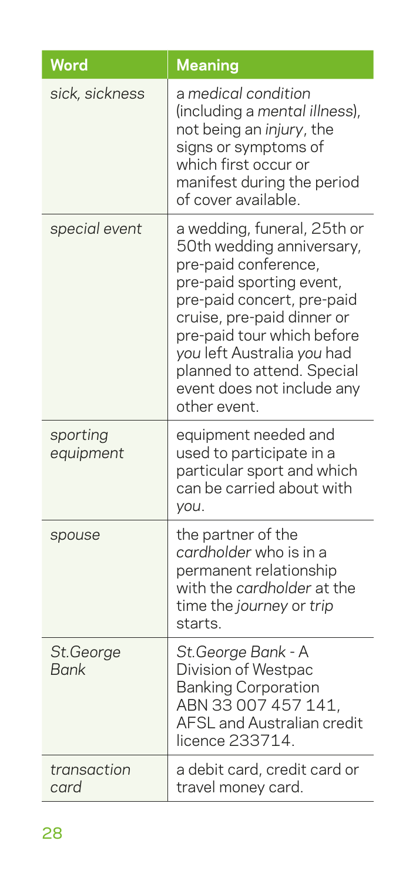| Word | Meaning |
| --- | --- |
| *sick, sickness* | a *medical condition* (including a *mental illness*), not being an *injury*, the signs or symptoms of which first occur or manifest during the period of cover available. |
| *special event* | a wedding, funeral, 25th or 50th wedding anniversary, pre-paid conference, pre-paid sporting event, pre-paid concert, pre-paid cruise, pre-paid dinner or pre-paid tour which before *you* left Australia *you* had planned to attend. Special event does not include any other event. |
| *sporting equipment* | equipment needed and used to participate in a particular sport and which can be carried about with *you*. |
| *spouse* | the partner of the *cardholder* who is in a permanent relationship with the *cardholder* at the time the *journey* or *trip* starts. |
| *St.George Bank* | *St.George Bank* - A Division of Westpac Banking Corporation ABN 33 007 457 141, AFSL and Australian credit licence 233714. |
| *transaction card* | a debit card, credit card or travel money card. |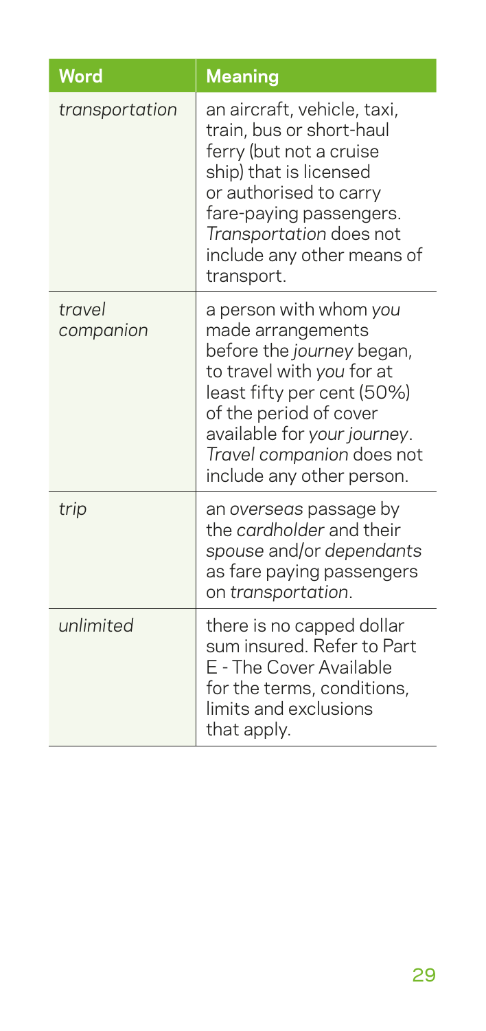| Word | Meaning |
|---|---|
| *transportation* | an aircraft, vehicle, taxi, train, bus or short-haul ferry (but not a cruise ship) that is licensed or authorised to carry fare-paying passengers. *Transportation* does not include any other means of transport. |
| *travel companion* | a person with whom *you* made arrangements before the *journey* began, to travel with *you* for at least fifty per cent (50%) of the period of cover available for *your journey*. *Travel companion* does not include any other person. |
| *trip* | an *overseas* passage by the *cardholder* and their *spouse* and/or *dependants* as fare paying passengers on *transportation*. |
| *unlimited* | there is no capped dollar sum insured. Refer to Part E - The Cover Available for the terms, conditions, limits and exclusions that apply. |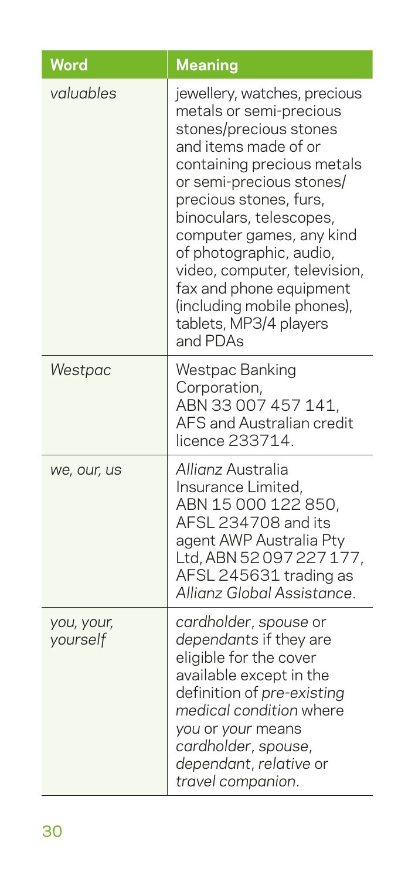| Word | Meaning |
| --- | --- |
| *valuables* | jewellery, watches, precious metals or semi-precious stones/precious stones and items made of or containing precious metals or semi-precious stones/precious stones, furs, binoculars, telescopes, computer games, any kind of photographic, audio, video, computer, television, fax and phone equipment (including mobile phones), tablets, MP3/4 players and PDAs |
| *Westpac* | Westpac Banking Corporation, ABN 33 007 457 141, AFS and Australian credit licence 233714. |
| *we, our, us* | *Allianz* Australia Insurance Limited, ABN 15 000 122 850, AFSL 234708 and its agent AWP Australia Pty Ltd, ABN 52 097 227 177, AFSL 245631 trading as *Allianz Global Assistance*. |
| *you, your, yourself* | *cardholder*, *spouse* or *dependants* if they are eligible for the cover available except in the definition of *pre-existing medical condition* where *you* or *your* means *cardholder*, *spouse*, *dependant*, *relative* or *travel companion*. |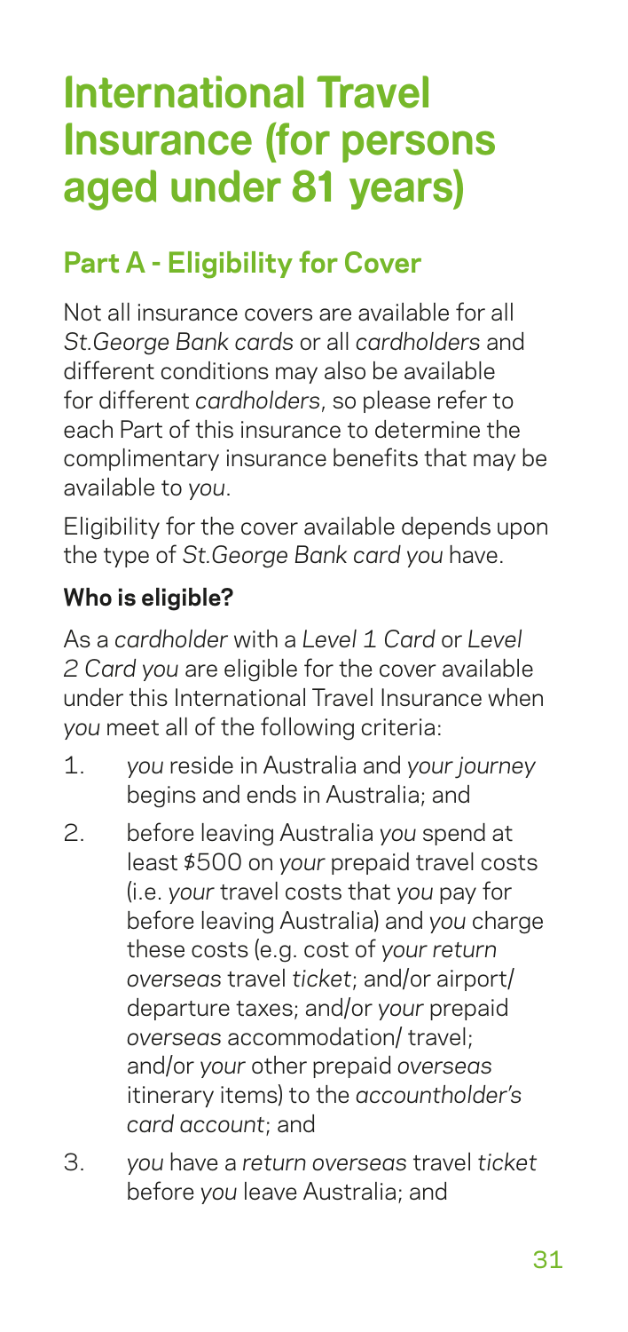# International Travel Insurance (for persons aged under 81 years)

## Part A - Eligibility for Cover

Not all insurance covers are available for all *St.George Bank cards* or all *cardholders* and different conditions may also be available for different *cardholders*, so please refer to each Part of this insurance to determine the complimentary insurance benefits that may be available to *you*.

Eligibility for the cover available depends upon the type of *St.George Bank card you* have.

### Who is eligible?

As a *cardholder* with a *Level 1 Card* or *Level 2 Card you* are eligible for the cover available under this International Travel Insurance when *you* meet all of the following criteria:

1. *you* reside in Australia and *your journey* begins and ends in Australia; and
2. before leaving Australia *you* spend at least $500 on *your* prepaid travel costs (i.e. *your* travel costs that *you* pay for before leaving Australia) and *you* charge these costs (e.g. cost of *your return overseas* travel *ticket*; and/or airport/ departure taxes; and/or *your* prepaid *overseas* accommodation/ travel; and/or *your* other prepaid *overseas* itinerary items) to the *accountholder's card account*; and
3. *you* have a *return overseas* travel *ticket* before *you* leave Australia; and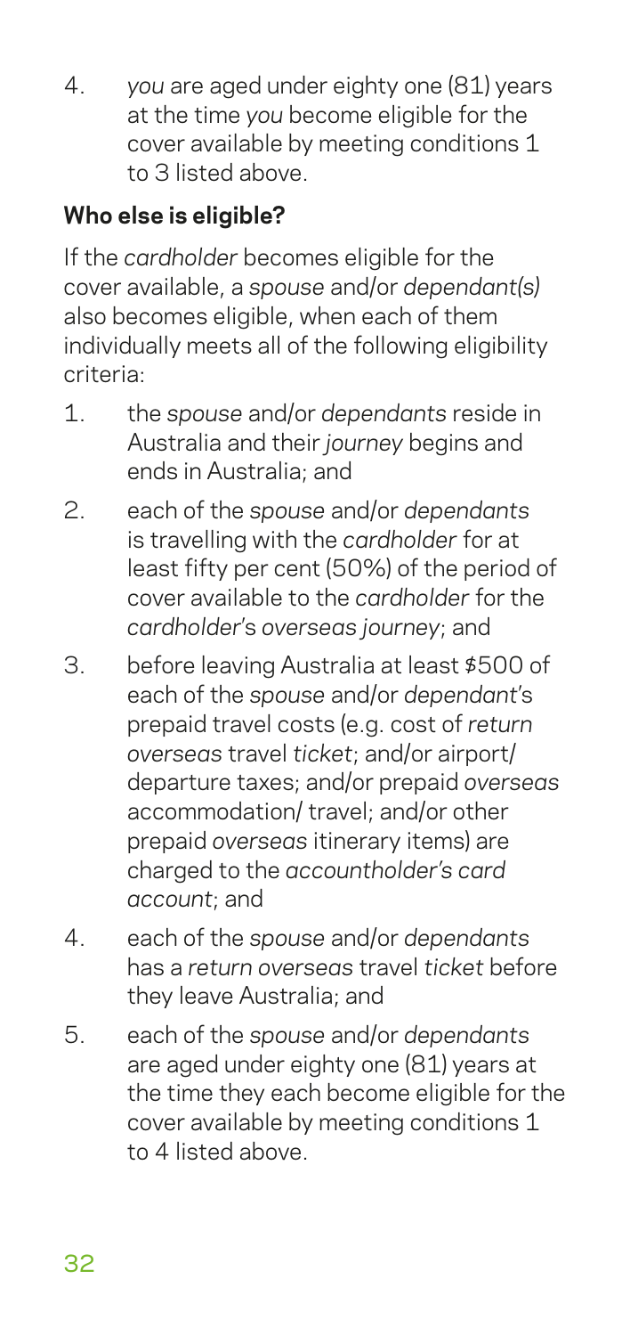4. *you* are aged under eighty one (81) years at the time *you* become eligible for the cover available by meeting conditions 1 to 3 listed above.

**Who else is eligible?**

If the *cardholder* becomes eligible for the cover available, a *spouse* and/or *dependant(s)* also becomes eligible, when each of them individually meets all of the following eligibility criteria:

1. the *spouse* and/or *dependants* reside in Australia and their *journey* begins and ends in Australia; and
2. each of the *spouse* and/or *dependants* is travelling with the *cardholder* for at least fifty per cent (50%) of the period of cover available to the *cardholder* for the *cardholder's overseas journey*; and
3. before leaving Australia at least $500 of each of the *spouse* and/or *dependant's* prepaid travel costs (e.g. cost of *return overseas* travel *ticket*; and/or airport/ departure taxes; and/or prepaid *overseas* accommodation/ travel; and/or other prepaid *overseas* itinerary items) are charged to the *accountholder's card account*; and
4. each of the *spouse* and/or *dependants* has a *return overseas* travel *ticket* before they leave Australia; and
5. each of the *spouse* and/or *dependants* are aged under eighty one (81) years at the time they each become eligible for the cover available by meeting conditions 1 to 4 listed above.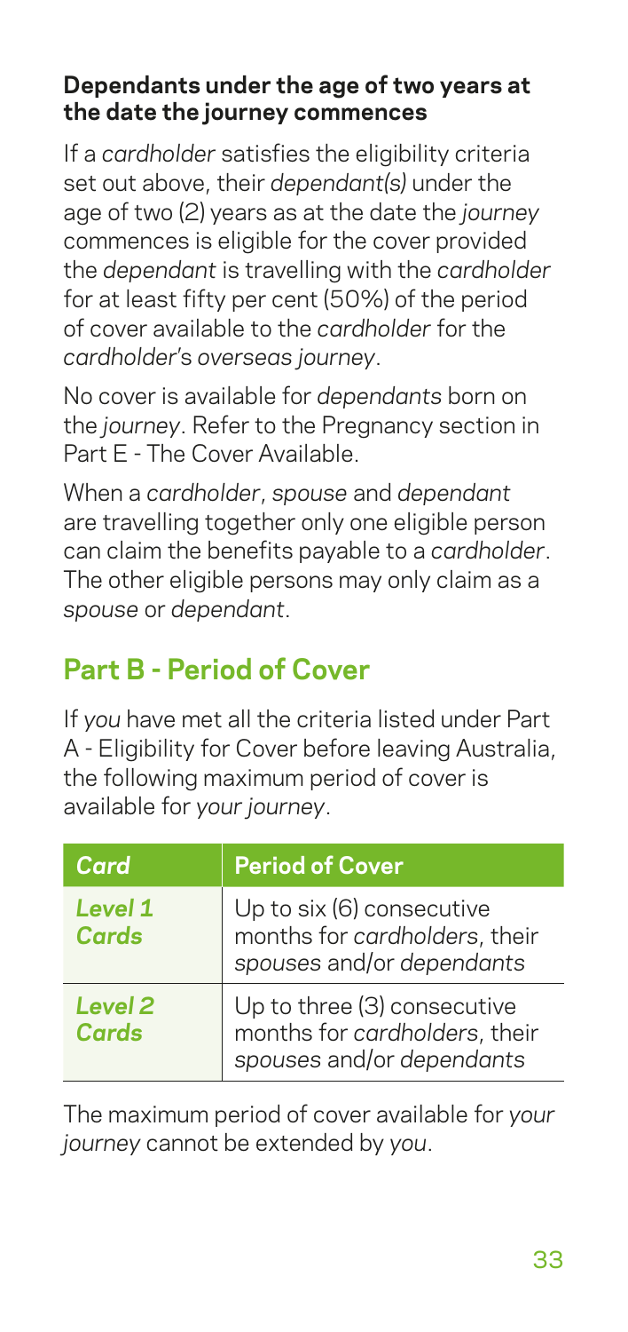### Dependants under the age of two years at the date the journey commences

If a *cardholder* satisfies the eligibility criteria set out above, their *dependant(s)* under the age of two (2) years as at the date the *journey* commences is eligible for the cover provided the *dependant* is travelling with the *cardholder* for at least fifty per cent (50%) of the period of cover available to the *cardholder* for the *cardholder's overseas journey*.

No cover is available for *dependants* born on the *journey*. Refer to the Pregnancy section in Part E - The Cover Available.

When a *cardholder*, *spouse* and *dependant* are travelling together only one eligible person can claim the benefits payable to a *cardholder*. The other eligible persons may only claim as a *spouse* or *dependant*.

## Part B - Period of Cover

If *you* have met all the criteria listed under Part A - Eligibility for Cover before leaving Australia, the following maximum period of cover is available for *your journey*.

| *Card* | Period of Cover |
|---|---|
| *Level 1 Cards* | Up to six (6) consecutive months for *cardholders*, their *spouses* and/or *dependants* |
| *Level 2 Cards* | Up to three (3) consecutive months for *cardholders*, their *spouses* and/or *dependants* |

The maximum period of cover available for *your journey* cannot be extended by *you*.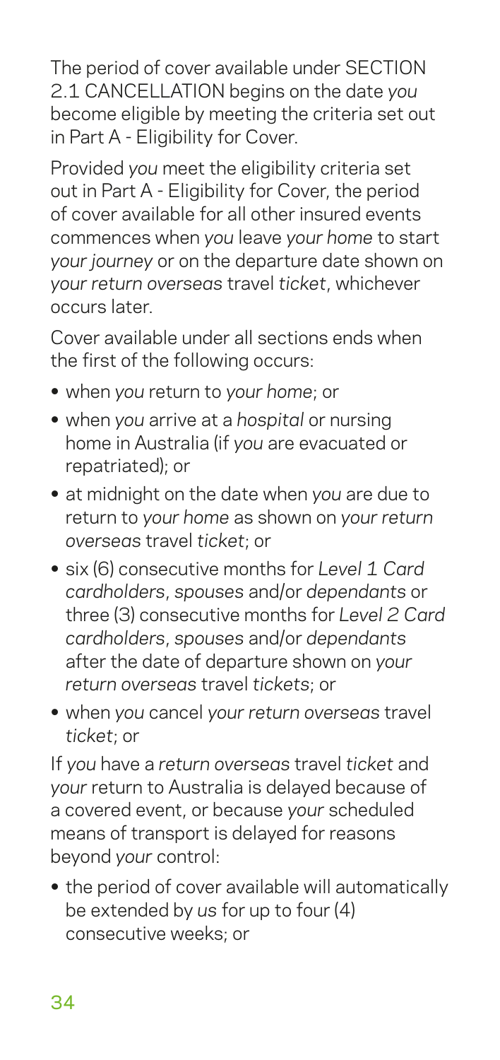The period of cover available under SECTION 2.1 CANCELLATION begins on the date *you* become eligible by meeting the criteria set out in Part A - Eligibility for Cover.

Provided *you* meet the eligibility criteria set out in Part A - Eligibility for Cover, the period of cover available for all other insured events commences when *you* leave *your home* to start *your journey* or on the departure date shown on *your return overseas* travel *ticket*, whichever occurs later.

Cover available under all sections ends when the first of the following occurs:

- when *you* return to *your home*; or
- when *you* arrive at a *hospital* or nursing home in Australia (if *you* are evacuated or repatriated); or
- at midnight on the date when *you* are due to return to *your home* as shown on *your return overseas* travel *ticket*; or
- six (6) consecutive months for *Level 1 Card cardholders*, *spouses* and/or *dependants* or three (3) consecutive months for *Level 2 Card cardholders*, *spouses* and/or *dependants* after the date of departure shown on *your return overseas* travel *tickets*; or
- when *you* cancel *your return overseas* travel *ticket*; or

If *you* have a *return overseas* travel *ticket* and *your* return to Australia is delayed because of a covered event, or because *your* scheduled means of transport is delayed for reasons beyond *your* control:

- the period of cover available will automatically be extended by *us* for up to four (4) consecutive weeks; or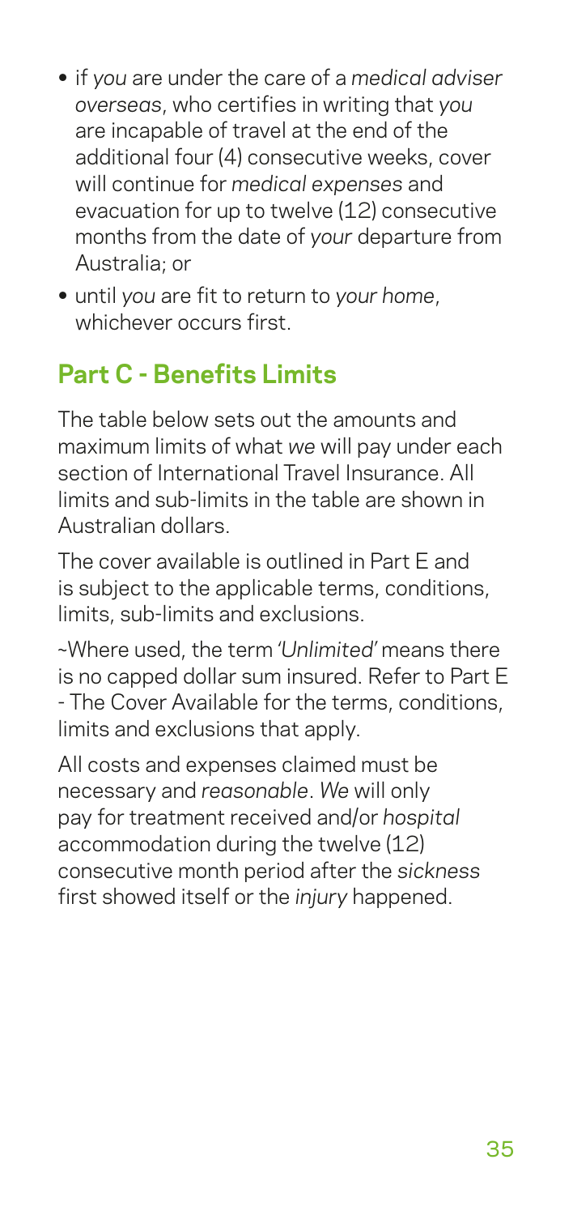- if *you* are under the care of a *medical adviser overseas*, who certifies in writing that *you* are incapable of travel at the end of the additional four (4) consecutive weeks, cover will continue for *medical expenses* and evacuation for up to twelve (12) consecutive months from the date of *your* departure from Australia; or
- until *you* are fit to return to *your home*, whichever occurs first.

## Part C - Benefits Limits

The table below sets out the amounts and maximum limits of what *we* will pay under each section of International Travel Insurance. All limits and sub-limits in the table are shown in Australian dollars.

The cover available is outlined in Part E and is subject to the applicable terms, conditions, limits, sub-limits and exclusions.

~Where used, the term '*Unlimited*' means there is no capped dollar sum insured. Refer to Part E - The Cover Available for the terms, conditions, limits and exclusions that apply.

All costs and expenses claimed must be necessary and *reasonable*. *We* will only pay for treatment received and/or *hospital* accommodation during the twelve (12) consecutive month period after the *sickness* first showed itself or the *injury* happened.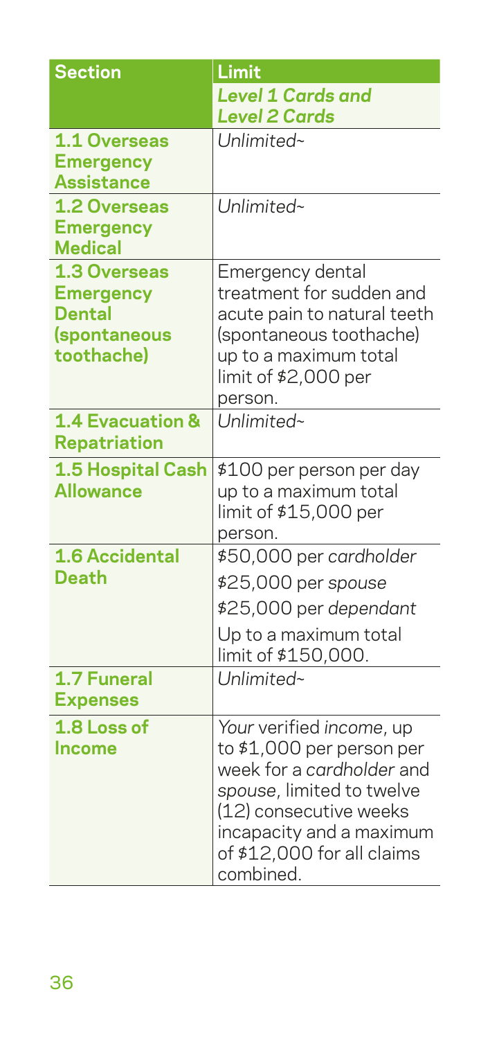| Section | Limit |
|---|---|
| | ***Level 1 Cards and Level 2 Cards*** |
| **1.1 Overseas Emergency Assistance** | *Unlimited~* |
| **1.2 Overseas Emergency Medical** | *Unlimited~* |
| **1.3 Overseas Emergency Dental (spontaneous toothache)** | Emergency dental treatment for sudden and acute pain to natural teeth (spontaneous toothache) up to a maximum total limit of $2,000 per person. |
| **1.4 Evacuation & Repatriation** | *Unlimited~* |
| **1.5 Hospital Cash Allowance** | $100 per person per day up to a maximum total limit of $15,000 per person. |
| **1.6 Accidental Death** | $50,000 per *cardholder*<br>$25,000 per *spouse*<br>$25,000 per *dependant*<br>Up to a maximum total limit of $150,000. |
| **1.7 Funeral Expenses** | *Unlimited~* |
| **1.8 Loss of Income** | *Your* verified *income*, up to $1,000 per person per week for a *cardholder* and *spouse*, limited to twelve (12) consecutive weeks incapacity and a maximum of $12,000 for all claims combined. |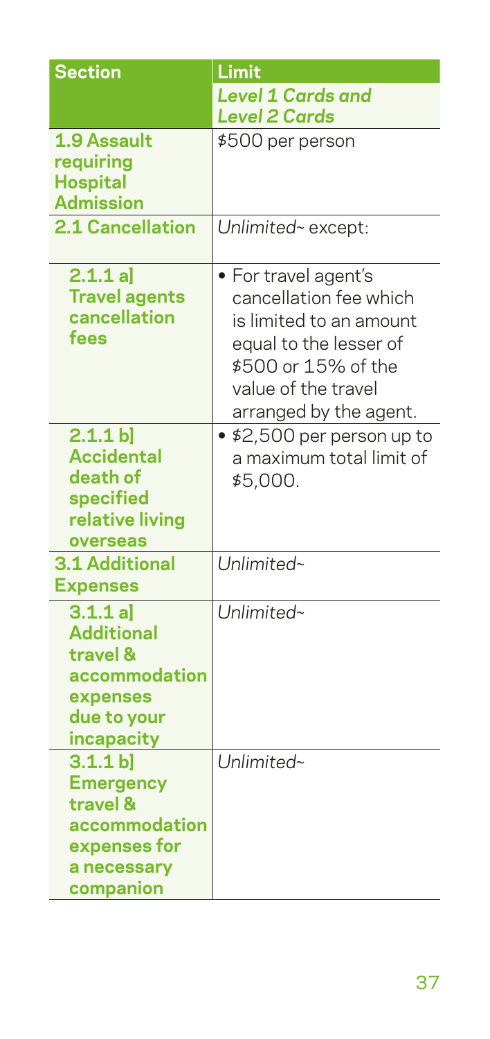| Section | Limit |
|---|---|
| | ***Level 1 Cards and Level 2 Cards*** |
| **1.9 Assault requiring Hospital Admission** | $500 per person |
| **2.1 Cancellation** | *Unlimited~* except: |
| **2.1.1 a] Travel agents cancellation fees** | • For travel agent's cancellation fee which is limited to an amount equal to the lesser of $500 or 15% of the value of the travel arranged by the agent. |
| **2.1.1 b] Accidental death of specified relative living overseas** | • $2,500 per person up to a maximum total limit of $5,000. |
| **3.1 Additional Expenses** | *Unlimited~* |
| **3.1.1 a] Additional travel & accommodation expenses due to your incapacity** | *Unlimited~* |
| **3.1.1 b] Emergency travel & accommodation expenses for a necessary companion** | *Unlimited~* |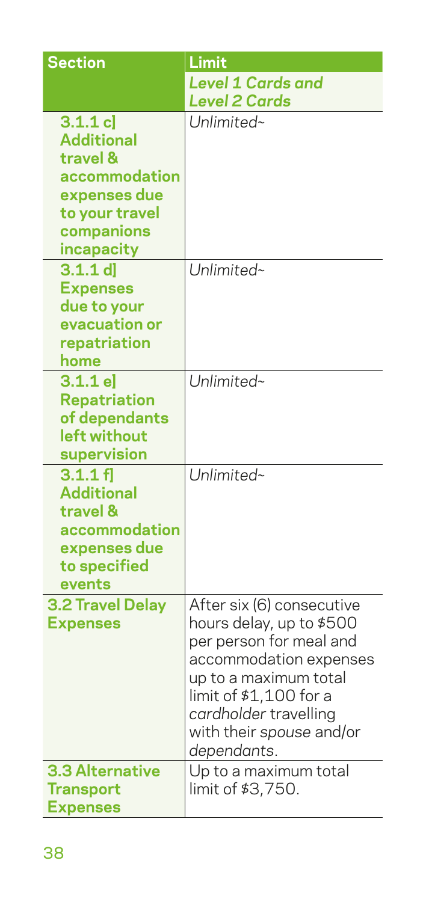| Section | Limit |
|---|---|
| | *Level 1 Cards and Level 2 Cards* |
| **3.1.1 c] Additional travel & accommodation expenses due to your travel companions incapacity** | *Unlimited~* |
| **3.1.1 d] Expenses due to your evacuation or repatriation home** | *Unlimited~* |
| **3.1.1 e] Repatriation of dependants left without supervision** | *Unlimited~* |
| **3.1.1 f] Additional travel & accommodation expenses due to specified events** | *Unlimited~* |
| **3.2 Travel Delay Expenses** | After six (6) consecutive hours delay, up to $500 per person for meal and accommodation expenses up to a maximum total limit of $1,100 for a *cardholder* travelling with their *spouse* and/or *dependants*. |
| **3.3 Alternative Transport Expenses** | Up to a maximum total limit of $3,750. |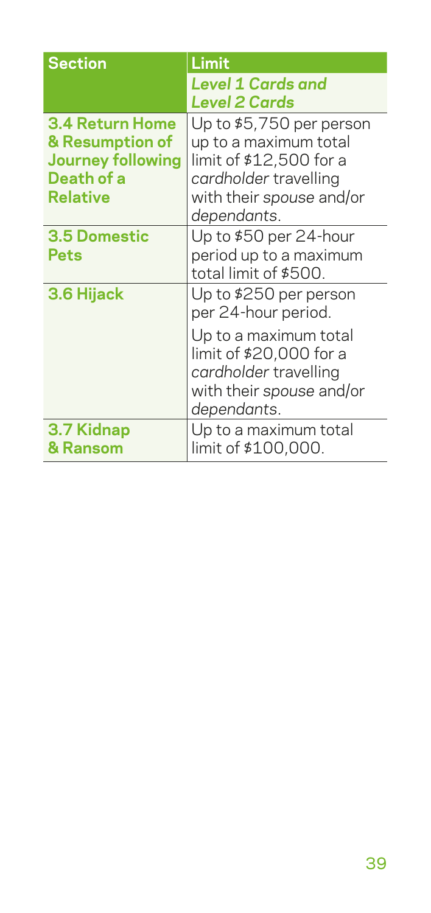| Section | Limit |
| --- | --- |
| | ***Level 1 Cards and Level 2 Cards*** |
| **3.4 Return Home & Resumption of Journey following Death of a Relative** | Up to $5,750 per person up to a maximum total limit of $12,500 for a *cardholder* travelling with their *spouse* and/or *dependants*. |
| **3.5 Domestic Pets** | Up to $50 per 24-hour period up to a maximum total limit of $500. |
| **3.6 Hijack** | Up to $250 per person per 24-hour period.<br><br>Up to a maximum total limit of $20,000 for a *cardholder* travelling with their *spouse* and/or *dependants*. |
| **3.7 Kidnap & Ransom** | Up to a maximum total limit of $100,000. |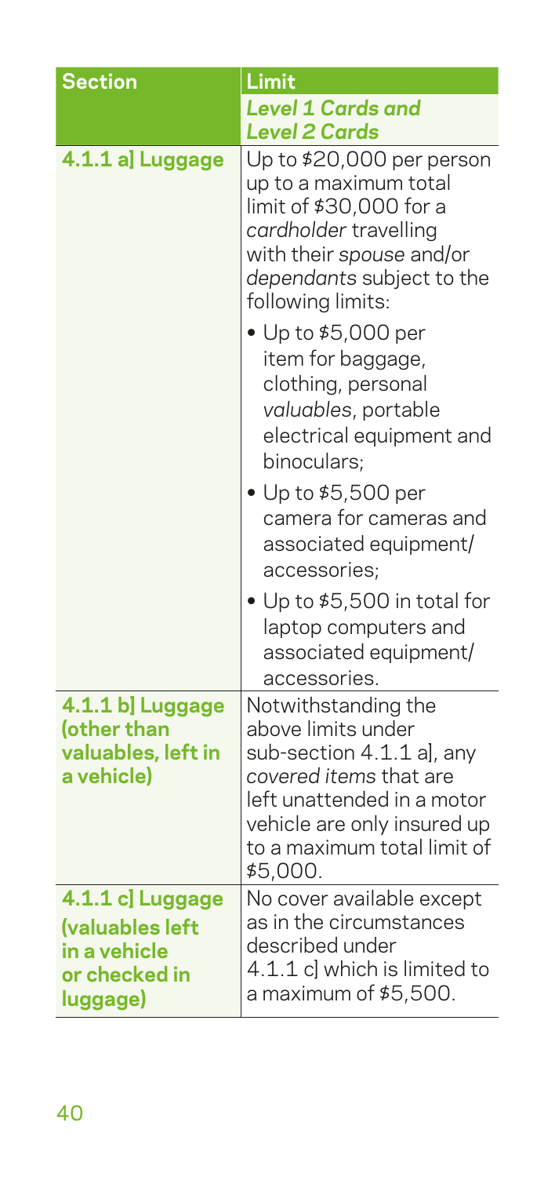| Section | Limit |
| --- | --- |
| | ***Level 1 Cards and Level 2 Cards*** |
| **4.1.1 a] Luggage** | Up to $20,000 per person up to a maximum total limit of $30,000 for a *cardholder* travelling with their *spouse* and/or *dependants* subject to the following limits:<br>• Up to $5,000 per item for baggage, clothing, personal *valuables*, portable electrical equipment and binoculars;<br>• Up to $5,500 per camera for cameras and associated equipment/ accessories;<br>• Up to $5,500 in total for laptop computers and associated equipment/ accessories. |
| **4.1.1 b] Luggage (other than valuables, left in a vehicle)** | Notwithstanding the above limits under sub-section 4.1.1 a], any *covered items* that are left unattended in a motor vehicle are only insured up to a maximum total limit of $5,000. |
| **4.1.1 c] Luggage (valuables left in a vehicle or checked in luggage)** | No cover available except as in the circumstances described under 4.1.1 c] which is limited to a maximum of $5,500. |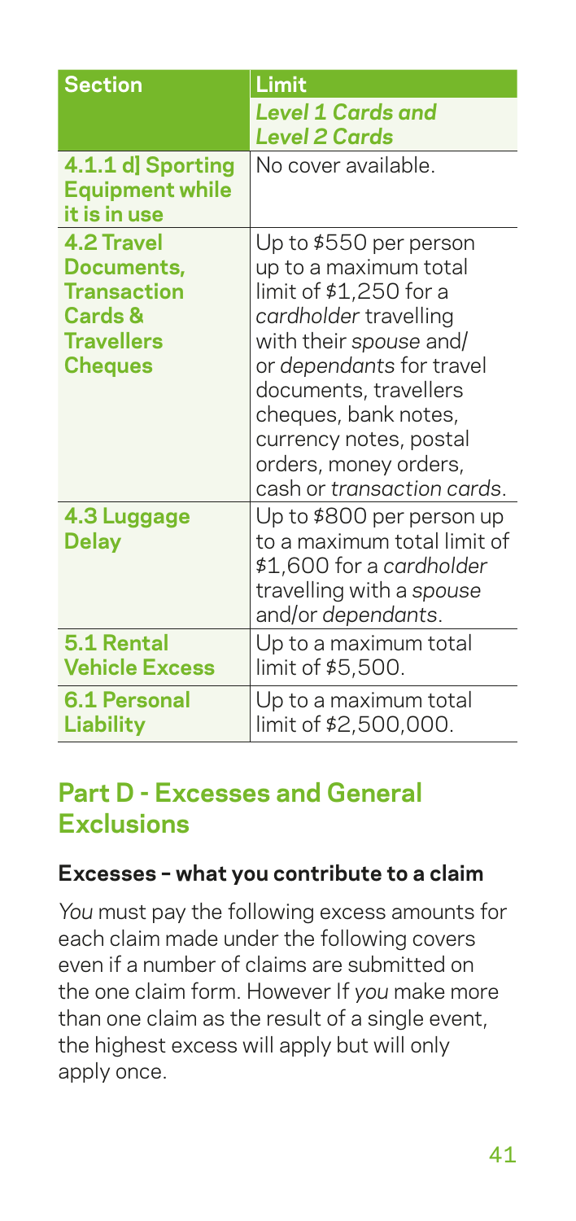| Section | Limit |
|---|---|
| | *Level 1 Cards and Level 2 Cards* |
| **4.1.1 d] Sporting Equipment while it is in use** | No cover available. |
| **4.2 Travel Documents, Transaction Cards & Travellers Cheques** | Up to $550 per person up to a maximum total limit of $1,250 for a *cardholder* travelling with their *spouse* and/ or *dependants* for travel documents, travellers cheques, bank notes, currency notes, postal orders, money orders, cash or *transaction cards*. |
| **4.3 Luggage Delay** | Up to $800 per person up to a maximum total limit of $1,600 for a *cardholder* travelling with a *spouse* and/or *dependants*. |
| **5.1 Rental Vehicle Excess** | Up to a maximum total limit of $5,500. |
| **6.1 Personal Liability** | Up to a maximum total limit of $2,500,000. |

## Part D - Excesses and General Exclusions

### Excesses – what you contribute to a claim

*You* must pay the following excess amounts for each claim made under the following covers even if a number of claims are submitted on the one claim form. However If *you* make more than one claim as the result of a single event, the highest excess will apply but will only apply once.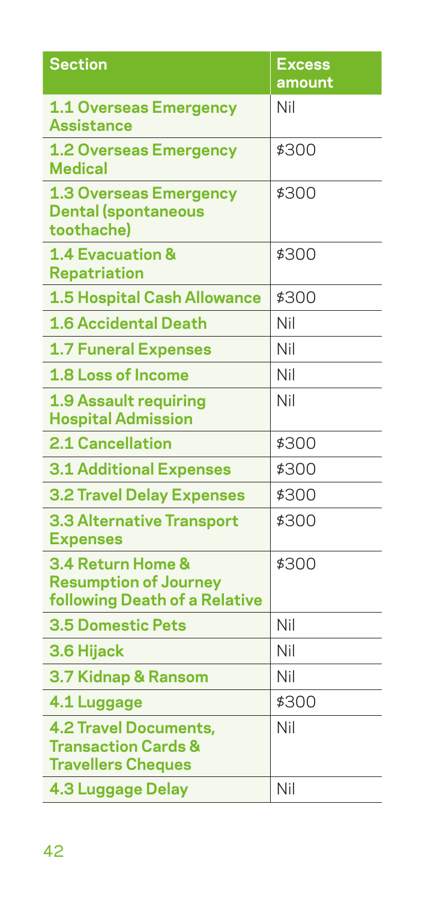| Section | Excess amount |
|---|---|
| **1.1 Overseas Emergency Assistance** | Nil |
| **1.2 Overseas Emergency Medical** | $300 |
| **1.3 Overseas Emergency Dental (spontaneous toothache)** | $300 |
| **1.4 Evacuation & Repatriation** | $300 |
| **1.5 Hospital Cash Allowance** | $300 |
| **1.6 Accidental Death** | Nil |
| **1.7 Funeral Expenses** | Nil |
| **1.8 Loss of Income** | Nil |
| **1.9 Assault requiring Hospital Admission** | Nil |
| **2.1 Cancellation** | $300 |
| **3.1 Additional Expenses** | $300 |
| **3.2 Travel Delay Expenses** | $300 |
| **3.3 Alternative Transport Expenses** | $300 |
| **3.4 Return Home & Resumption of Journey following Death of a Relative** | $300 |
| **3.5 Domestic Pets** | Nil |
| **3.6 Hijack** | Nil |
| **3.7 Kidnap & Ransom** | Nil |
| **4.1 Luggage** | $300 |
| **4.2 Travel Documents, Transaction Cards & Travellers Cheques** | Nil |
| **4.3 Luggage Delay** | Nil |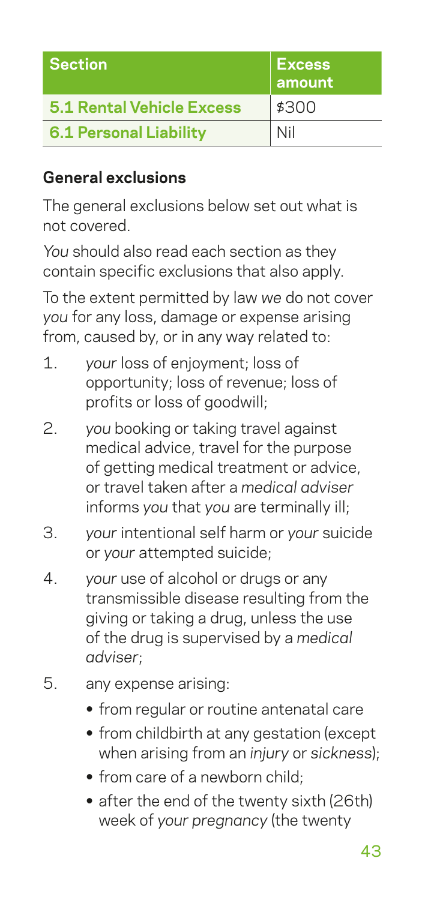| Section | Excess amount |
| --- | --- |
| **5.1 Rental Vehicle Excess** | $300 |
| **6.1 Personal Liability** | Nil |

## General exclusions

The general exclusions below set out what is not covered.

*You* should also read each section as they contain specific exclusions that also apply.

To the extent permitted by law *we* do not cover *you* for any loss, damage or expense arising from, caused by, or in any way related to:

1. *your* loss of enjoyment; loss of opportunity; loss of revenue; loss of profits or loss of goodwill;
2. *you* booking or taking travel against medical advice, travel for the purpose of getting medical treatment or advice, or travel taken after a *medical adviser* informs *you* that *you* are terminally ill;
3. *your* intentional self harm or *your* suicide or *your* attempted suicide;
4. *your* use of alcohol or drugs or any transmissible disease resulting from the giving or taking a drug, unless the use of the drug is supervised by a *medical adviser*;
5. any expense arising:
   - from regular or routine antenatal care
   - from childbirth at any gestation (except when arising from an *injury* or *sickness*);
   - from care of a newborn child;
   - after the end of the twenty sixth (26th) week of *your pregnancy* (the twenty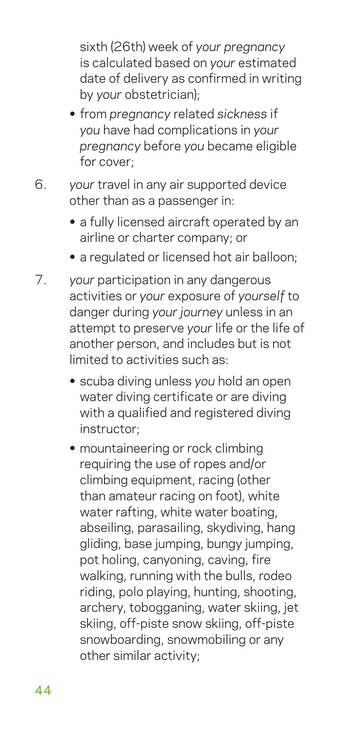sixth (26th) week of *your pregnancy* is calculated based on *your* estimated date of delivery as confirmed in writing by *your* obstetrician);

- from *pregnancy* related *sickness* if *you* have had complications in *your pregnancy* before *you* became eligible for cover;

6. *your* travel in any air supported device other than as a passenger in:
   - a fully licensed aircraft operated by an airline or charter company; or
   - a regulated or licensed hot air balloon;

7. *your* participation in any dangerous activities or *your* exposure of *yourself* to danger during *your journey* unless in an attempt to preserve *your* life or the life of another person, and includes but is not limited to activities such as:
   - scuba diving unless *you* hold an open water diving certificate or are diving with a qualified and registered diving instructor;
   - mountaineering or rock climbing requiring the use of ropes and/or climbing equipment, racing (other than amateur racing on foot), white water rafting, white water boating, abseiling, parasailing, skydiving, hang gliding, base jumping, bungy jumping, pot holing, canyoning, caving, fire walking, running with the bulls, rodeo riding, polo playing, hunting, shooting, archery, tobogganing, water skiing, jet skiing, off-piste snow skiing, off-piste snowboarding, snowmobiling or any other similar activity;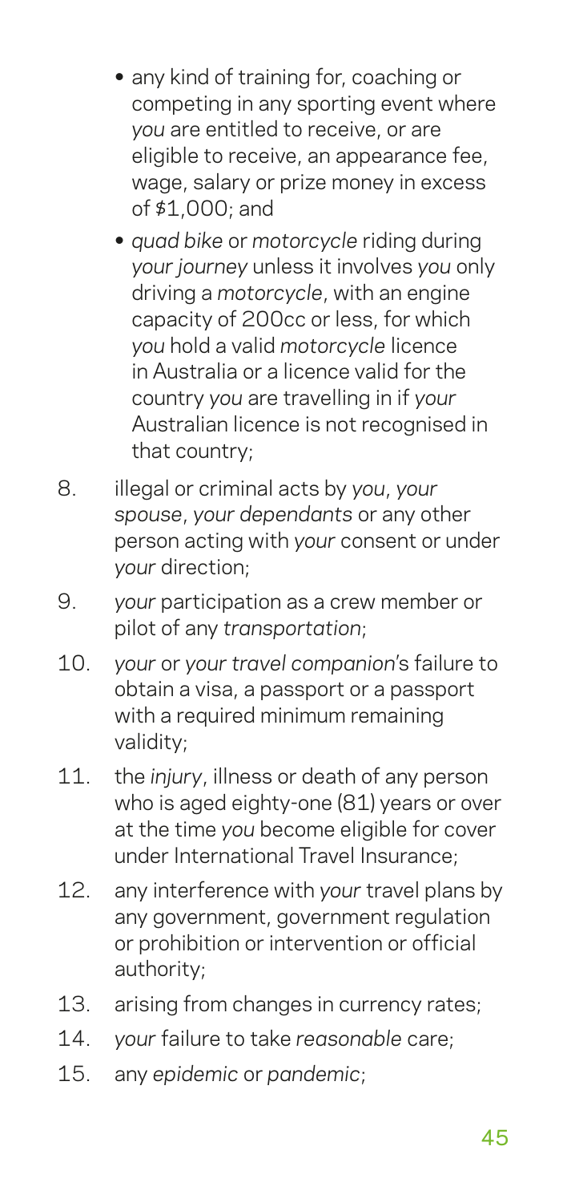- any kind of training for, coaching or competing in any sporting event where *you* are entitled to receive, or are eligible to receive, an appearance fee, wage, salary or prize money in excess of $1,000; and
- *quad bike* or *motorcycle* riding during *your journey* unless it involves *you* only driving a *motorcycle*, with an engine capacity of 200cc or less, for which *you* hold a valid *motorcycle* licence in Australia or a licence valid for the country *you* are travelling in if *your* Australian licence is not recognised in that country;

8. illegal or criminal acts by *you*, *your spouse*, *your dependants* or any other person acting with *your* consent or under *your* direction;
9. *your* participation as a crew member or pilot of any *transportation*;
10. *your* or *your travel companion*'s failure to obtain a visa, a passport or a passport with a required minimum remaining validity;
11. the *injury*, illness or death of any person who is aged eighty-one (81) years or over at the time *you* become eligible for cover under International Travel Insurance;
12. any interference with *your* travel plans by any government, government regulation or prohibition or intervention or official authority;
13. arising from changes in currency rates;
14. *your* failure to take *reasonable* care;
15. any *epidemic* or *pandemic*;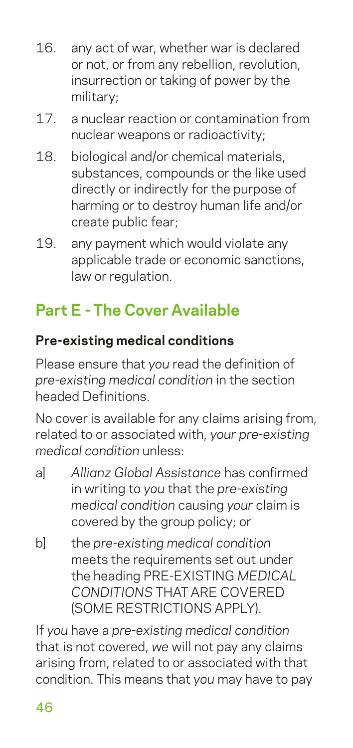16. any act of war, whether war is declared or not, or from any rebellion, revolution, insurrection or taking of power by the military;
17. a nuclear reaction or contamination from nuclear weapons or radioactivity;
18. biological and/or chemical materials, substances, compounds or the like used directly or indirectly for the purpose of harming or to destroy human life and/or create public fear;
19. any payment which would violate any applicable trade or economic sanctions, law or regulation.

## Part E - The Cover Available

### Pre-existing medical conditions

Please ensure that *you* read the definition of *pre-existing medical condition* in the section headed Definitions.

No cover is available for any claims arising from, related to or associated with, *your pre-existing medical condition* unless:

a] *Allianz Global Assistance* has confirmed in writing to *you* that the *pre-existing medical condition* causing *your* claim is covered by the group policy; or

b] the *pre-existing medical condition* meets the requirements set out under the heading PRE-EXISTING *MEDICAL CONDITIONS* THAT ARE COVERED (SOME RESTRICTIONS APPLY).

If *you* have a *pre-existing medical condition* that is not covered, *we* will not pay any claims arising from, related to or associated with that condition. This means that *you* may have to pay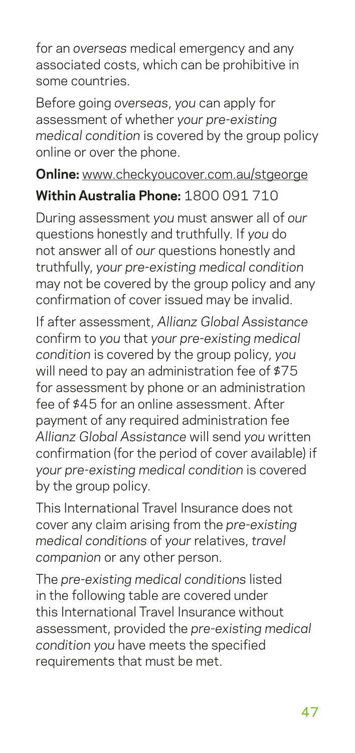for an *overseas* medical emergency and any associated costs, which can be prohibitive in some countries.

Before going *overseas*, *you* can apply for assessment of whether *your pre-existing medical condition* is covered by the group policy online or over the phone.

**Online:** www.checkyoucover.com.au/stgeorge

**Within Australia Phone:** 1800 091 710

During assessment *you* must answer all of *our* questions honestly and truthfully. If *you* do not answer all of *our* questions honestly and truthfully, *your pre-existing medical condition* may not be covered by the group policy and any confirmation of cover issued may be invalid.

If after assessment, *Allianz Global Assistance* confirm to *you* that *your pre-existing medical condition* is covered by the group policy, *you* will need to pay an administration fee of $75 for assessment by phone or an administration fee of $45 for an online assessment. After payment of any required administration fee *Allianz Global Assistance* will send *you* written confirmation (for the period of cover available) if *your pre-existing medical condition* is covered by the group policy.

This International Travel Insurance does not cover any claim arising from the *pre-existing medical conditions* of *your* relatives, *travel companion* or any other person.

The *pre-existing medical conditions* listed in the following table are covered under this International Travel Insurance without assessment, provided the *pre-existing medical condition you* have meets the specified requirements that must be met.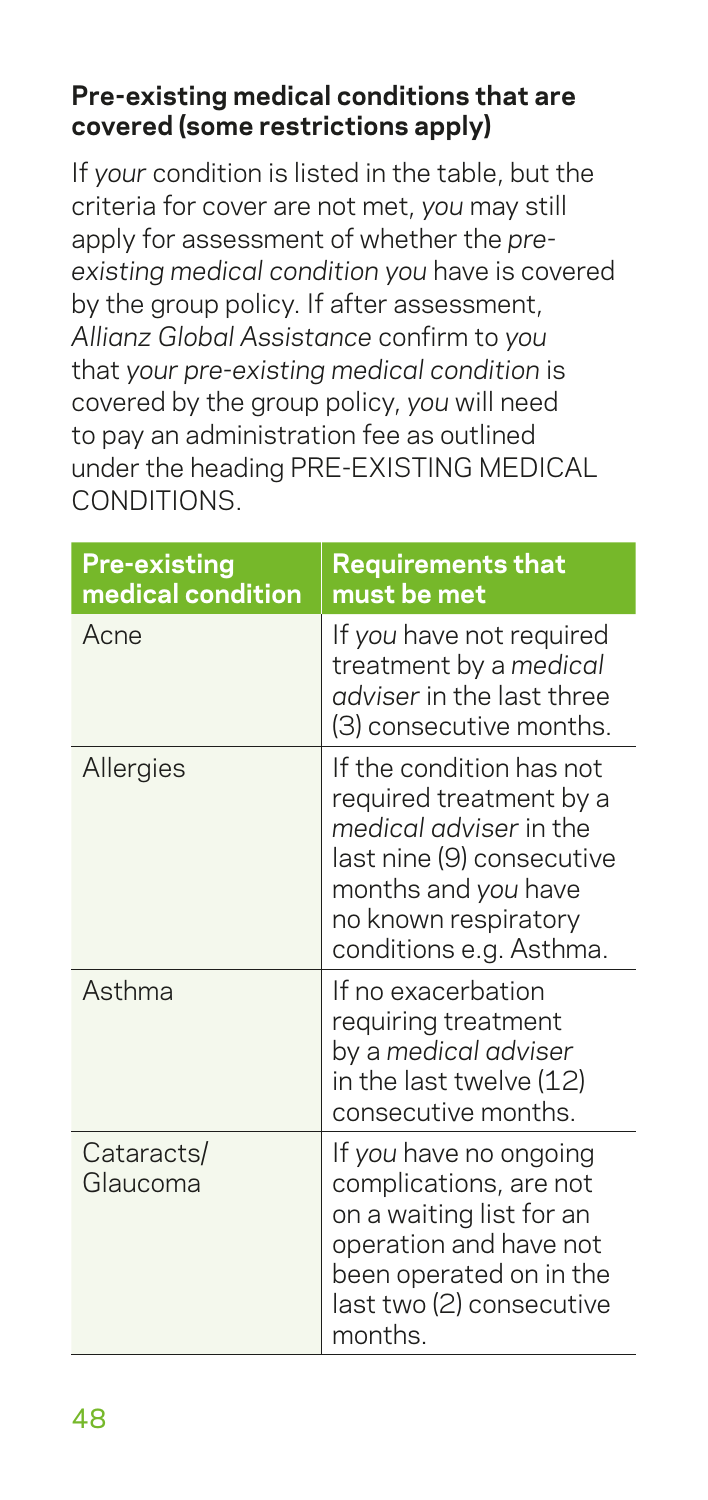### Pre-existing medical conditions that are covered (some restrictions apply)

If *your* condition is listed in the table, but the criteria for cover are not met, *you* may still apply for assessment of whether the *pre-existing medical condition you* have is covered by the group policy. If after assessment, *Allianz Global Assistance* confirm to *you* that *your pre-existing medical condition* is covered by the group policy, *you* will need to pay an administration fee as outlined under the heading PRE-EXISTING MEDICAL CONDITIONS.

| Pre-existing medical condition | Requirements that must be met |
|---|---|
| Acne | If *you* have not required treatment by a *medical adviser* in the last three (3) consecutive months. |
| Allergies | If the condition has not required treatment by a *medical adviser* in the last nine (9) consecutive months and *you* have no known respiratory conditions e.g. Asthma. |
| Asthma | If no exacerbation requiring treatment by a *medical adviser* in the last twelve (12) consecutive months. |
| Cataracts/ Glaucoma | If *you* have no ongoing complications, are not on a waiting list for an operation and have not been operated on in the last two (2) consecutive months. |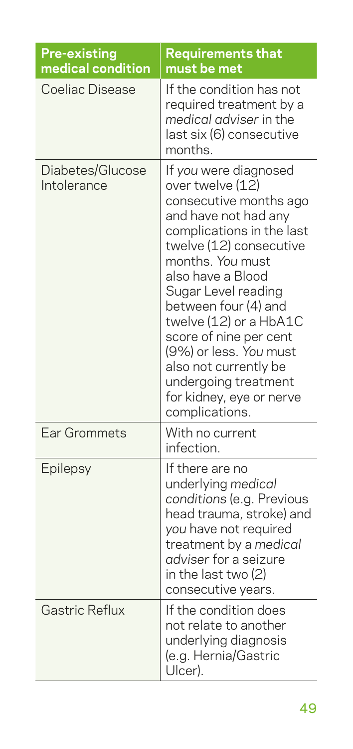| Pre-existing medical condition | Requirements that must be met |
| --- | --- |
| Coeliac Disease | If the condition has not required treatment by a *medical adviser* in the last six (6) consecutive months. |
| Diabetes/Glucose Intolerance | If *you* were diagnosed over twelve (12) consecutive months ago and have not had any complications in the last twelve (12) consecutive months. *You* must also have a Blood Sugar Level reading between four (4) and twelve (12) or a HbA1C score of nine per cent (9%) or less. *You* must also not currently be undergoing treatment for kidney, eye or nerve complications. |
| Ear Grommets | With no current infection. |
| Epilepsy | If there are no underlying *medical conditions* (e.g. Previous head trauma, stroke) and *you* have not required treatment by a *medical adviser* for a seizure in the last two (2) consecutive years. |
| Gastric Reflux | If the condition does not relate to another underlying diagnosis (e.g. Hernia/Gastric Ulcer). |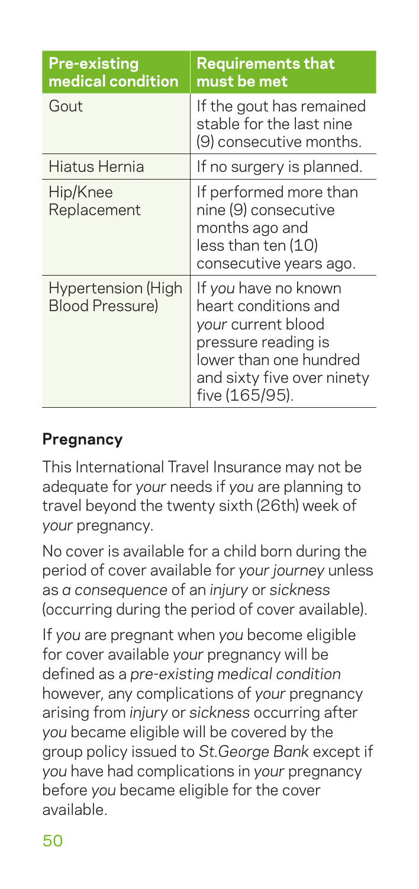| Pre-existing medical condition | Requirements that must be met |
| --- | --- |
| Gout | If the gout has remained stable for the last nine (9) consecutive months. |
| Hiatus Hernia | If no surgery is planned. |
| Hip/Knee Replacement | If performed more than nine (9) consecutive months ago and less than ten (10) consecutive years ago. |
| Hypertension (High Blood Pressure) | If *you* have no known heart conditions and *your* current blood pressure reading is lower than one hundred and sixty five over ninety five (165/95). |

**Pregnancy**

This International Travel Insurance may not be adequate for *your* needs if *you* are planning to travel beyond the twenty sixth (26th) week of *your* pregnancy.

No cover is available for a child born during the period of cover available for *your journey* unless as *a consequence* of an *injury* or *sickness* (occurring during the period of cover available).

If *you* are pregnant when *you* become eligible for cover available *your* pregnancy will be defined as a *pre-existing medical condition* however, any complications of *your* pregnancy arising from *injury* or *sickness* occurring after *you* became eligible will be covered by the group policy issued to *St.George Bank* except if *you* have had complications in *your* pregnancy before *you* became eligible for the cover available.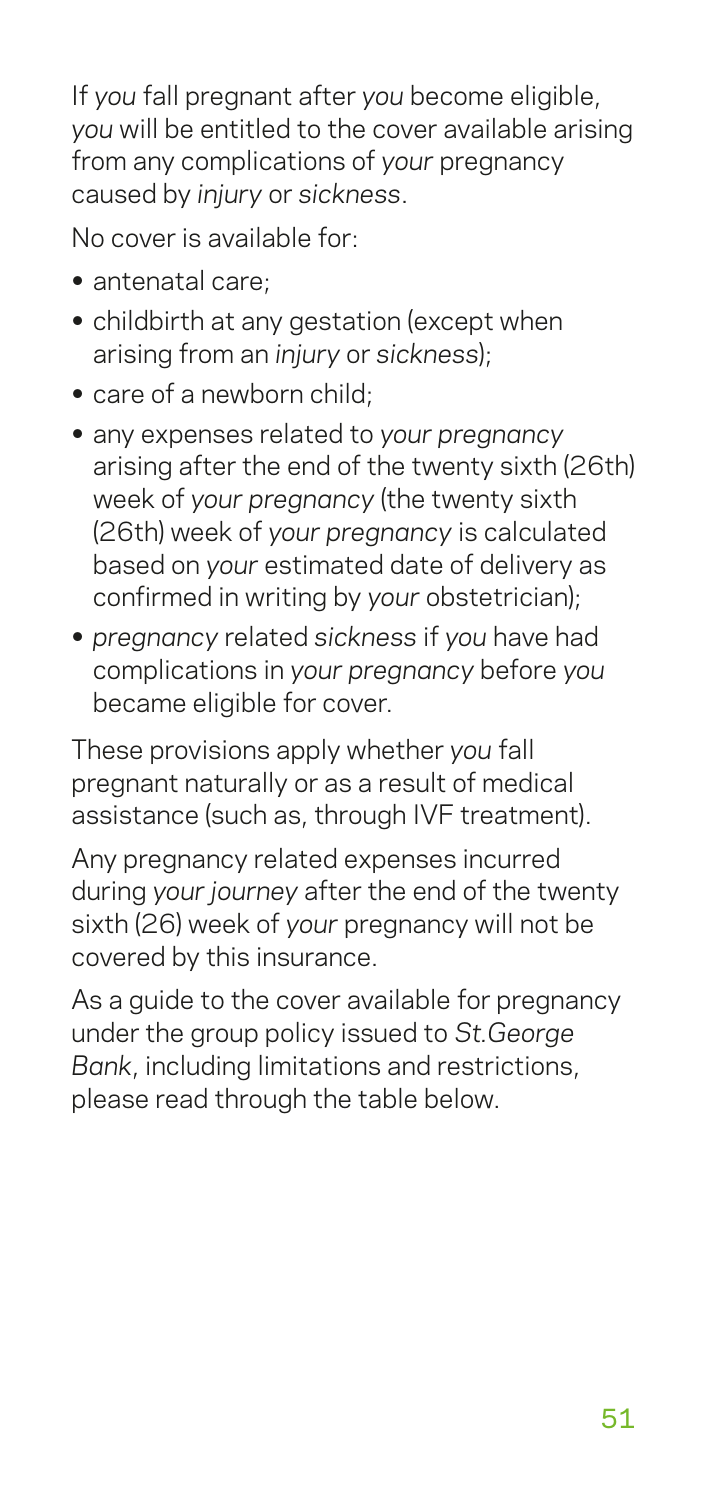If *you* fall pregnant after *you* become eligible, *you* will be entitled to the cover available arising from any complications of *your* pregnancy caused by *injury* or *sickness*.

No cover is available for:

- antenatal care;
- childbirth at any gestation (except when arising from an *injury* or *sickness*);
- care of a newborn child;
- any expenses related to *your pregnancy* arising after the end of the twenty sixth (26th) week of *your pregnancy* (the twenty sixth (26th) week of *your pregnancy* is calculated based on *your* estimated date of delivery as confirmed in writing by *your* obstetrician);
- *pregnancy* related *sickness* if *you* have had complications in *your pregnancy* before *you* became eligible for cover.

These provisions apply whether *you* fall pregnant naturally or as a result of medical assistance (such as, through IVF treatment).

Any pregnancy related expenses incurred during *your journey* after the end of the twenty sixth (26) week of *your* pregnancy will not be covered by this insurance.

As a guide to the cover available for pregnancy under the group policy issued to *St.George Bank*, including limitations and restrictions, please read through the table below.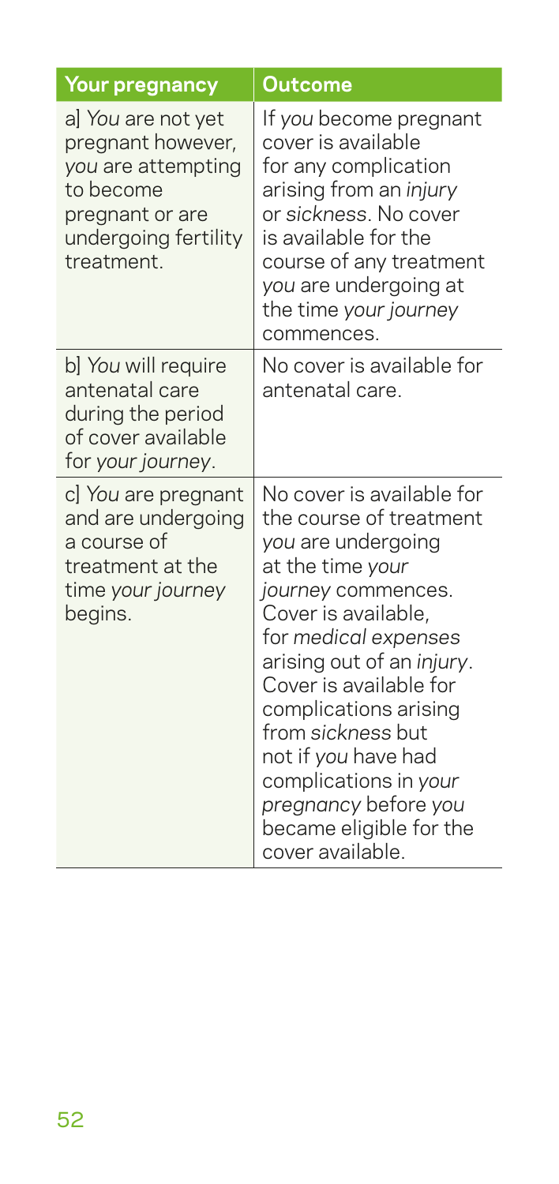| Your pregnancy | Outcome |
|---|---|
| a] *You* are not yet pregnant however, *you* are attempting to become pregnant or are undergoing fertility treatment. | If *you* become pregnant cover is available for any complication arising from an *injury* or *sickness*. No cover is available for the course of any treatment *you* are undergoing at the time *your journey* commences. |
| b] *You* will require antenatal care during the period of cover available for *your journey*. | No cover is available for antenatal care. |
| c] *You* are pregnant and are undergoing a course of treatment at the time *your journey* begins. | No cover is available for the course of treatment *you* are undergoing at the time *your journey* commences. Cover is available, for *medical expenses* arising out of an *injury*. Cover is available for complications arising from *sickness* but not if *you* have had complications in *your pregnancy* before *you* became eligible for the cover available. |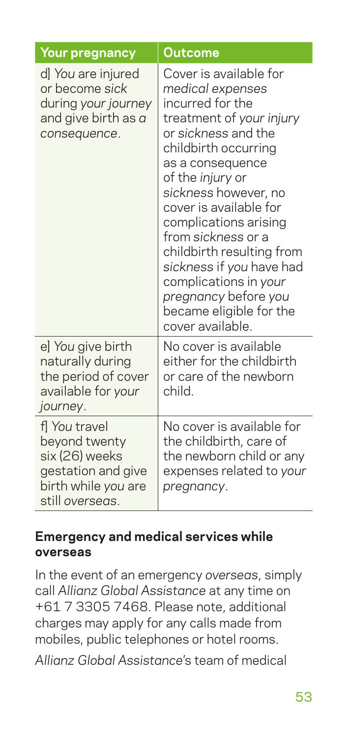| Your pregnancy | Outcome |
| --- | --- |
| d] *You* are injured or become *sick* during *your journey* and give birth as *a consequence*. | Cover is available for *medical expenses* incurred for the treatment of *your injury* or *sickness* and the childbirth occurring as a consequence of the *injury* or *sickness* however, no cover is available for complications arising from *sickness* or a childbirth resulting from *sickness* if *you* have had complications in *your pregnancy* before *you* became eligible for the cover available. |
| e] *You* give birth naturally during the period of cover available for *your journey*. | No cover is available either for the childbirth or care of the newborn child. |
| f] *You* travel beyond twenty six (26) weeks gestation and give birth while *you* are still *overseas*. | No cover is available for the childbirth, care of the newborn child or any expenses related to *your pregnancy*. |

### Emergency and medical services while overseas

In the event of an emergency *overseas*, simply call *Allianz Global Assistance* at any time on +61 7 3305 7468. Please note, additional charges may apply for any calls made from mobiles, public telephones or hotel rooms.

*Allianz Global Assistance*'s team of medical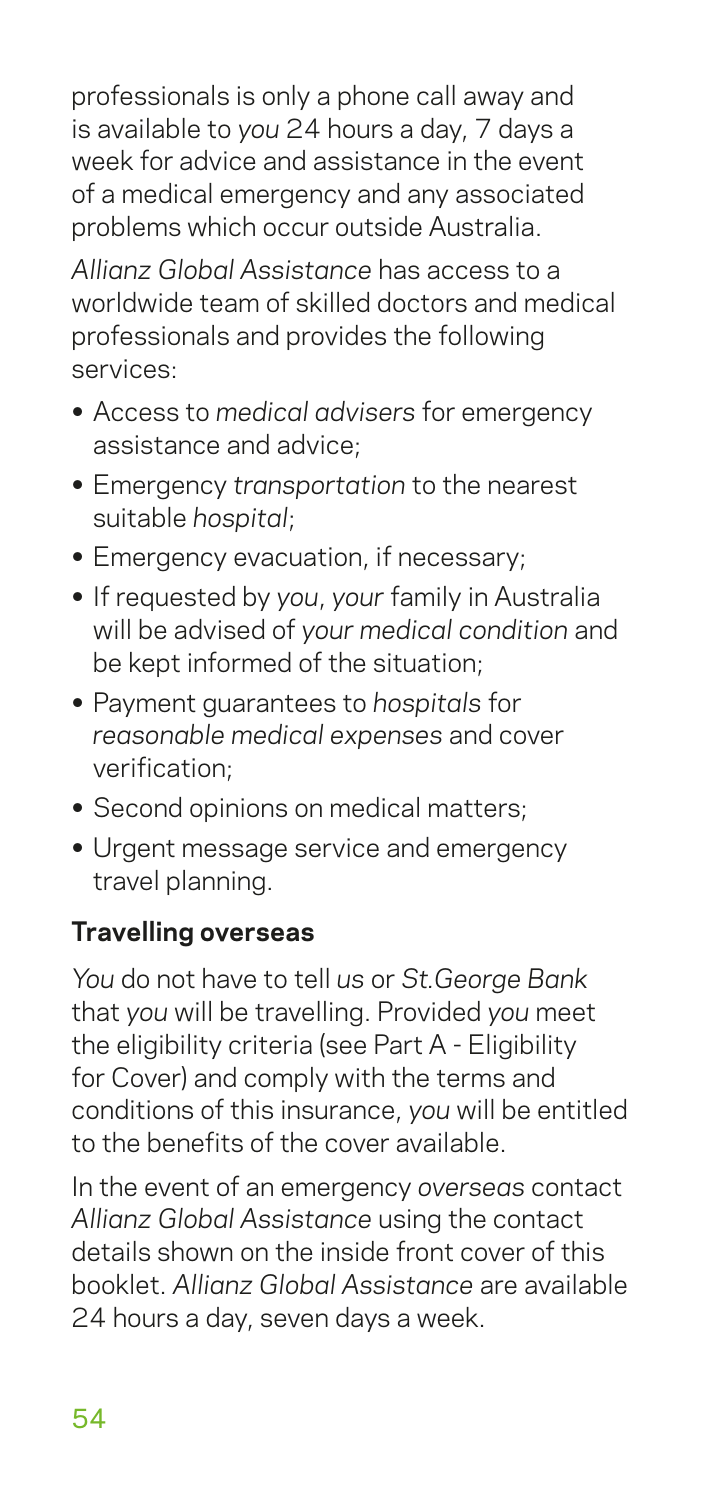professionals is only a phone call away and is available to *you* 24 hours a day, 7 days a week for advice and assistance in the event of a medical emergency and any associated problems which occur outside Australia.

*Allianz Global Assistance* has access to a worldwide team of skilled doctors and medical professionals and provides the following services:

- Access to *medical advisers* for emergency assistance and advice;
- Emergency *transportation* to the nearest suitable *hospital*;
- Emergency evacuation, if necessary;
- If requested by *you*, *your* family in Australia will be advised of *your medical condition* and be kept informed of the situation;
- Payment guarantees to *hospitals* for *reasonable medical expenses* and cover verification;
- Second opinions on medical matters;
- Urgent message service and emergency travel planning.

**Travelling overseas**

*You* do not have to tell *us* or *St.George Bank* that *you* will be travelling. Provided *you* meet the eligibility criteria (see Part A - Eligibility for Cover) and comply with the terms and conditions of this insurance, *you* will be entitled to the benefits of the cover available.

In the event of an emergency *overseas* contact *Allianz Global Assistance* using the contact details shown on the inside front cover of this booklet. *Allianz Global Assistance* are available 24 hours a day, seven days a week.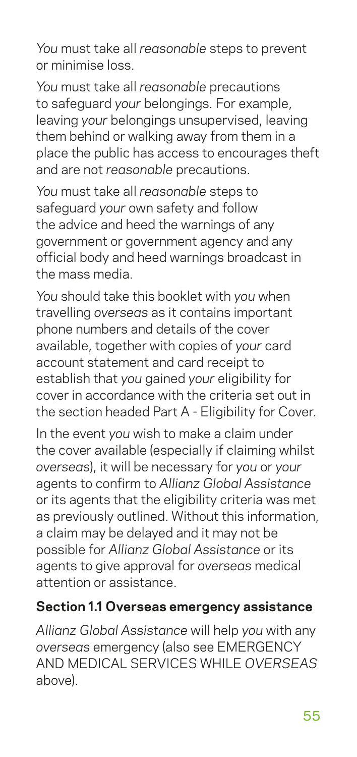*You* must take all *reasonable* steps to prevent or minimise loss.

*You* must take all *reasonable* precautions to safeguard *your* belongings. For example, leaving *your* belongings unsupervised, leaving them behind or walking away from them in a place the public has access to encourages theft and are not *reasonable* precautions.

*You* must take all *reasonable* steps to safeguard *your* own safety and follow the advice and heed the warnings of any government or government agency and any official body and heed warnings broadcast in the mass media.

*You* should take this booklet with *you* when travelling *overseas* as it contains important phone numbers and details of the cover available, together with copies of *your* card account statement and card receipt to establish that *you* gained *your* eligibility for cover in accordance with the criteria set out in the section headed Part A - Eligibility for Cover.

In the event *you* wish to make a claim under the cover available (especially if claiming whilst *overseas*), it will be necessary for *you* or *your* agents to confirm to *Allianz Global Assistance* or its agents that the eligibility criteria was met as previously outlined. Without this information, a claim may be delayed and it may not be possible for *Allianz Global Assistance* or its agents to give approval for *overseas* medical attention or assistance.

### Section 1.1 Overseas emergency assistance

*Allianz Global Assistance* will help *you* with any *overseas* emergency (also see EMERGENCY AND MEDICAL SERVICES WHILE *OVERSEAS* above).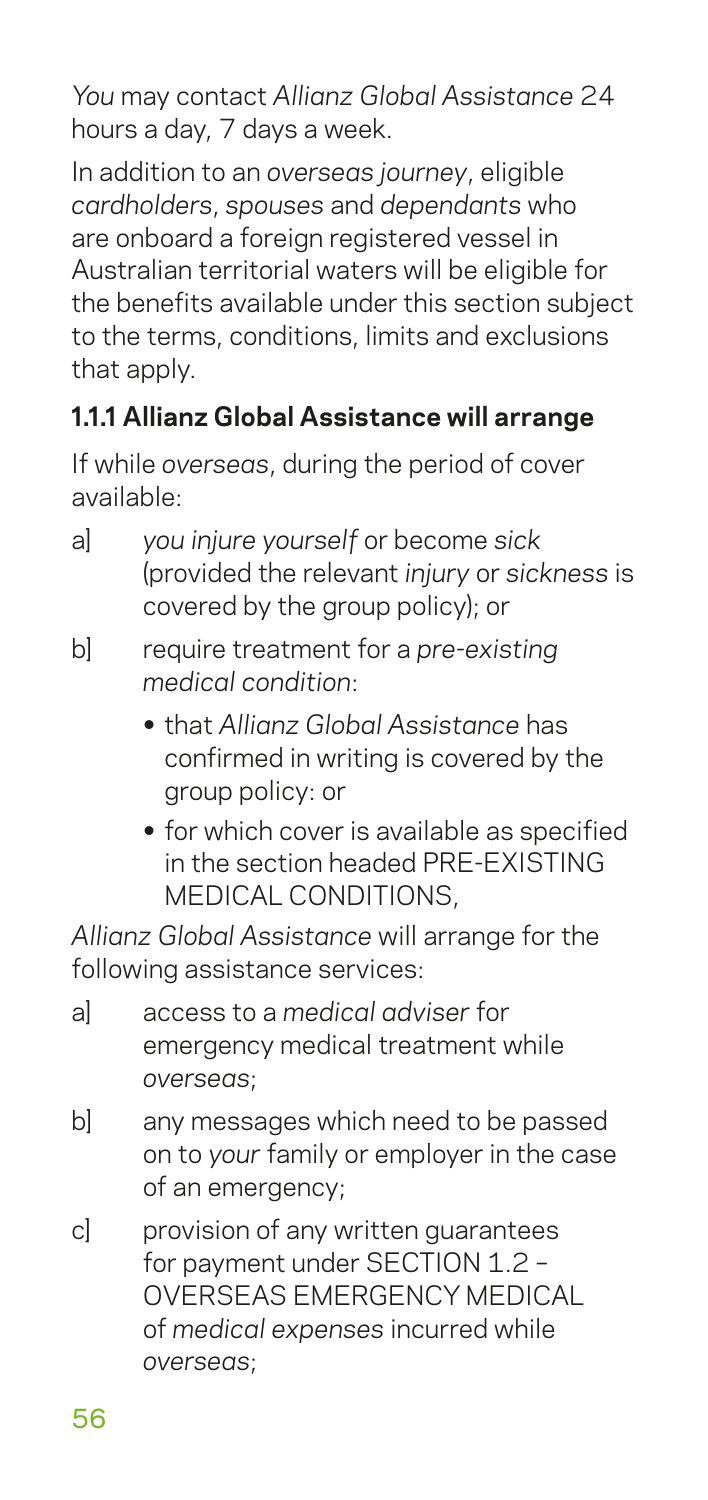*You* may contact *Allianz Global Assistance* 24 hours a day, 7 days a week.

In addition to an *overseas journey*, eligible *cardholders*, *spouses* and *dependants* who are onboard a foreign registered vessel in Australian territorial waters will be eligible for the benefits available under this section subject to the terms, conditions, limits and exclusions that apply.

### 1.1.1 Allianz Global Assistance will arrange

If while *overseas*, during the period of cover available:

a] *you injure yourself* or become *sick* (provided the relevant *injury* or *sickness* is covered by the group policy); or

b] require treatment for a *pre-existing medical condition*:

- that *Allianz Global Assistance* has confirmed in writing is covered by the group policy: or
- for which cover is available as specified in the section headed PRE-EXISTING MEDICAL CONDITIONS,

*Allianz Global Assistance* will arrange for the following assistance services:

a] access to a *medical adviser* for emergency medical treatment while *overseas*;

b] any messages which need to be passed on to *your* family or employer in the case of an emergency;

c] provision of any written guarantees for payment under SECTION 1.2 – OVERSEAS EMERGENCY MEDICAL of *medical expenses* incurred while *overseas*;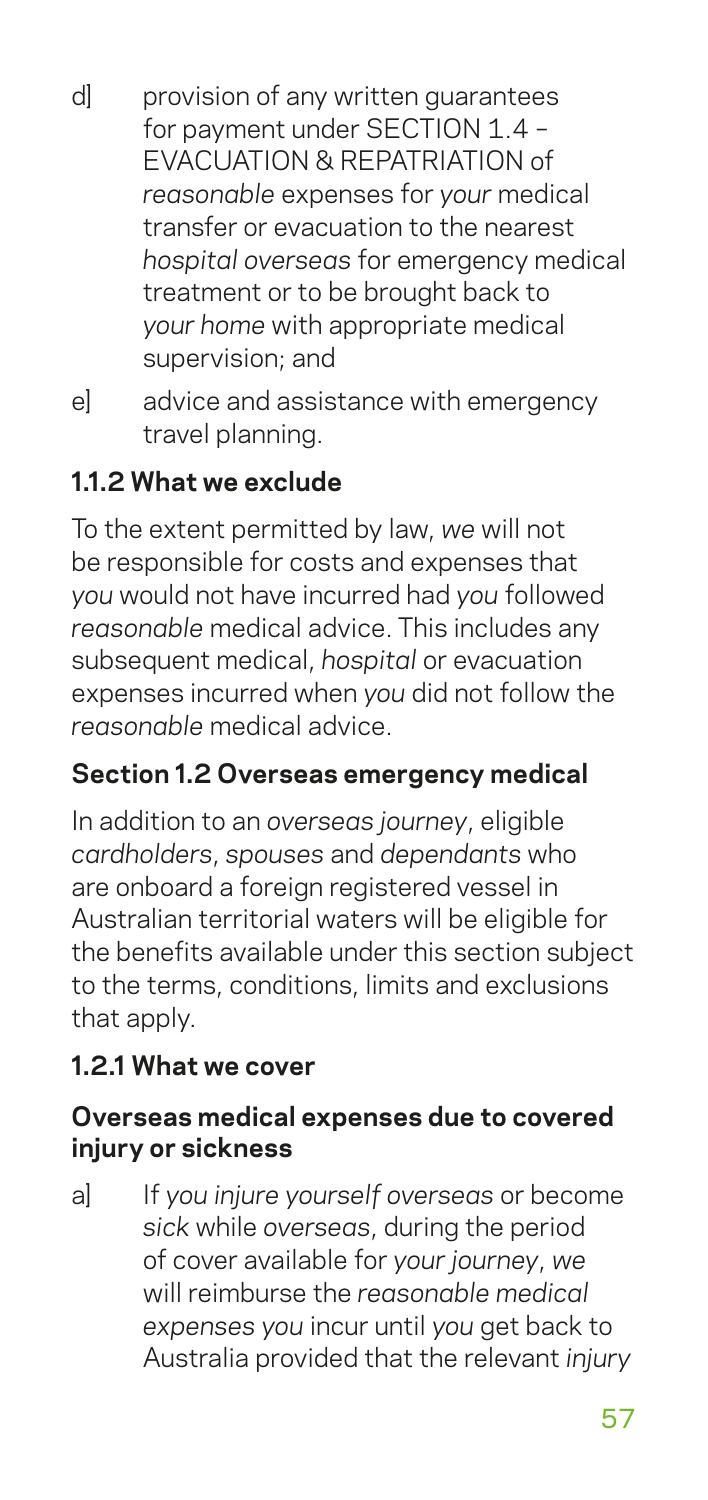d] provision of any written guarantees for payment under SECTION 1.4 – EVACUATION & REPATRIATION of *reasonable* expenses for *your* medical transfer or evacuation to the nearest *hospital overseas* for emergency medical treatment or to be brought back to *your home* with appropriate medical supervision; and

e] advice and assistance with emergency travel planning.

### 1.1.2 What we exclude

To the extent permitted by law, *we* will not be responsible for costs and expenses that *you* would not have incurred had *you* followed *reasonable* medical advice. This includes any subsequent medical, *hospital* or evacuation expenses incurred when *you* did not follow the *reasonable* medical advice.

## Section 1.2 Overseas emergency medical

In addition to an *overseas journey*, eligible *cardholders*, *spouses* and *dependants* who are onboard a foreign registered vessel in Australian territorial waters will be eligible for the benefits available under this section subject to the terms, conditions, limits and exclusions that apply.

### 1.2.1 What we cover

**Overseas medical expenses due to covered injury or sickness**

a] If *you injure yourself overseas* or become *sick* while *overseas*, during the period of cover available for *your journey*, *we* will reimburse the *reasonable medical expenses you* incur until *you* get back to Australia provided that the relevant *injury*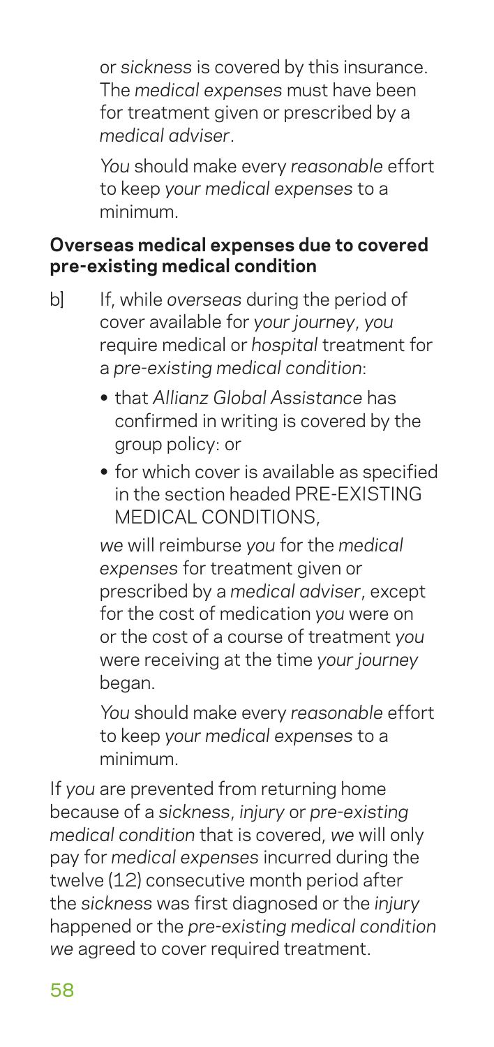or *sickness* is covered by this insurance. The *medical expenses* must have been for treatment given or prescribed by a *medical adviser*.

*You* should make every *reasonable* effort to keep *your medical expenses* to a minimum.

**Overseas medical expenses due to covered pre-existing medical condition**

b] If, while *overseas* during the period of cover available for *your journey*, *you* require medical or *hospital* treatment for a *pre-existing medical condition*:

- that *Allianz Global Assistance* has confirmed in writing is covered by the group policy: or
- for which cover is available as specified in the section headed PRE-EXISTING MEDICAL CONDITIONS,

*we* will reimburse *you* for the *medical expenses* for treatment given or prescribed by a *medical adviser*, except for the cost of medication *you* were on or the cost of a course of treatment *you* were receiving at the time *your journey* began.

*You* should make every *reasonable* effort to keep *your medical expenses* to a minimum.

If *you* are prevented from returning home because of a *sickness*, *injury* or *pre-existing medical condition* that is covered, *we* will only pay for *medical expenses* incurred during the twelve (12) consecutive month period after the *sickness* was first diagnosed or the *injury* happened or the *pre-existing medical condition* *we* agreed to cover required treatment.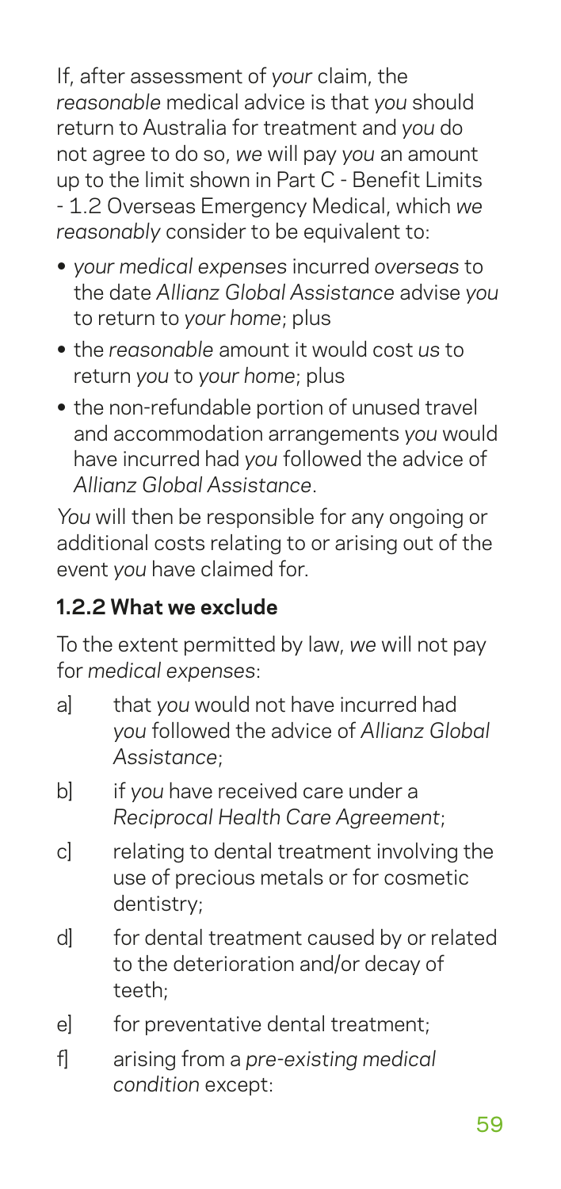If, after assessment of *your* claim, the *reasonable* medical advice is that *you* should return to Australia for treatment and *you* do not agree to do so, *we* will pay *you* an amount up to the limit shown in Part C - Benefit Limits - 1.2 Overseas Emergency Medical, which *we reasonably* consider to be equivalent to:

- *your medical expenses* incurred *overseas* to the date *Allianz Global Assistance* advise *you* to return to *your home*; plus
- the *reasonable* amount it would cost *us* to return *you* to *your home*; plus
- the non-refundable portion of unused travel and accommodation arrangements *you* would have incurred had *you* followed the advice of *Allianz Global Assistance*.

*You* will then be responsible for any ongoing or additional costs relating to or arising out of the event *you* have claimed for.

### 1.2.2 What we exclude

To the extent permitted by law, *we* will not pay for *medical expenses*:

a] that *you* would not have incurred had *you* followed the advice of *Allianz Global Assistance*;

b] if *you* have received care under a *Reciprocal Health Care Agreement*;

c] relating to dental treatment involving the use of precious metals or for cosmetic dentistry;

d] for dental treatment caused by or related to the deterioration and/or decay of teeth;

e] for preventative dental treatment;

f] arising from a *pre-existing medical condition* except: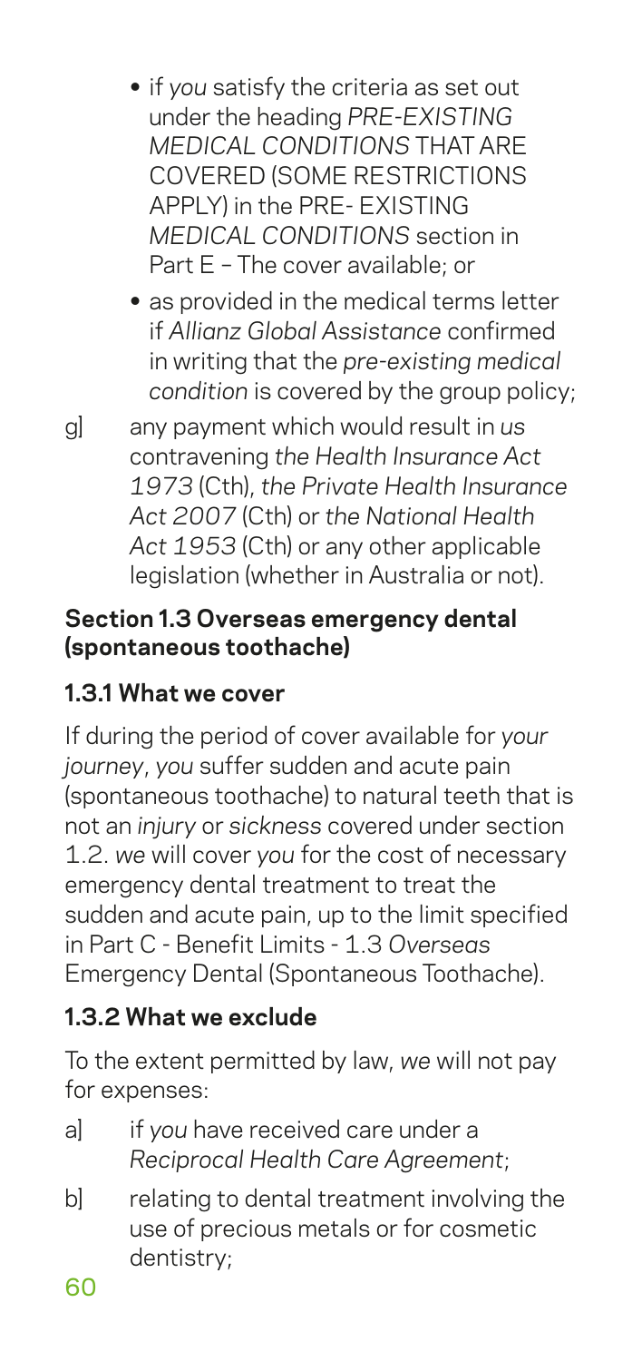- if *you* satisfy the criteria as set out under the heading *PRE-EXISTING MEDICAL CONDITIONS* THAT ARE COVERED (SOME RESTRICTIONS APPLY) in the PRE- EXISTING *MEDICAL CONDITIONS* section in Part E – The cover available; or
- as provided in the medical terms letter if *Allianz Global Assistance* confirmed in writing that the *pre-existing medical condition* is covered by the group policy;

g] any payment which would result in *us* contravening *the Health Insurance Act 1973* (Cth), *the Private Health Insurance Act 2007* (Cth) or *the National Health Act 1953* (Cth) or any other applicable legislation (whether in Australia or not).

### Section 1.3 Overseas emergency dental (spontaneous toothache)

#### 1.3.1 What we cover

If during the period of cover available for *your journey*, *you* suffer sudden and acute pain (spontaneous toothache) to natural teeth that is not an *injury* or *sickness* covered under section 1.2. *we* will cover *you* for the cost of necessary emergency dental treatment to treat the sudden and acute pain, up to the limit specified in Part C - Benefit Limits - 1.3 *Overseas* Emergency Dental (Spontaneous Toothache).

#### 1.3.2 What we exclude

To the extent permitted by law, *we* will not pay for expenses:

a] if *you* have received care under a *Reciprocal Health Care Agreement*;

b] relating to dental treatment involving the use of precious metals or for cosmetic dentistry;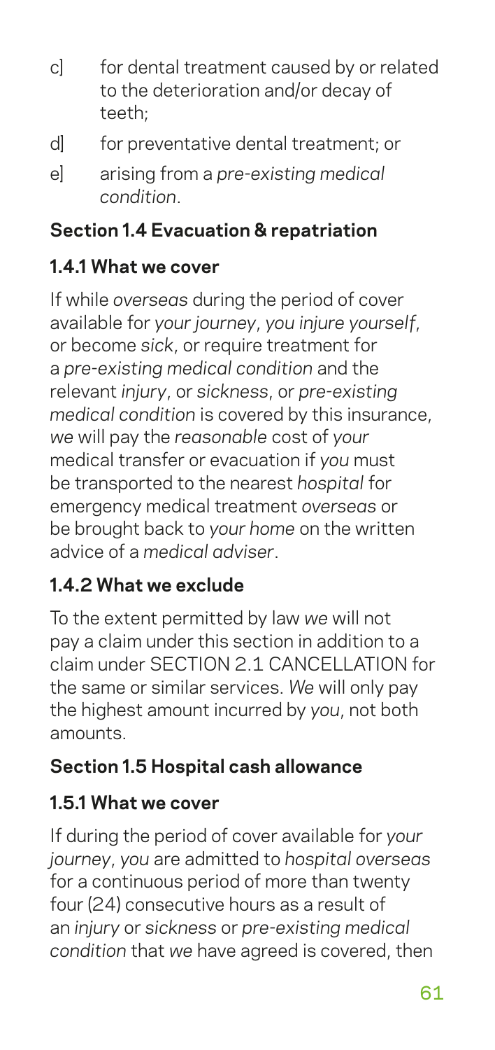c] for dental treatment caused by or related to the deterioration and/or decay of teeth;

d] for preventative dental treatment; or

e] arising from a *pre-existing medical condition*.

### Section 1.4 Evacuation & repatriation

#### 1.4.1 What we cover

If while *overseas* during the period of cover available for *your journey*, *you injure yourself*, or become *sick*, or require treatment for a *pre-existing medical condition* and the relevant *injury*, or *sickness*, or *pre-existing medical condition* is covered by this insurance, *we* will pay the *reasonable* cost of *your* medical transfer or evacuation if *you* must be transported to the nearest *hospital* for emergency medical treatment *overseas* or be brought back to *your home* on the written advice of a *medical adviser*.

#### 1.4.2 What we exclude

To the extent permitted by law *we* will not pay a claim under this section in addition to a claim under SECTION 2.1 CANCELLATION for the same or similar services. *We* will only pay the highest amount incurred by *you*, not both amounts.

### Section 1.5 Hospital cash allowance

#### 1.5.1 What we cover

If during the period of cover available for *your journey*, *you* are admitted to *hospital overseas* for a continuous period of more than twenty four (24) consecutive hours as a result of an *injury* or *sickness* or *pre-existing medical condition* that *we* have agreed is covered, then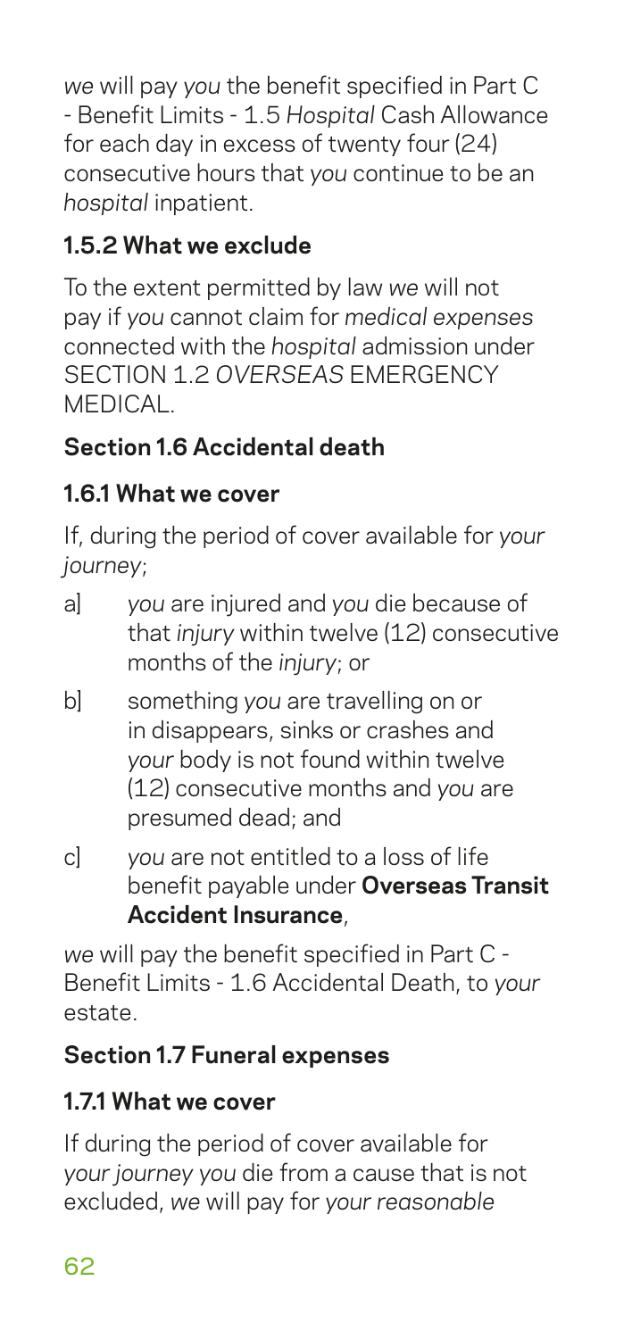*we* will pay *you* the benefit specified in Part C - Benefit Limits - 1.5 *Hospital* Cash Allowance for each day in excess of twenty four (24) consecutive hours that *you* continue to be an *hospital* inpatient.

### 1.5.2 What we exclude

To the extent permitted by law *we* will not pay if *you* cannot claim for *medical expenses* connected with the *hospital* admission under SECTION 1.2 *OVERSEAS* EMERGENCY MEDICAL.

## Section 1.6 Accidental death

### 1.6.1 What we cover

If, during the period of cover available for *your journey*;

- a] *you* are injured and *you* die because of that *injury* within twelve (12) consecutive months of the *injury*; or
- b] something *you* are travelling on or in disappears, sinks or crashes and *your* body is not found within twelve (12) consecutive months and *you* are presumed dead; and
- c] *you* are not entitled to a loss of life benefit payable under **Overseas Transit Accident Insurance**,

*we* will pay the benefit specified in Part C - Benefit Limits - 1.6 Accidental Death, to *your* estate.

## Section 1.7 Funeral expenses

### 1.7.1 What we cover

If during the period of cover available for *your journey you* die from a cause that is not excluded, *we* will pay for *your reasonable*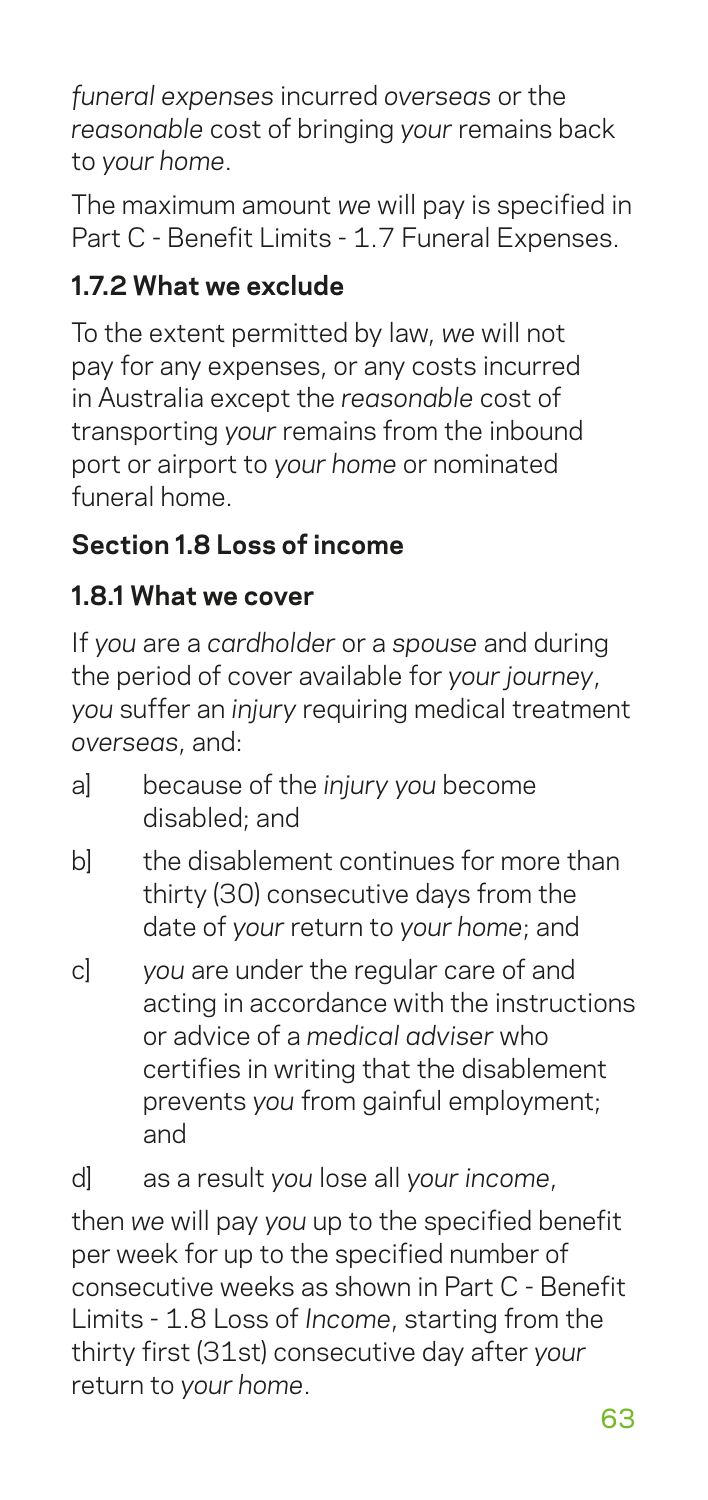*funeral expenses* incurred *overseas* or the *reasonable* cost of bringing *your* remains back to *your home*.

The maximum amount *we* will pay is specified in Part C - Benefit Limits - 1.7 Funeral Expenses.

### 1.7.2 What we exclude

To the extent permitted by law, *we* will not pay for any expenses, or any costs incurred in Australia except the *reasonable* cost of transporting *your* remains from the inbound port or airport to *your home* or nominated funeral home.

## Section 1.8 Loss of income

### 1.8.1 What we cover

If *you* are a *cardholder* or a *spouse* and during the period of cover available for *your journey*, *you* suffer an *injury* requiring medical treatment *overseas*, and:

a] because of the *injury you* become disabled; and

b] the disablement continues for more than thirty (30) consecutive days from the date of *your* return to *your home*; and

c] *you* are under the regular care of and acting in accordance with the instructions or advice of a *medical adviser* who certifies in writing that the disablement prevents *you* from gainful employment; and

d] as a result *you* lose all *your income*,

then *we* will pay *you* up to the specified benefit per week for up to the specified number of consecutive weeks as shown in Part C - Benefit Limits - 1.8 Loss of *Income*, starting from the thirty first (31st) consecutive day after *your* return to *your home*.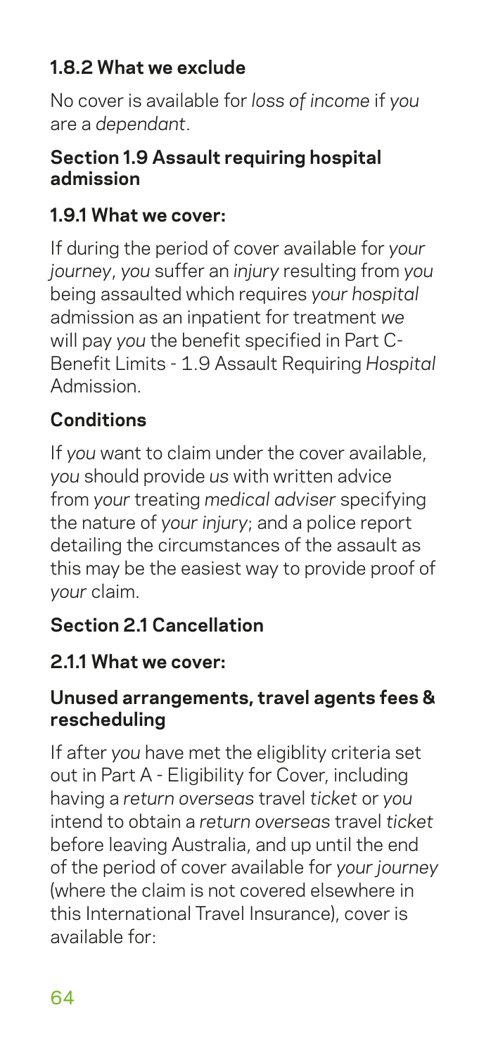### 1.8.2 What we exclude

No cover is available for *loss of income* if *you* are a *dependant*.

### Section 1.9 Assault requiring hospital admission

### 1.9.1 What we cover:

If during the period of cover available for *your journey*, *you* suffer an *injury* resulting from *you* being assaulted which requires *your hospital* admission as an inpatient for treatment *we* will pay *you* the benefit specified in Part C- Benefit Limits - 1.9 Assault Requiring *Hospital* Admission.

### Conditions

If *you* want to claim under the cover available, *you* should provide *us* with written advice from *your* treating *medical adviser* specifying the nature of *your injury*; and a police report detailing the circumstances of the assault as this may be the easiest way to provide proof of *your* claim.

### Section 2.1 Cancellation

### 2.1.1 What we cover:

#### Unused arrangements, travel agents fees & rescheduling

If after *you* have met the eligiblity criteria set out in Part A - Eligibility for Cover, including having a *return overseas* travel *ticket* or *you* intend to obtain a *return overseas* travel *ticket* before leaving Australia, and up until the end of the period of cover available for *your journey* (where the claim is not covered elsewhere in this International Travel Insurance), cover is available for: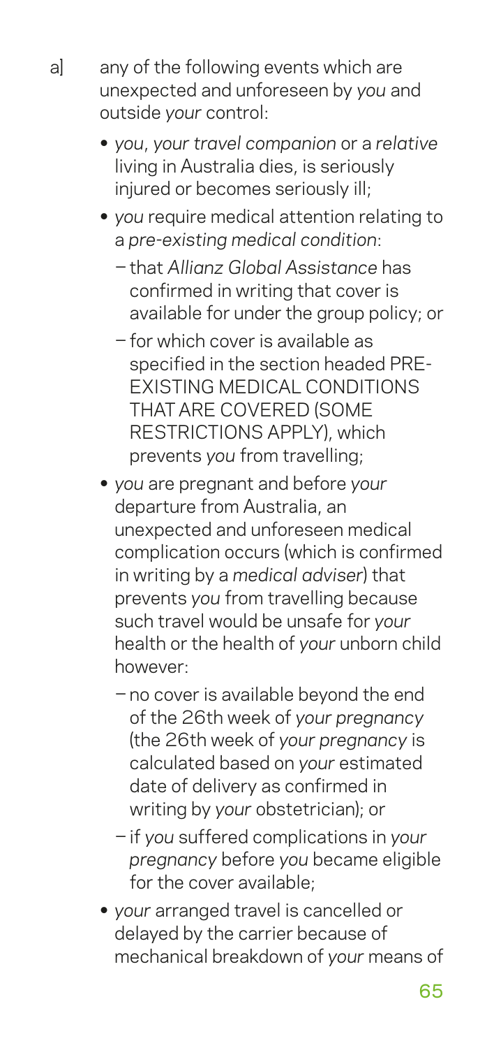a] any of the following events which are unexpected and unforeseen by *you* and outside *your* control:

- *you*, *your travel companion* or a *relative* living in Australia dies, is seriously injured or becomes seriously ill;
- *you* require medical attention relating to a *pre-existing medical condition*:
  - that *Allianz Global Assistance* has confirmed in writing that cover is available for under the group policy; or
  - for which cover is available as specified in the section headed PRE-EXISTING MEDICAL CONDITIONS THAT ARE COVERED (SOME RESTRICTIONS APPLY), which prevents *you* from travelling;
- *you* are pregnant and before *your* departure from Australia, an unexpected and unforeseen medical complication occurs (which is confirmed in writing by a *medical adviser*) that prevents *you* from travelling because such travel would be unsafe for *your* health or the health of *your* unborn child however:
  - no cover is available beyond the end of the 26th week of *your pregnancy* (the 26th week of *your pregnancy* is calculated based on *your* estimated date of delivery as confirmed in writing by *your* obstetrician); or
  - if *you* suffered complications in *your pregnancy* before *you* became eligible for the cover available;
- *your* arranged travel is cancelled or delayed by the carrier because of mechanical breakdown of *your* means of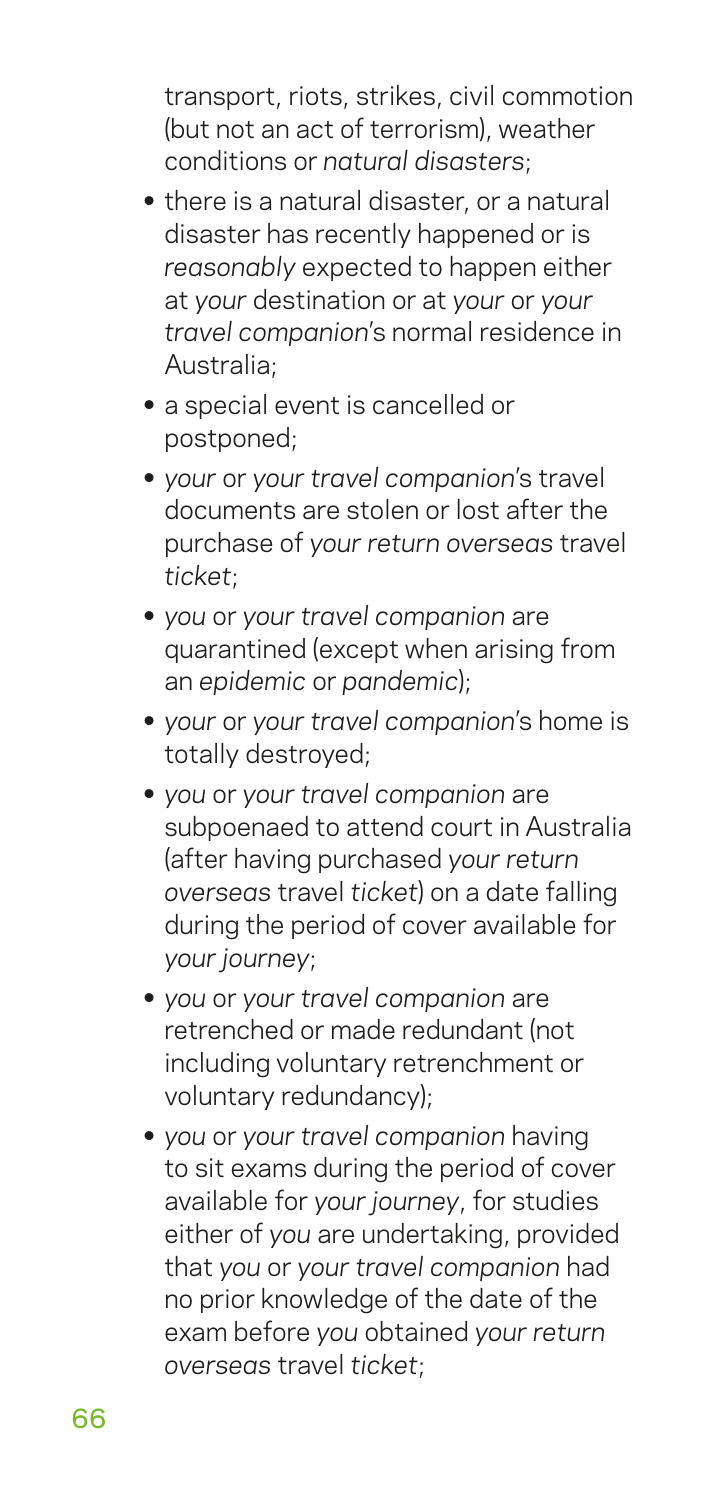transport, riots, strikes, civil commotion (but not an act of terrorism), weather conditions or *natural disasters*;

- there is a natural disaster, or a natural disaster has recently happened or is *reasonably* expected to happen either at *your* destination or at *your* or *your travel companion*'s normal residence in Australia;
- a special event is cancelled or postponed;
- *your* or *your travel companion*'s travel documents are stolen or lost after the purchase of *your return overseas* travel *ticket*;
- *you* or *your travel companion* are quarantined (except when arising from an *epidemic* or *pandemic*);
- *your* or *your travel companion*'s home is totally destroyed;
- *you* or *your travel companion* are subpoenaed to attend court in Australia (after having purchased *your return overseas* travel *ticket*) on a date falling during the period of cover available for *your journey*;
- *you* or *your travel companion* are retrenched or made redundant (not including voluntary retrenchment or voluntary redundancy);
- *you* or *your travel companion* having to sit exams during the period of cover available for *your journey*, for studies either of *you* are undertaking, provided that *you* or *your travel companion* had no prior knowledge of the date of the exam before *you* obtained *your return overseas* travel *ticket*;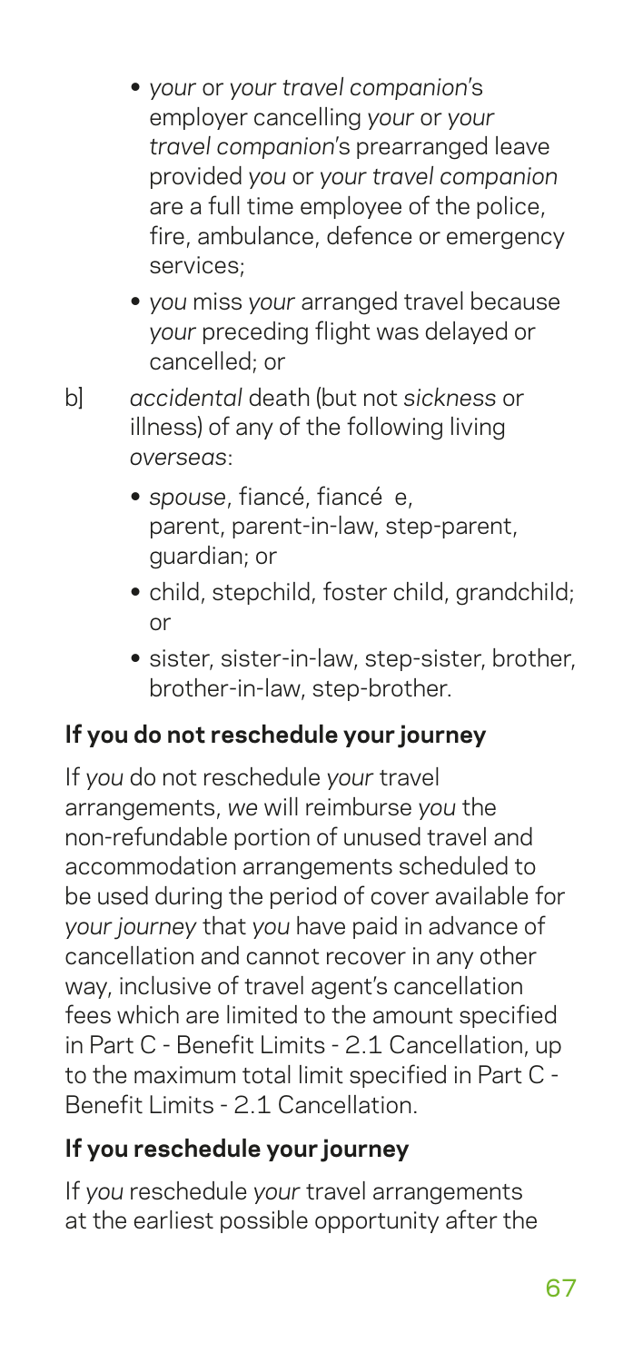- *your* or *your travel companion*'s employer cancelling *your* or *your travel companion*'s prearranged leave provided *you* or *your travel companion* are a full time employee of the police, fire, ambulance, defence or emergency services;
- *you* miss *your* arranged travel because *your* preceding flight was delayed or cancelled; or

b] *accidental* death (but not *sickness* or illness) of any of the following living *overseas*:

- *spouse*, fiancé, fiancé e, parent, parent-in-law, step-parent, guardian; or
- child, stepchild, foster child, grandchild; or
- sister, sister-in-law, step-sister, brother, brother-in-law, step-brother.

**If you do not reschedule your journey**

If *you* do not reschedule *your* travel arrangements, *we* will reimburse *you* the non-refundable portion of unused travel and accommodation arrangements scheduled to be used during the period of cover available for *your journey* that *you* have paid in advance of cancellation and cannot recover in any other way, inclusive of travel agent's cancellation fees which are limited to the amount specified in Part C - Benefit Limits - 2.1 Cancellation, up to the maximum total limit specified in Part C - Benefit Limits - 2.1 Cancellation.

**If you reschedule your journey**

If *you* reschedule *your* travel arrangements at the earliest possible opportunity after the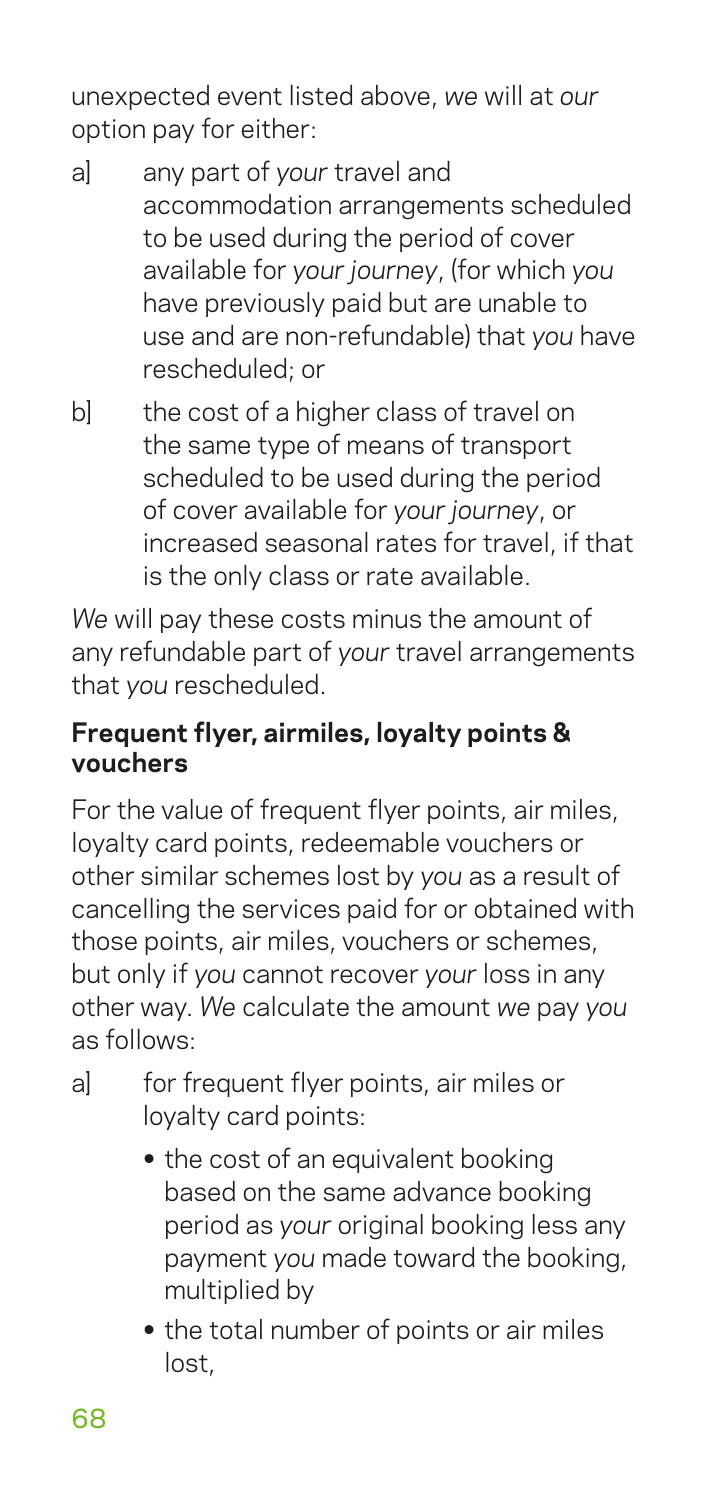unexpected event listed above, *we* will at *our* option pay for either:

a] any part of *your* travel and accommodation arrangements scheduled to be used during the period of cover available for *your journey*, (for which *you* have previously paid but are unable to use and are non-refundable) that *you* have rescheduled; or

b] the cost of a higher class of travel on the same type of means of transport scheduled to be used during the period of cover available for *your journey*, or increased seasonal rates for travel, if that is the only class or rate available.

*We* will pay these costs minus the amount of any refundable part of *your* travel arrangements that *you* rescheduled.

**Frequent flyer, airmiles, loyalty points & vouchers**

For the value of frequent flyer points, air miles, loyalty card points, redeemable vouchers or other similar schemes lost by *you* as a result of cancelling the services paid for or obtained with those points, air miles, vouchers or schemes, but only if *you* cannot recover *your* loss in any other way. *We* calculate the amount *we* pay *you* as follows:

a] for frequent flyer points, air miles or loyalty card points:

- the cost of an equivalent booking based on the same advance booking period as *your* original booking less any payment *you* made toward the booking, multiplied by
- the total number of points or air miles lost,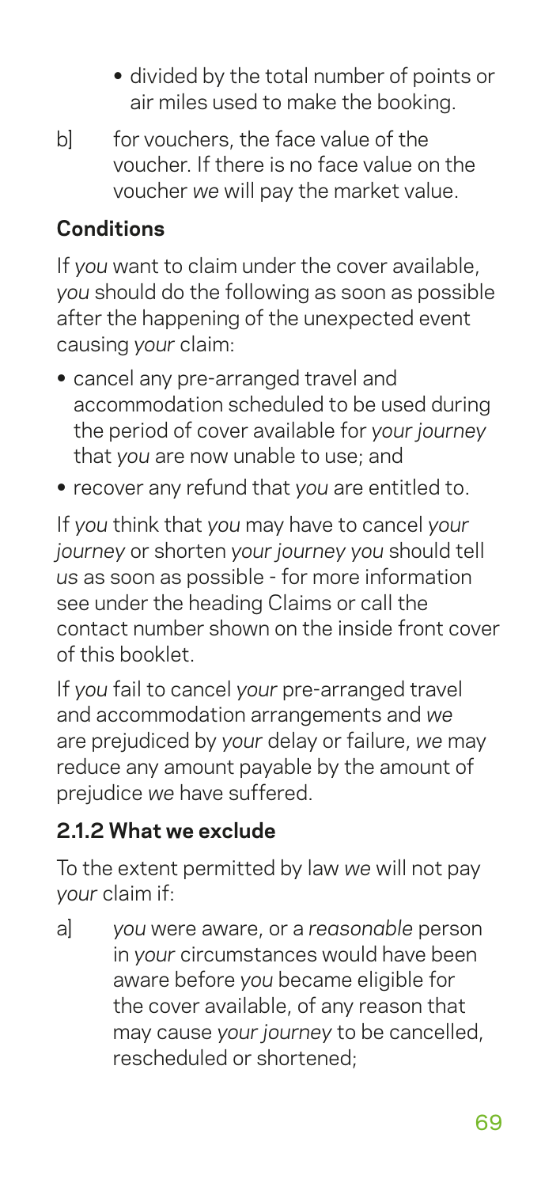- divided by the total number of points or air miles used to make the booking.

b] for vouchers, the face value of the voucher. If there is no face value on the voucher *we* will pay the market value.

**Conditions**

If *you* want to claim under the cover available, *you* should do the following as soon as possible after the happening of the unexpected event causing *your* claim:

- cancel any pre-arranged travel and accommodation scheduled to be used during the period of cover available for *your journey* that *you* are now unable to use; and
- recover any refund that *you* are entitled to.

If *you* think that *you* may have to cancel *your journey* or shorten *your journey you* should tell *us* as soon as possible - for more information see under the heading Claims or call the contact number shown on the inside front cover of this booklet.

If *you* fail to cancel *your* pre-arranged travel and accommodation arrangements and *we* are prejudiced by *your* delay or failure, *we* may reduce any amount payable by the amount of prejudice *we* have suffered.

### 2.1.2 What we exclude

To the extent permitted by law *we* will not pay *your* claim if:

a] *you* were aware, or a *reasonable* person in *your* circumstances would have been aware before *you* became eligible for the cover available, of any reason that may cause *your journey* to be cancelled, rescheduled or shortened;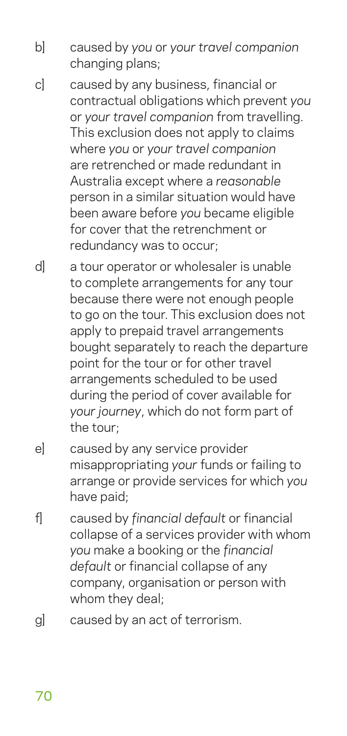b] caused by *you* or *your travel companion* changing plans;

c] caused by any business, financial or contractual obligations which prevent *you* or *your travel companion* from travelling. This exclusion does not apply to claims where *you* or *your travel companion* are retrenched or made redundant in Australia except where a *reasonable* person in a similar situation would have been aware before *you* became eligible for cover that the retrenchment or redundancy was to occur;

d] a tour operator or wholesaler is unable to complete arrangements for any tour because there were not enough people to go on the tour. This exclusion does not apply to prepaid travel arrangements bought separately to reach the departure point for the tour or for other travel arrangements scheduled to be used during the period of cover available for *your journey*, which do not form part of the tour;

e] caused by any service provider misappropriating *your* funds or failing to arrange or provide services for which *you* have paid;

f] caused by *financial default* or financial collapse of a services provider with whom *you* make a booking or the *financial default* or financial collapse of any company, organisation or person with whom they deal;

g] caused by an act of terrorism.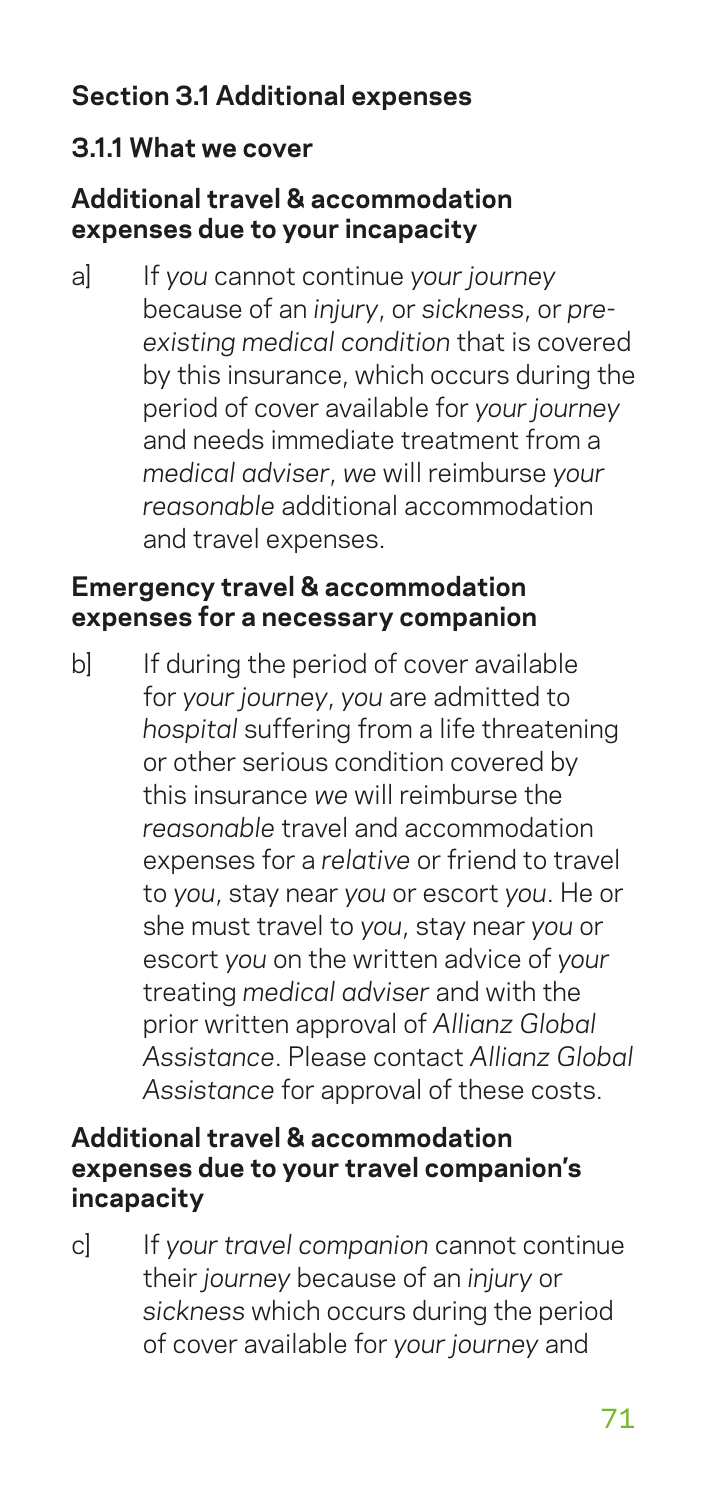## Section 3.1 Additional expenses

### 3.1.1 What we cover

#### Additional travel & accommodation expenses due to your incapacity

a] If *you* cannot continue *your journey* because of an *injury*, or *sickness*, or *pre-existing medical condition* that is covered by this insurance, which occurs during the period of cover available for *your journey* and needs immediate treatment from a *medical adviser*, *we* will reimburse *your reasonable* additional accommodation and travel expenses.

#### Emergency travel & accommodation expenses for a necessary companion

b] If during the period of cover available for *your journey*, *you* are admitted to *hospital* suffering from a life threatening or other serious condition covered by this insurance *we* will reimburse the *reasonable* travel and accommodation expenses for a *relative* or friend to travel to *you*, stay near *you* or escort *you*. He or she must travel to *you*, stay near *you* or escort *you* on the written advice of *your* treating *medical adviser* and with the prior written approval of *Allianz Global Assistance*. Please contact *Allianz Global Assistance* for approval of these costs.

#### Additional travel & accommodation expenses due to your travel companion's incapacity

c] If *your travel companion* cannot continue their *journey* because of an *injury* or *sickness* which occurs during the period of cover available for *your journey* and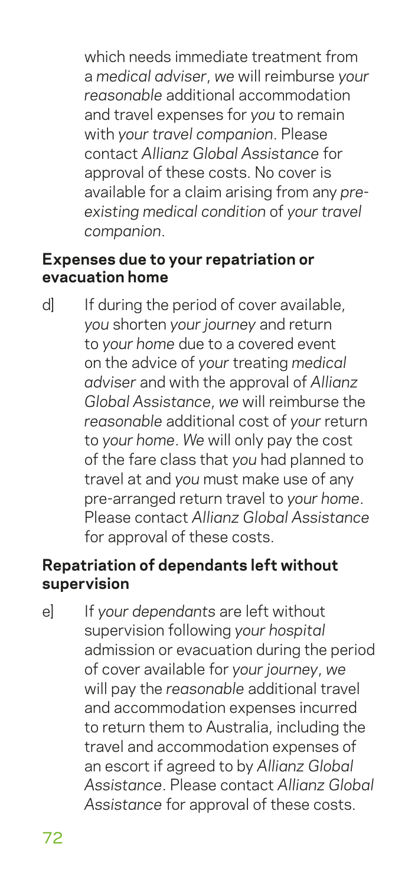which needs immediate treatment from a *medical adviser*, *we* will reimburse *your reasonable* additional accommodation and travel expenses for *you* to remain with *your travel companion*. Please contact *Allianz Global Assistance* for approval of these costs. No cover is available for a claim arising from any *pre-existing medical condition* of *your travel companion*.

**Expenses due to your repatriation or evacuation home**

d] If during the period of cover available, *you* shorten *your journey* and return to *your home* due to a covered event on the advice of *your* treating *medical adviser* and with the approval of *Allianz Global Assistance*, *we* will reimburse the *reasonable* additional cost of *your* return to *your home*. *We* will only pay the cost of the fare class that *you* had planned to travel at and *you* must make use of any pre-arranged return travel to *your home*. Please contact *Allianz Global Assistance* for approval of these costs.

**Repatriation of dependants left without supervision**

e] If *your dependants* are left without supervision following *your hospital* admission or evacuation during the period of cover available for *your journey*, *we* will pay the *reasonable* additional travel and accommodation expenses incurred to return them to Australia, including the travel and accommodation expenses of an escort if agreed to by *Allianz Global Assistance*. Please contact *Allianz Global Assistance* for approval of these costs.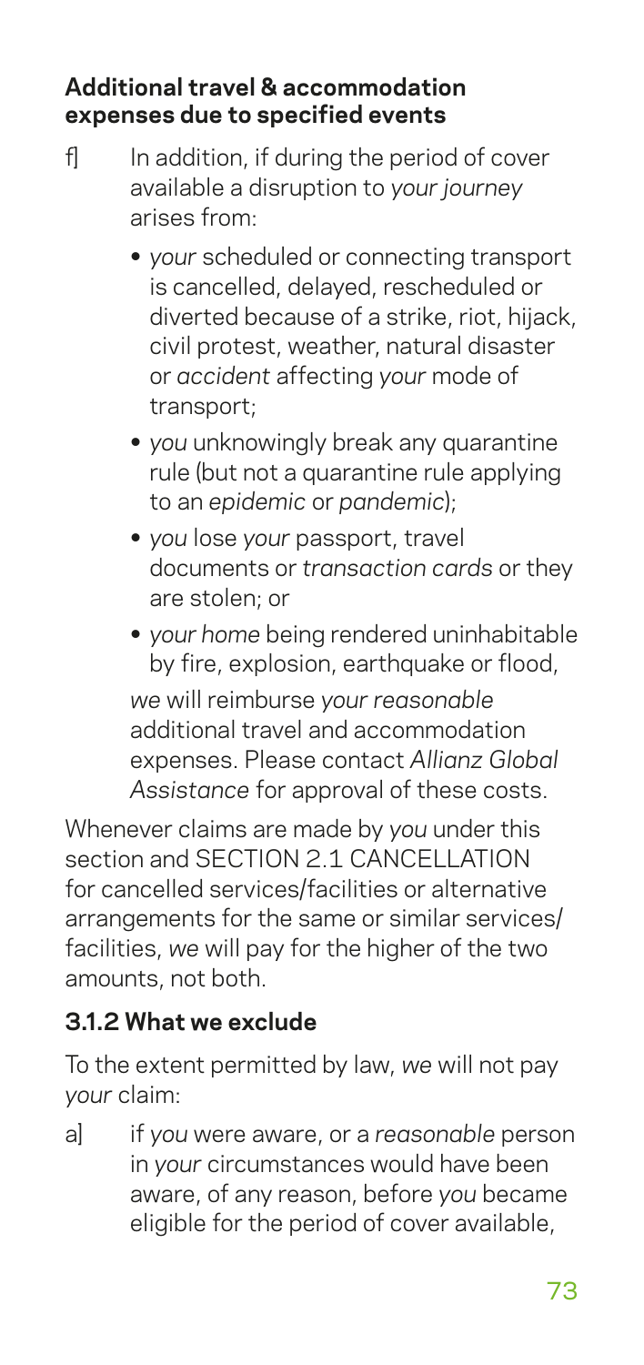**Additional travel & accommodation expenses due to specified events**

f] In addition, if during the period of cover available a disruption to *your journey* arises from:

- *your* scheduled or connecting transport is cancelled, delayed, rescheduled or diverted because of a strike, riot, hijack, civil protest, weather, natural disaster or *accident* affecting *your* mode of transport;
- *you* unknowingly break any quarantine rule (but not a quarantine rule applying to an *epidemic* or *pandemic*);
- *you* lose *your* passport, travel documents or *transaction cards* or they are stolen; or
- *your home* being rendered uninhabitable by fire, explosion, earthquake or flood,

*we* will reimburse *your reasonable* additional travel and accommodation expenses. Please contact *Allianz Global Assistance* for approval of these costs.

Whenever claims are made by *you* under this section and SECTION 2.1 CANCELLATION for cancelled services/facilities or alternative arrangements for the same or similar services/facilities, *we* will pay for the higher of the two amounts, not both.

### 3.1.2 What we exclude

To the extent permitted by law, *we* will not pay *your* claim:

a] if *you* were aware, or a *reasonable* person in *your* circumstances would have been aware, of any reason, before *you* became eligible for the period of cover available,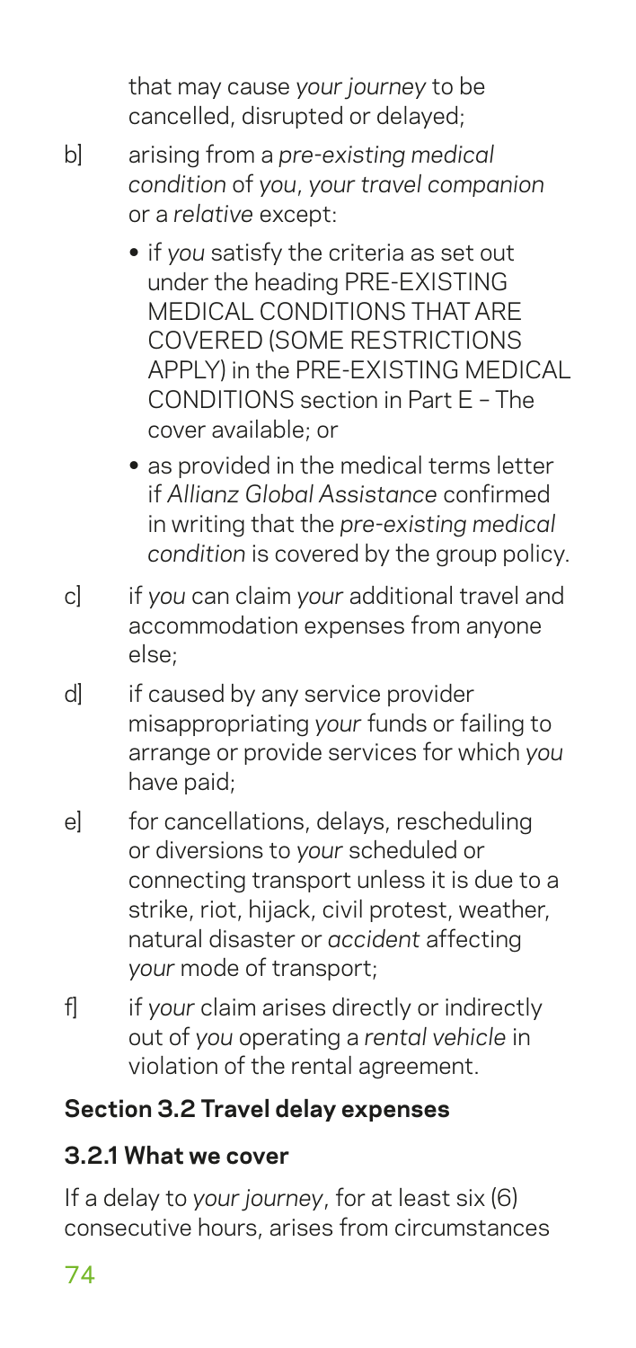that may cause *your journey* to be cancelled, disrupted or delayed;

b] arising from a *pre-existing medical condition* of *you*, *your travel companion* or a *relative* except:

- if *you* satisfy the criteria as set out under the heading PRE-EXISTING MEDICAL CONDITIONS THAT ARE COVERED (SOME RESTRICTIONS APPLY) in the PRE-EXISTING MEDICAL CONDITIONS section in Part E – The cover available; or
- as provided in the medical terms letter if *Allianz Global Assistance* confirmed in writing that the *pre-existing medical condition* is covered by the group policy.

c] if *you* can claim *your* additional travel and accommodation expenses from anyone else;

d] if caused by any service provider misappropriating *your* funds or failing to arrange or provide services for which *you* have paid;

e] for cancellations, delays, rescheduling or diversions to *your* scheduled or connecting transport unless it is due to a strike, riot, hijack, civil protest, weather, natural disaster or *accident* affecting *your* mode of transport;

f] if *your* claim arises directly or indirectly out of *you* operating a *rental vehicle* in violation of the rental agreement.

## Section 3.2 Travel delay expenses

### 3.2.1 What we cover

If a delay to *your journey*, for at least six (6) consecutive hours, arises from circumstances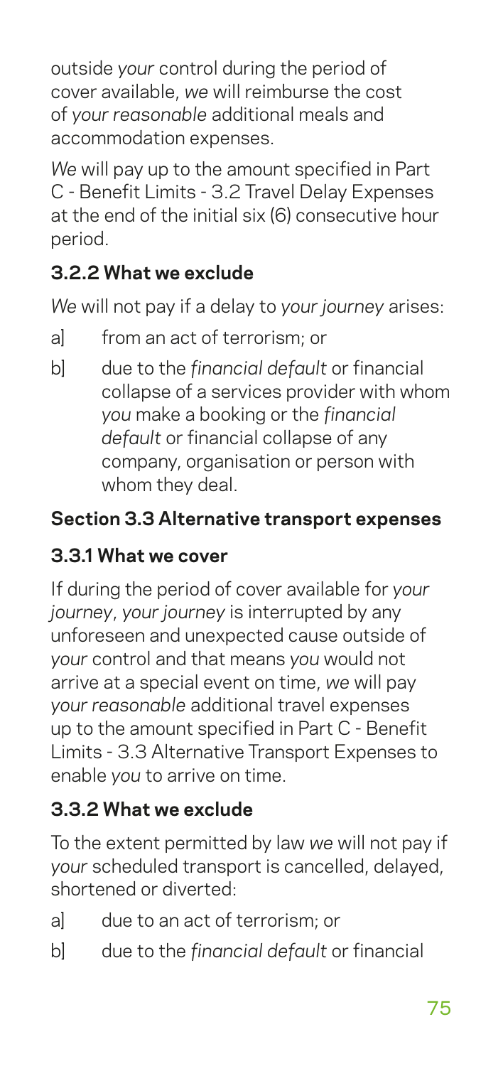outside *your* control during the period of cover available, *we* will reimburse the cost of *your reasonable* additional meals and accommodation expenses.

*We* will pay up to the amount specified in Part C - Benefit Limits - 3.2 Travel Delay Expenses at the end of the initial six (6) consecutive hour period.

### 3.2.2 What we exclude

*We* will not pay if a delay to *your journey* arises:

a] from an act of terrorism; or

b] due to the *financial default* or financial collapse of a services provider with whom *you* make a booking or the *financial default* or financial collapse of any company, organisation or person with whom they deal.

### Section 3.3 Alternative transport expenses

### 3.3.1 What we cover

If during the period of cover available for *your journey*, *your journey* is interrupted by any unforeseen and unexpected cause outside of *your* control and that means *you* would not arrive at a special event on time, *we* will pay *your reasonable* additional travel expenses up to the amount specified in Part C - Benefit Limits - 3.3 Alternative Transport Expenses to enable *you* to arrive on time.

### 3.3.2 What we exclude

To the extent permitted by law *we* will not pay if *your* scheduled transport is cancelled, delayed, shortened or diverted:

a] due to an act of terrorism; or

b] due to the *financial default* or financial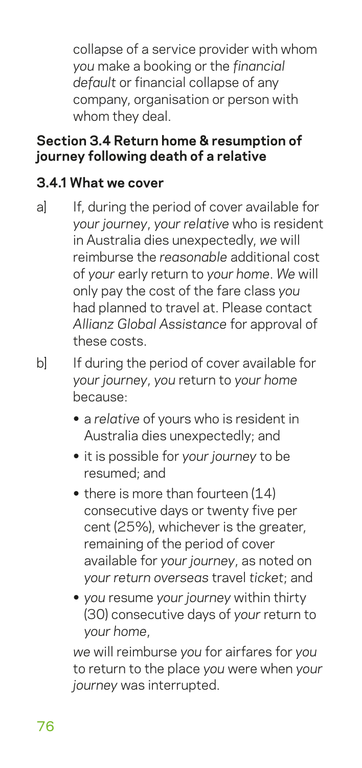collapse of a service provider with whom *you* make a booking or the *financial default* or financial collapse of any company, organisation or person with whom they deal.

**Section 3.4 Return home & resumption of journey following death of a relative**

**3.4.1 What we cover**

a] If, during the period of cover available for *your journey*, *your relative* who is resident in Australia dies unexpectedly, *we* will reimburse the *reasonable* additional cost of *your* early return to *your home*. *We* will only pay the cost of the fare class *you* had planned to travel at. Please contact *Allianz Global Assistance* for approval of these costs.

b] If during the period of cover available for *your journey*, *you* return to *your home* because:

- a *relative* of yours who is resident in Australia dies unexpectedly; and
- it is possible for *your journey* to be resumed; and
- there is more than fourteen (14) consecutive days or twenty five per cent (25%), whichever is the greater, remaining of the period of cover available for *your journey*, as noted on *your return overseas* travel *ticket*; and
- *you* resume *your journey* within thirty (30) consecutive days of *your* return to *your home*,

*we* will reimburse *you* for airfares for *you* to return to the place *you* were when *your journey* was interrupted.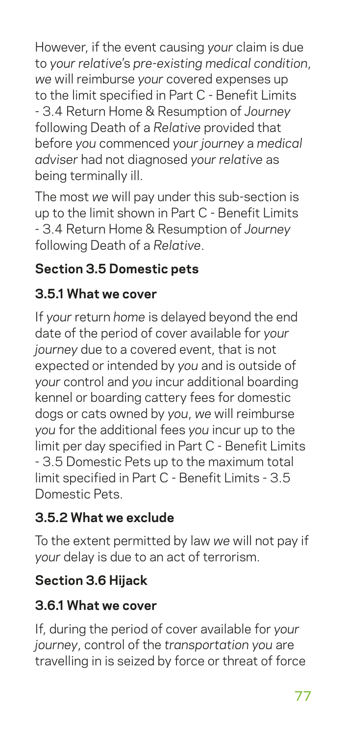However, if the event causing *your* claim is due to *your relative's pre-existing medical condition*, *we* will reimburse *your* covered expenses up to the limit specified in Part C - Benefit Limits - 3.4 Return Home & Resumption of *Journey* following Death of a *Relative* provided that before *you* commenced *your journey* a *medical adviser* had not diagnosed *your relative* as being terminally ill.

The most *we* will pay under this sub-section is up to the limit shown in Part C - Benefit Limits - 3.4 Return Home & Resumption of *Journey* following Death of a *Relative*.

### Section 3.5 Domestic pets

#### 3.5.1 What we cover

If *your* return *home* is delayed beyond the end date of the period of cover available for *your journey* due to a covered event, that is not expected or intended by *you* and is outside of *your* control and *you* incur additional boarding kennel or boarding cattery fees for domestic dogs or cats owned by *you*, *we* will reimburse *you* for the additional fees *you* incur up to the limit per day specified in Part C - Benefit Limits - 3.5 Domestic Pets up to the maximum total limit specified in Part C - Benefit Limits - 3.5 Domestic Pets.

#### 3.5.2 What we exclude

To the extent permitted by law *we* will not pay if *your* delay is due to an act of terrorism.

### Section 3.6 Hijack

#### 3.6.1 What we cover

If, during the period of cover available for *your journey*, control of the *transportation you* are travelling in is seized by force or threat of force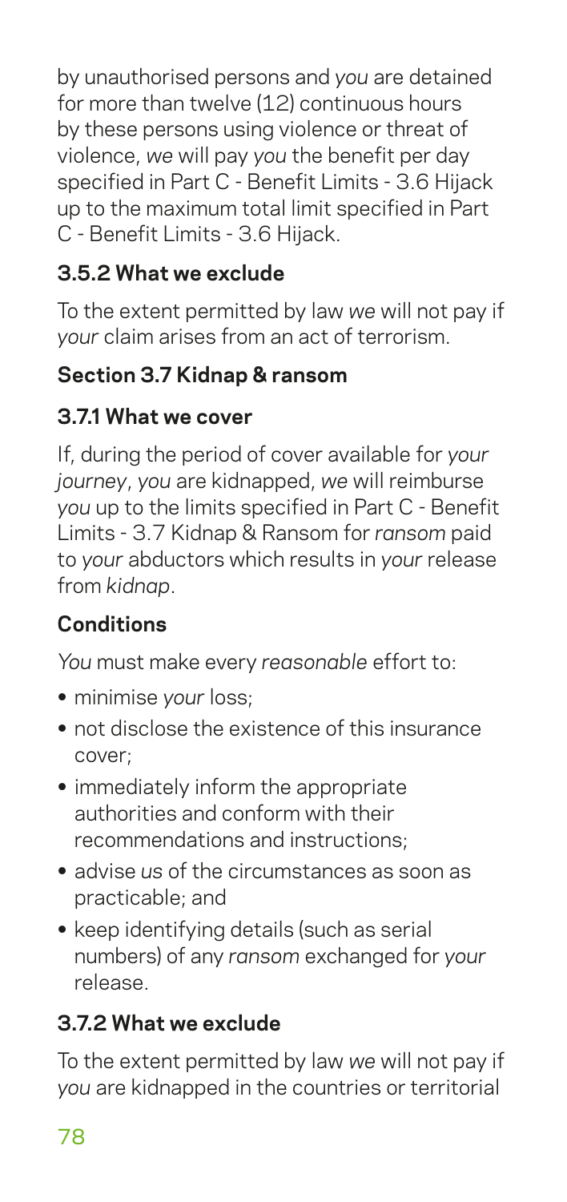by unauthorised persons and *you* are detained for more than twelve (12) continuous hours by these persons using violence or threat of violence, *we* will pay *you* the benefit per day specified in Part C - Benefit Limits - 3.6 Hijack up to the maximum total limit specified in Part C - Benefit Limits - 3.6 Hijack.

### 3.5.2 What we exclude

To the extent permitted by law *we* will not pay if *your* claim arises from an act of terrorism.

## Section 3.7 Kidnap & ransom

### 3.7.1 What we cover

If, during the period of cover available for *your journey*, *you* are kidnapped, *we* will reimburse *you* up to the limits specified in Part C - Benefit Limits - 3.7 Kidnap & Ransom for *ransom* paid to *your* abductors which results in *your* release from *kidnap*.

### Conditions

*You* must make every *reasonable* effort to:

- minimise *your* loss;
- not disclose the existence of this insurance cover;
- immediately inform the appropriate authorities and conform with their recommendations and instructions;
- advise *us* of the circumstances as soon as practicable; and
- keep identifying details (such as serial numbers) of any *ransom* exchanged for *your* release.

### 3.7.2 What we exclude

To the extent permitted by law *we* will not pay if *you* are kidnapped in the countries or territorial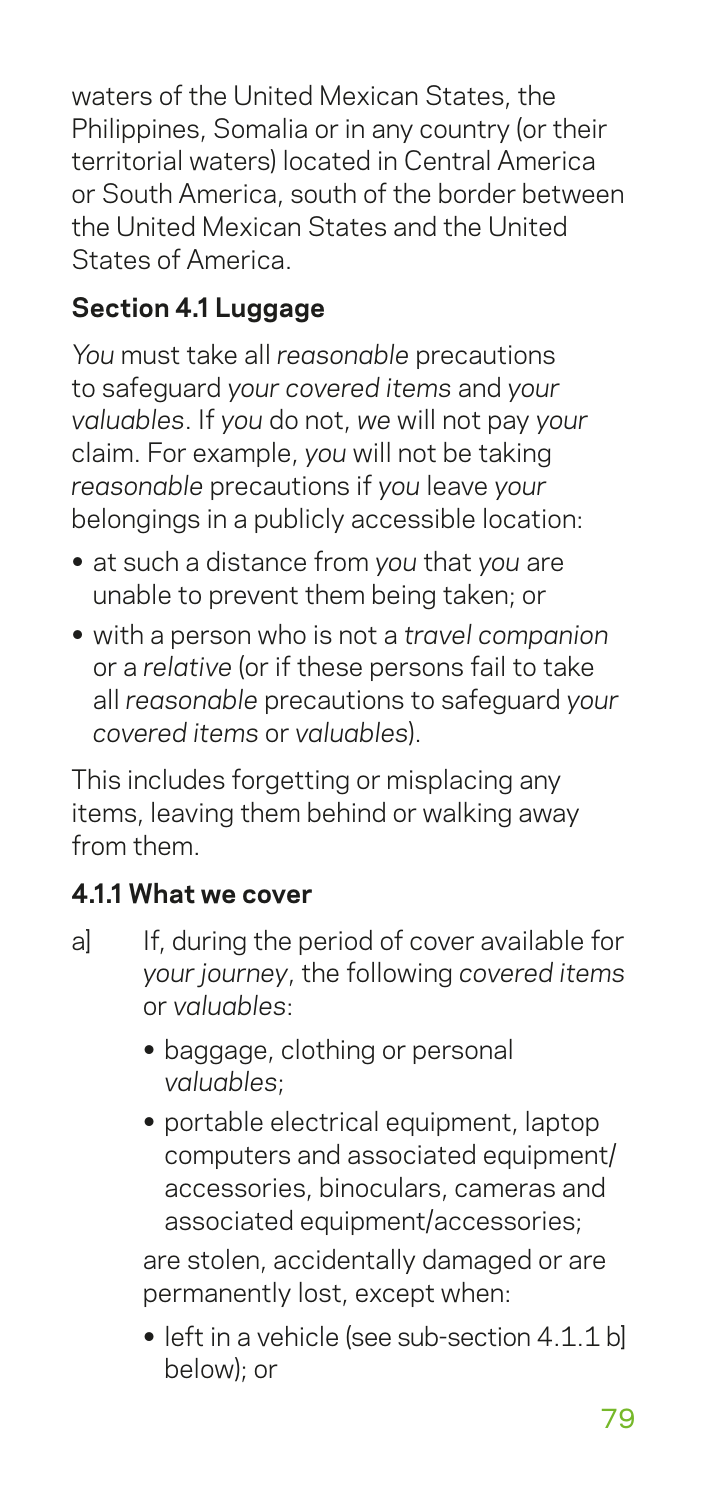waters of the United Mexican States, the Philippines, Somalia or in any country (or their territorial waters) located in Central America or South America, south of the border between the United Mexican States and the United States of America.

### Section 4.1 Luggage

*You* must take all *reasonable* precautions to safeguard *your covered items* and *your valuables*. If *you* do not, *we* will not pay *your* claim. For example, *you* will not be taking *reasonable* precautions if *you* leave *your* belongings in a publicly accessible location:

- at such a distance from *you* that *you* are unable to prevent them being taken; or
- with a person who is not a *travel companion* or a *relative* (or if these persons fail to take all *reasonable* precautions to safeguard *your covered items* or *valuables*).

This includes forgetting or misplacing any items, leaving them behind or walking away from them.

#### 4.1.1 What we cover

a] If, during the period of cover available for *your journey*, the following *covered items* or *valuables*:

- baggage, clothing or personal *valuables*;
- portable electrical equipment, laptop computers and associated equipment/accessories, binoculars, cameras and associated equipment/accessories;

are stolen, accidentally damaged or are permanently lost, except when:

- left in a vehicle (see sub-section 4.1.1 b] below); or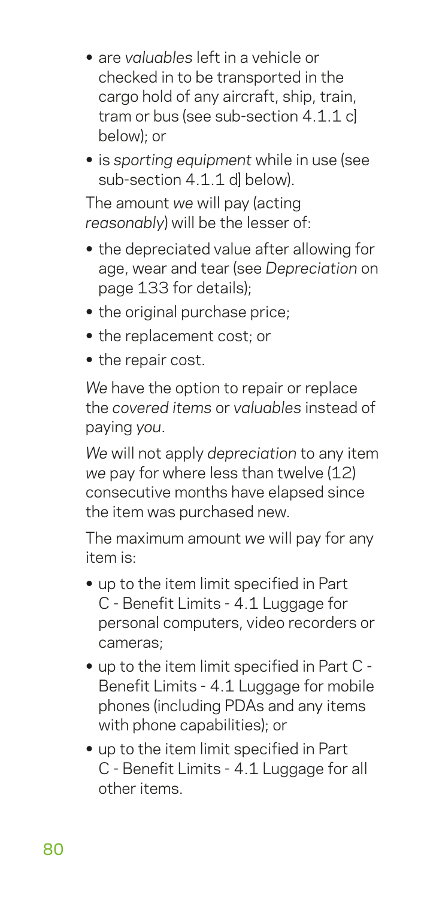- are *valuables* left in a vehicle or checked in to be transported in the cargo hold of any aircraft, ship, train, tram or bus (see sub-section 4.1.1 c] below); or
- is *sporting equipment* while in use (see sub-section 4.1.1 d] below).

The amount *we* will pay (acting *reasonably*) will be the lesser of:

- the depreciated value after allowing for age, wear and tear (see *Depreciation* on page 133 for details);
- the original purchase price;
- the replacement cost; or
- the repair cost.

*We* have the option to repair or replace the *covered items* or *valuables* instead of paying *you*.

*We* will not apply *depreciation* to any item *we* pay for where less than twelve (12) consecutive months have elapsed since the item was purchased new.

The maximum amount *we* will pay for any item is:

- up to the item limit specified in Part C - Benefit Limits - 4.1 Luggage for personal computers, video recorders or cameras;
- up to the item limit specified in Part C - Benefit Limits - 4.1 Luggage for mobile phones (including PDAs and any items with phone capabilities); or
- up to the item limit specified in Part C - Benefit Limits - 4.1 Luggage for all other items.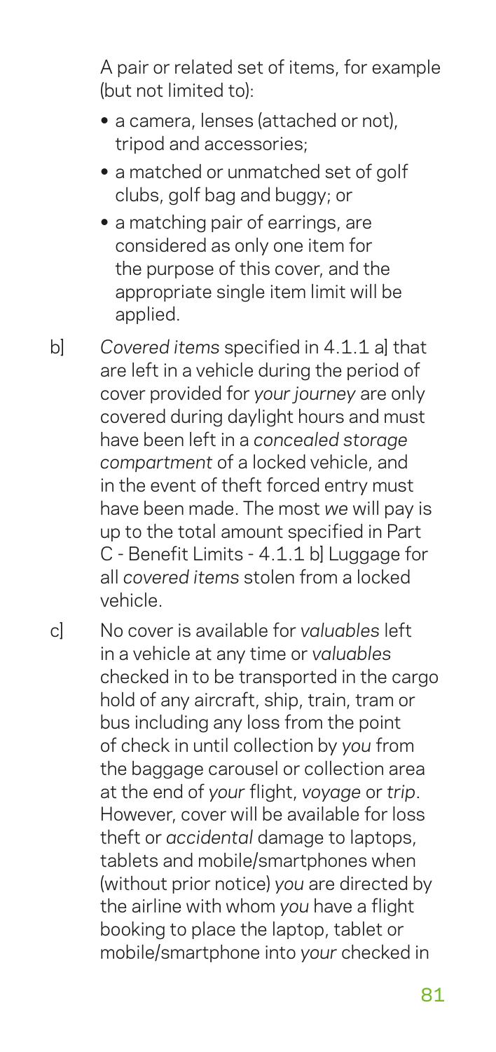A pair or related set of items, for example (but not limited to):

- a camera, lenses (attached or not), tripod and accessories;
- a matched or unmatched set of golf clubs, golf bag and buggy; or
- a matching pair of earrings, are considered as only one item for the purpose of this cover, and the appropriate single item limit will be applied.

b] *Covered items* specified in 4.1.1 a] that are left in a vehicle during the period of cover provided for *your journey* are only covered during daylight hours and must have been left in a *concealed storage compartment* of a locked vehicle, and in the event of theft forced entry must have been made. The most *we* will pay is up to the total amount specified in Part C - Benefit Limits - 4.1.1 b] Luggage for all *covered items* stolen from a locked vehicle.

c] No cover is available for *valuables* left in a vehicle at any time or *valuables* checked in to be transported in the cargo hold of any aircraft, ship, train, tram or bus including any loss from the point of check in until collection by *you* from the baggage carousel or collection area at the end of *your* flight, *voyage* or *trip*. However, cover will be available for loss theft or *accidental* damage to laptops, tablets and mobile/smartphones when (without prior notice) *you* are directed by the airline with whom *you* have a flight booking to place the laptop, tablet or mobile/smartphone into *your* checked in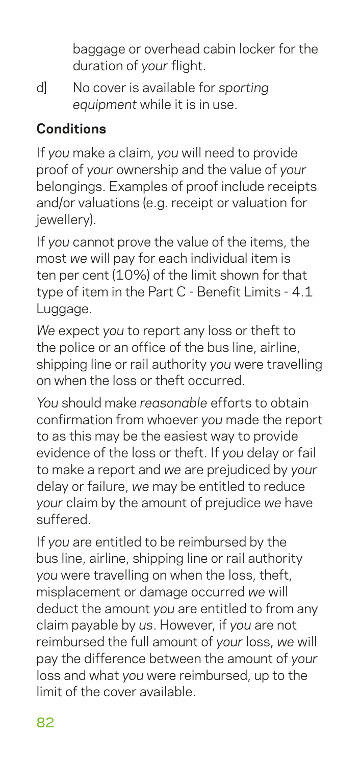baggage or overhead cabin locker for the duration of *your* flight.

d] No cover is available for *sporting equipment* while it is in use.

**Conditions**

If *you* make a claim, *you* will need to provide proof of *your* ownership and the value of *your* belongings. Examples of proof include receipts and/or valuations (e.g. receipt or valuation for jewellery).

If *you* cannot prove the value of the items, the most *we* will pay for each individual item is ten per cent (10%) of the limit shown for that type of item in the Part C - Benefit Limits - 4.1 Luggage.

*We* expect *you* to report any loss or theft to the police or an office of the bus line, airline, shipping line or rail authority *you* were travelling on when the loss or theft occurred.

*You* should make *reasonable* efforts to obtain confirmation from whoever *you* made the report to as this may be the easiest way to provide evidence of the loss or theft. If *you* delay or fail to make a report and *we* are prejudiced by *your* delay or failure, *we* may be entitled to reduce *your* claim by the amount of prejudice *we* have suffered.

If *you* are entitled to be reimbursed by the bus line, airline, shipping line or rail authority *you* were travelling on when the loss, theft, misplacement or damage occurred *we* will deduct the amount *you* are entitled to from any claim payable by *us*. However, if *you* are not reimbursed the full amount of *your* loss, *we* will pay the difference between the amount of *your* loss and what *you* were reimbursed, up to the limit of the cover available.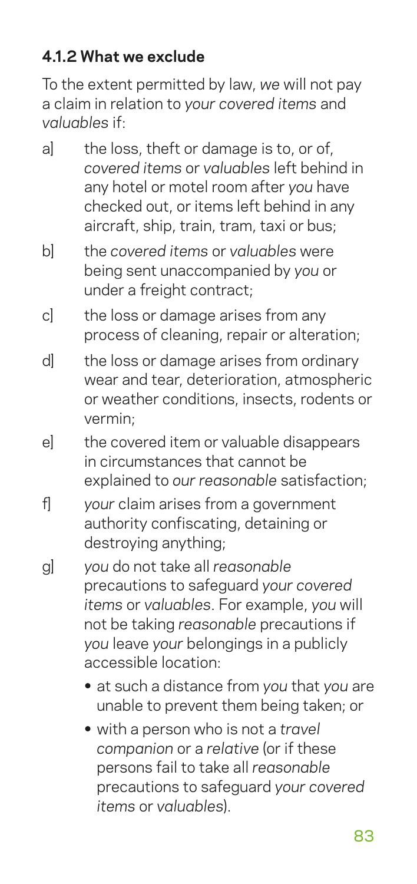### 4.1.2 What we exclude

To the extent permitted by law, *we* will not pay a claim in relation to *your covered items* and *valuables* if:

a] the loss, theft or damage is to, or of, *covered items* or *valuables* left behind in any hotel or motel room after *you* have checked out, or items left behind in any aircraft, ship, train, tram, taxi or bus;

b] the *covered items* or *valuables* were being sent unaccompanied by *you* or under a freight contract;

c] the loss or damage arises from any process of cleaning, repair or alteration;

d] the loss or damage arises from ordinary wear and tear, deterioration, atmospheric or weather conditions, insects, rodents or vermin;

e] the covered item or valuable disappears in circumstances that cannot be explained to *our reasonable* satisfaction;

f] *your* claim arises from a government authority confiscating, detaining or destroying anything;

g] *you* do not take all *reasonable* precautions to safeguard *your covered items* or *valuables*. For example, *you* will not be taking *reasonable* precautions if *you* leave *your* belongings in a publicly accessible location:

- at such a distance from *you* that *you* are unable to prevent them being taken; or
- with a person who is not a *travel companion* or a *relative* (or if these persons fail to take all *reasonable* precautions to safeguard *your covered items* or *valuables*).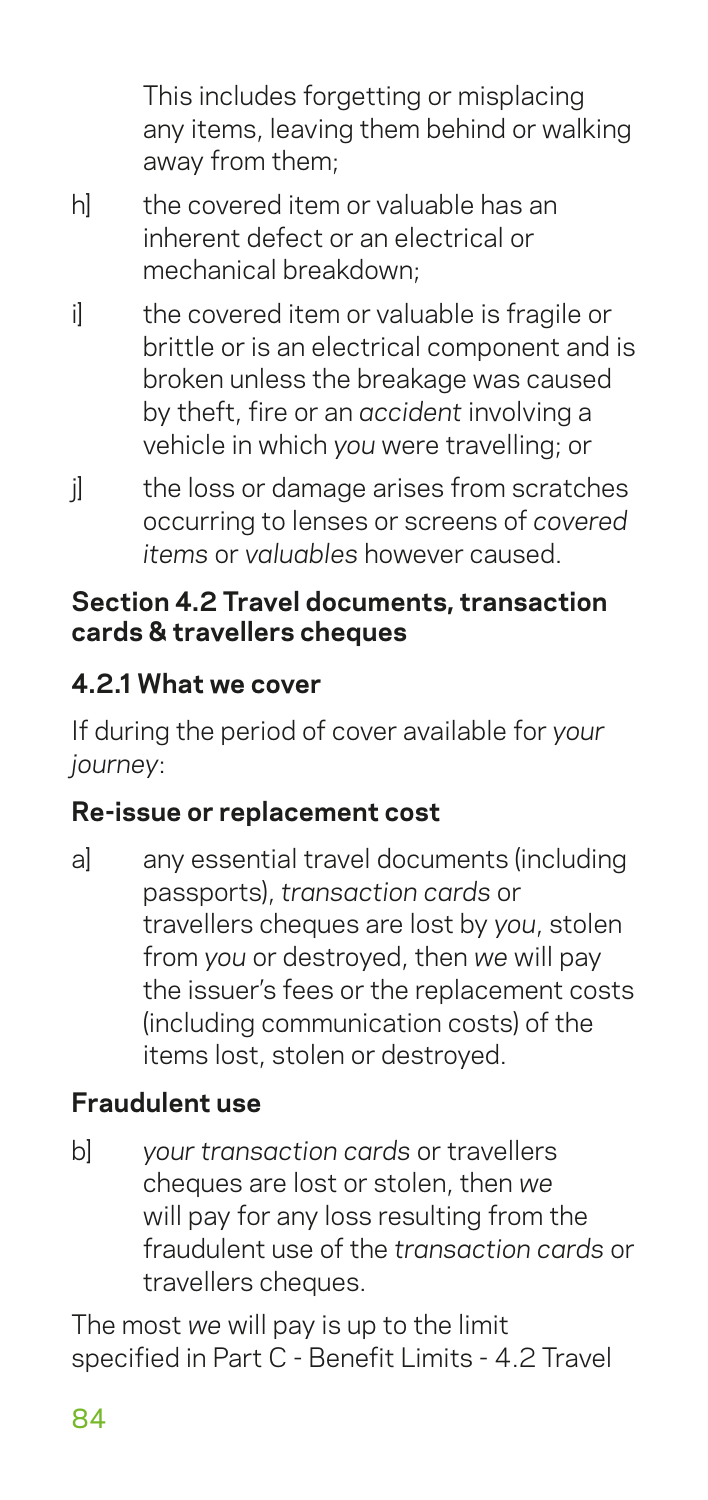This includes forgetting or misplacing any items, leaving them behind or walking away from them;

h] the covered item or valuable has an inherent defect or an electrical or mechanical breakdown;

i] the covered item or valuable is fragile or brittle or is an electrical component and is broken unless the breakage was caused by theft, fire or an *accident* involving a vehicle in which *you* were travelling; or

j] the loss or damage arises from scratches occurring to lenses or screens of *covered items* or *valuables* however caused.

### Section 4.2 Travel documents, transaction cards & travellers cheques

#### 4.2.1 What we cover

If during the period of cover available for *your journey*:

#### Re-issue or replacement cost

a] any essential travel documents (including passports), *transaction cards* or travellers cheques are lost by *you*, stolen from *you* or destroyed, then *we* will pay the issuer's fees or the replacement costs (including communication costs) of the items lost, stolen or destroyed.

#### Fraudulent use

b] *your transaction cards* or travellers cheques are lost or stolen, then *we* will pay for any loss resulting from the fraudulent use of the *transaction cards* or travellers cheques.

The most *we* will pay is up to the limit specified in Part C - Benefit Limits - 4.2 Travel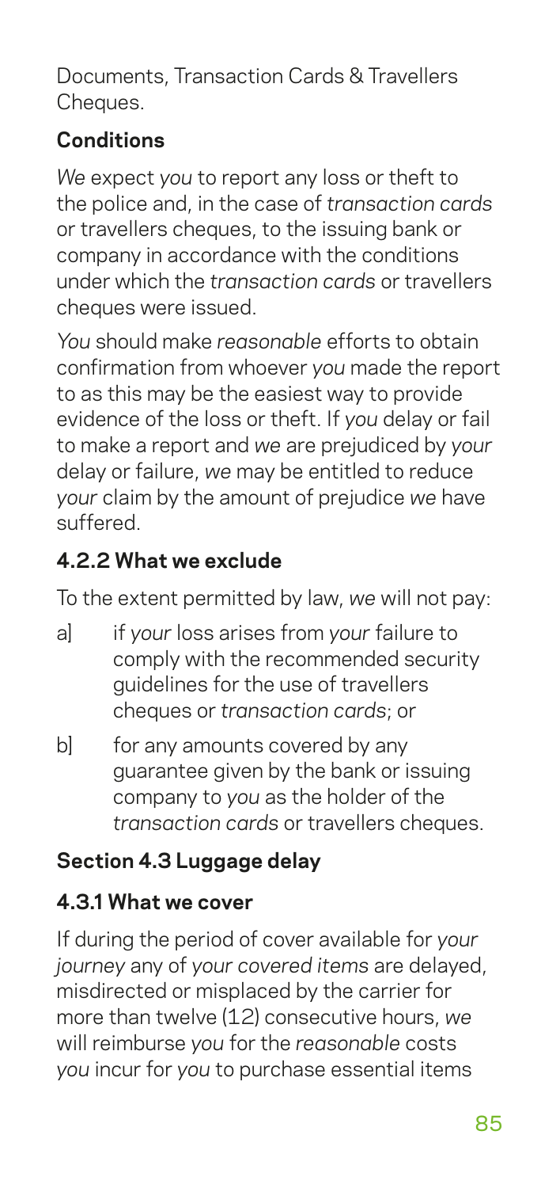Documents, Transaction Cards & Travellers Cheques.

**Conditions**

*We* expect *you* to report any loss or theft to the police and, in the case of *transaction cards* or travellers cheques, to the issuing bank or company in accordance with the conditions under which the *transaction cards* or travellers cheques were issued.

*You* should make *reasonable* efforts to obtain confirmation from whoever *you* made the report to as this may be the easiest way to provide evidence of the loss or theft. If *you* delay or fail to make a report and *we* are prejudiced by *your* delay or failure, *we* may be entitled to reduce *your* claim by the amount of prejudice *we* have suffered.

### 4.2.2 What we exclude

To the extent permitted by law, *we* will not pay:

a] if *your* loss arises from *your* failure to comply with the recommended security guidelines for the use of travellers cheques or *transaction cards*; or

b] for any amounts covered by any guarantee given by the bank or issuing company to *you* as the holder of the *transaction cards* or travellers cheques.

## Section 4.3 Luggage delay

### 4.3.1 What we cover

If during the period of cover available for *your journey* any of *your covered items* are delayed, misdirected or misplaced by the carrier for more than twelve (12) consecutive hours, *we* will reimburse *you* for the *reasonable* costs *you* incur for *you* to purchase essential items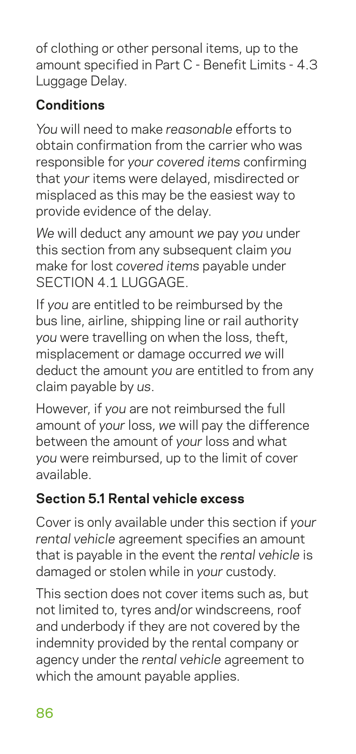of clothing or other personal items, up to the amount specified in Part C - Benefit Limits - 4.3 Luggage Delay.

### Conditions

*You* will need to make *reasonable* efforts to obtain confirmation from the carrier who was responsible for *your covered items* confirming that *your* items were delayed, misdirected or misplaced as this may be the easiest way to provide evidence of the delay.

*We* will deduct any amount *we* pay *you* under this section from any subsequent claim *you* make for lost *covered items* payable under SECTION 4.1 LUGGAGE.

If *you* are entitled to be reimbursed by the bus line, airline, shipping line or rail authority *you* were travelling on when the loss, theft, misplacement or damage occurred *we* will deduct the amount *you* are entitled to from any claim payable by *us*.

However, if *you* are not reimbursed the full amount of *your* loss, *we* will pay the difference between the amount of *your* loss and what *you* were reimbursed, up to the limit of cover available.

### Section 5.1 Rental vehicle excess

Cover is only available under this section if *your rental vehicle* agreement specifies an amount that is payable in the event the *rental vehicle* is damaged or stolen while in *your* custody.

This section does not cover items such as, but not limited to, tyres and/or windscreens, roof and underbody if they are not covered by the indemnity provided by the rental company or agency under the *rental vehicle* agreement to which the amount payable applies.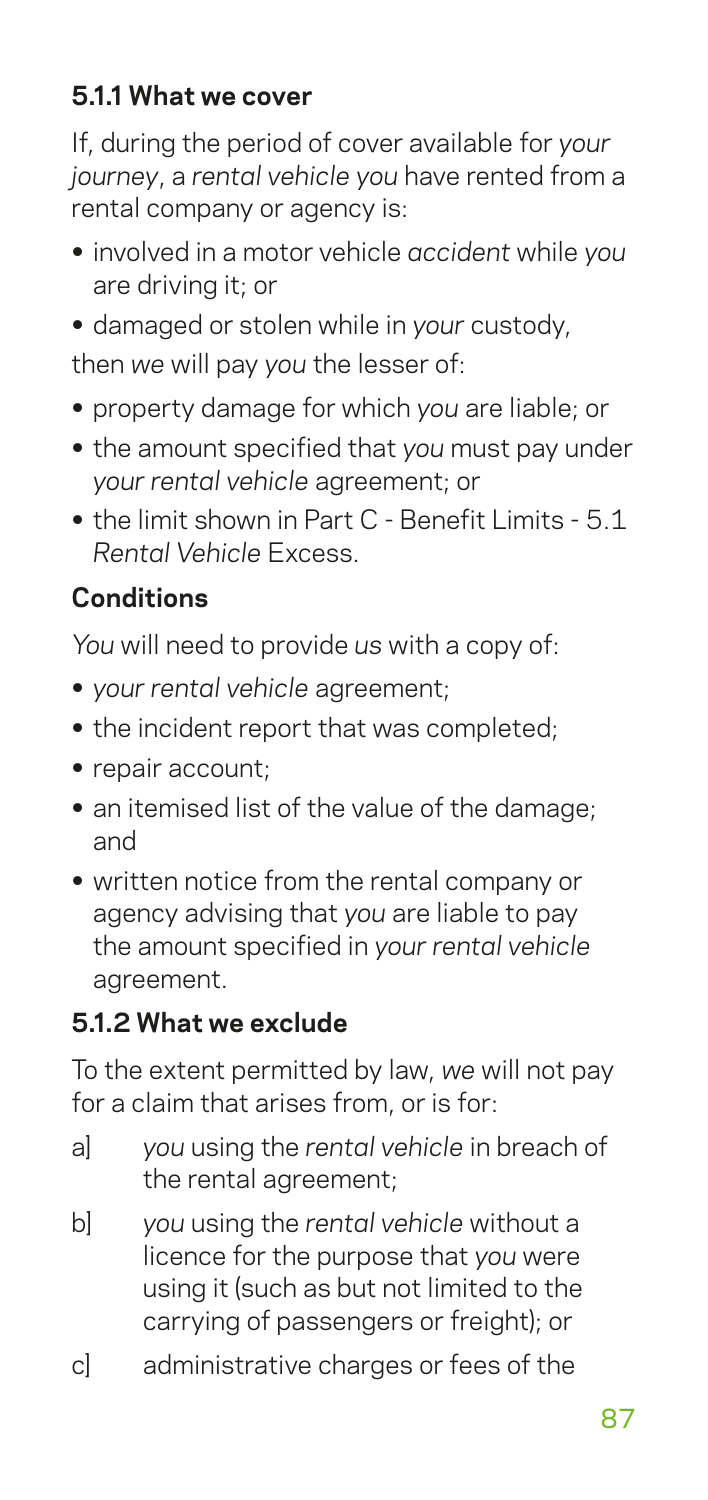### 5.1.1 What we cover

If, during the period of cover available for *your journey*, a *rental vehicle you* have rented from a rental company or agency is:

- involved in a motor vehicle *accident* while *you* are driving it; or
- damaged or stolen while in *your* custody,

then *we* will pay *you* the lesser of:

- property damage for which *you* are liable; or
- the amount specified that *you* must pay under *your rental vehicle* agreement; or
- the limit shown in Part C - Benefit Limits - 5.1 *Rental Vehicle* Excess.

### Conditions

*You* will need to provide *us* with a copy of:

- *your rental vehicle* agreement;
- the incident report that was completed;
- repair account;
- an itemised list of the value of the damage; and
- written notice from the rental company or agency advising that *you* are liable to pay the amount specified in *your rental vehicle* agreement.

### 5.1.2 What we exclude

To the extent permitted by law, *we* will not pay for a claim that arises from, or is for:

a] *you* using the *rental vehicle* in breach of the rental agreement;

b] *you* using the *rental vehicle* without a licence for the purpose that *you* were using it (such as but not limited to the carrying of passengers or freight); or

c] administrative charges or fees of the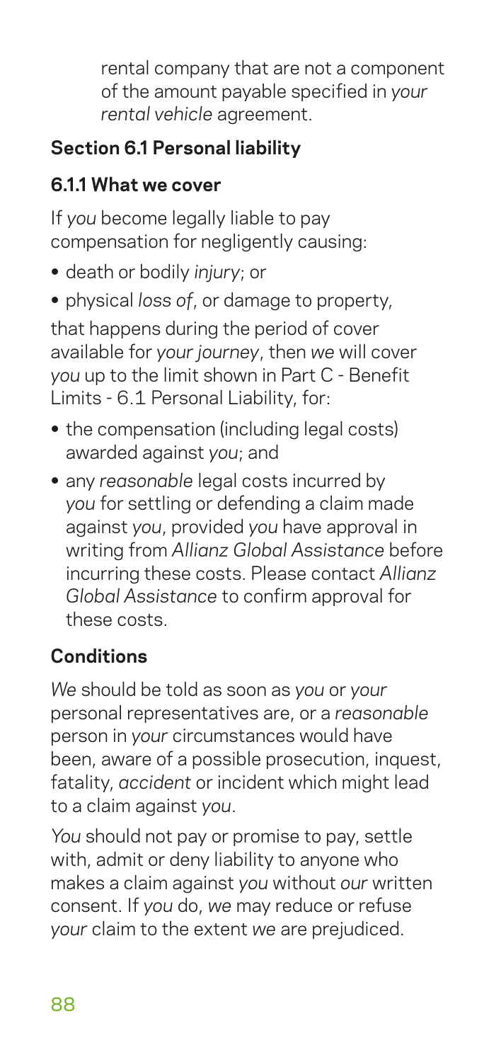rental company that are not a component of the amount payable specified in *your rental vehicle* agreement.

## Section 6.1 Personal liability

### 6.1.1 What we cover

If *you* become legally liable to pay compensation for negligently causing:

- death or bodily *injury*; or
- physical *loss of*, or damage to property,

that happens during the period of cover available for *your journey*, then *we* will cover *you* up to the limit shown in Part C - Benefit Limits - 6.1 Personal Liability, for:

- the compensation (including legal costs) awarded against *you*; and
- any *reasonable* legal costs incurred by *you* for settling or defending a claim made against *you*, provided *you* have approval in writing from *Allianz Global Assistance* before incurring these costs. Please contact *Allianz Global Assistance* to confirm approval for these costs.

### Conditions

*We* should be told as soon as *you* or *your* personal representatives are, or a *reasonable* person in *your* circumstances would have been, aware of a possible prosecution, inquest, fatality, *accident* or incident which might lead to a claim against *you*.

*You* should not pay or promise to pay, settle with, admit or deny liability to anyone who makes a claim against *you* without *our* written consent. If *you* do, *we* may reduce or refuse *your* claim to the extent *we* are prejudiced.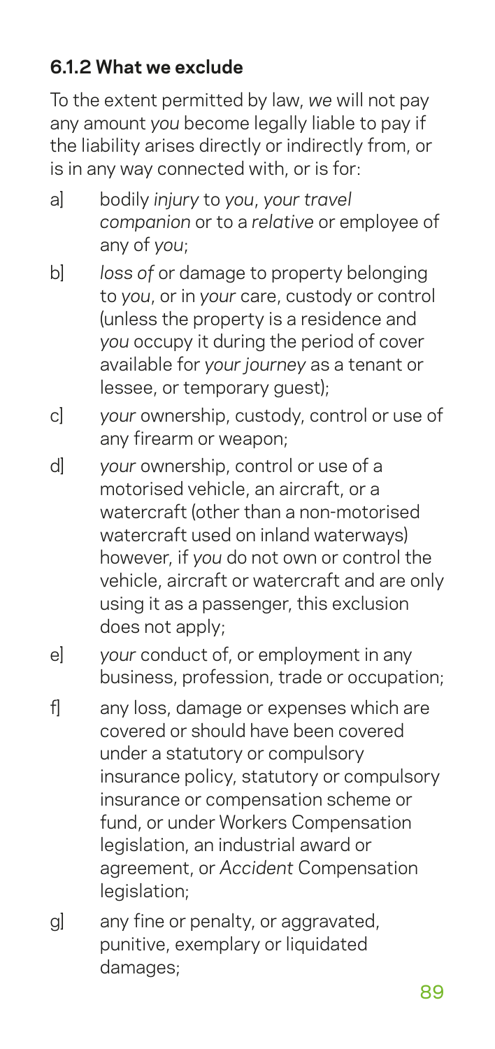### 6.1.2 What we exclude

To the extent permitted by law, *we* will not pay any amount *you* become legally liable to pay if the liability arises directly or indirectly from, or is in any way connected with, or is for:

a] bodily *injury* to *you*, *your travel companion* or to a *relative* or employee of any of *you*;

b] *loss of* or damage to property belonging to *you*, or in *your* care, custody or control (unless the property is a residence and *you* occupy it during the period of cover available for *your journey* as a tenant or lessee, or temporary guest);

c] *your* ownership, custody, control or use of any firearm or weapon;

d] *your* ownership, control or use of a motorised vehicle, an aircraft, or a watercraft (other than a non-motorised watercraft used on inland waterways) however, if *you* do not own or control the vehicle, aircraft or watercraft and are only using it as a passenger, this exclusion does not apply;

e] *your* conduct of, or employment in any business, profession, trade or occupation;

f] any loss, damage or expenses which are covered or should have been covered under a statutory or compulsory insurance policy, statutory or compulsory insurance or compensation scheme or fund, or under Workers Compensation legislation, an industrial award or agreement, or *Accident* Compensation legislation;

g] any fine or penalty, or aggravated, punitive, exemplary or liquidated damages;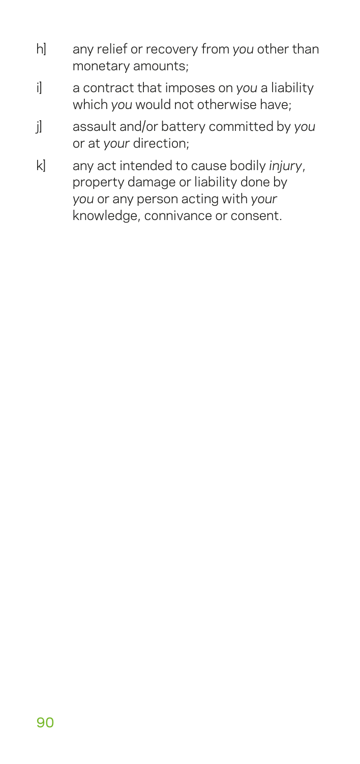h] any relief or recovery from *you* other than monetary amounts;

i] a contract that imposes on *you* a liability which *you* would not otherwise have;

j] assault and/or battery committed by *you* or at *your* direction;

k] any act intended to cause bodily *injury*, property damage or liability done by *you* or any person acting with *your* knowledge, connivance or consent.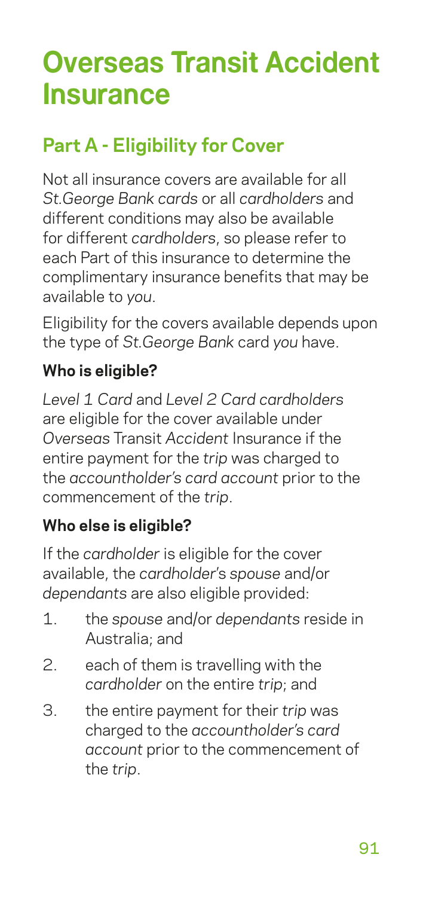# Overseas Transit Accident Insurance

## Part A - Eligibility for Cover

Not all insurance covers are available for all *St.George Bank cards* or all *cardholders* and different conditions may also be available for different *cardholders*, so please refer to each Part of this insurance to determine the complimentary insurance benefits that may be available to *you*.

Eligibility for the covers available depends upon the type of *St.George Bank* card *you* have.

### Who is eligible?

*Level 1 Card* and *Level 2 Card cardholders* are eligible for the cover available under *Overseas* Transit *Accident* Insurance if the entire payment for the *trip* was charged to the *accountholder's card account* prior to the commencement of the *trip*.

### Who else is eligible?

If the *cardholder* is eligible for the cover available, the *cardholder*'s *spouse* and/or *dependants* are also eligible provided:

1. the *spouse* and/or *dependants* reside in Australia; and
2. each of them is travelling with the *cardholder* on the entire *trip*; and
3. the entire payment for their *trip* was charged to the *accountholder's card account* prior to the commencement of the *trip*.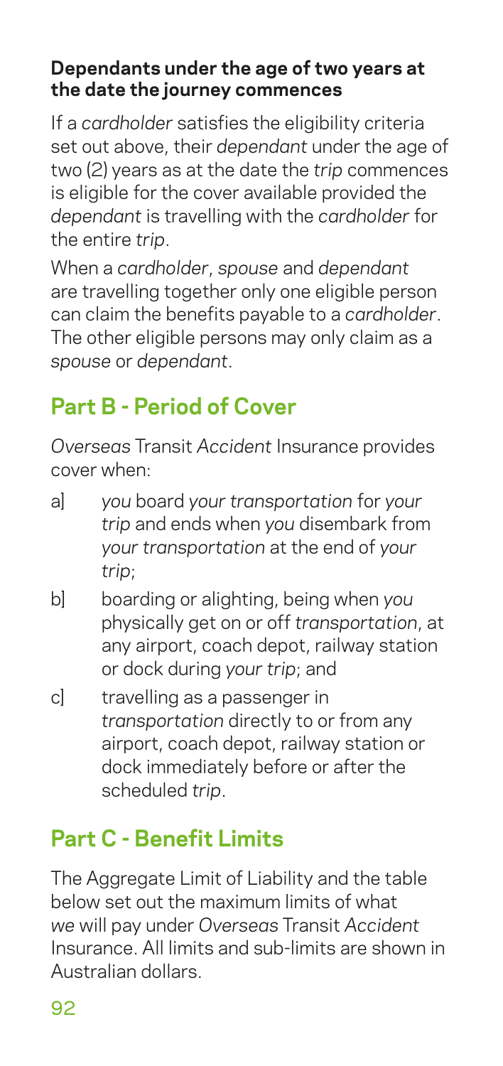**Dependants under the age of two years at the date the journey commences**

If a *cardholder* satisfies the eligibility criteria set out above, their *dependant* under the age of two (2) years as at the date the *trip* commences is eligible for the cover available provided the *dependant* is travelling with the *cardholder* for the entire *trip*.

When a *cardholder*, *spouse* and *dependant* are travelling together only one eligible person can claim the benefits payable to a *cardholder*. The other eligible persons may only claim as a *spouse* or *dependant*.

## Part B - Period of Cover

*Overseas* Transit *Accident* Insurance provides cover when:

a] *you* board *your transportation* for *your trip* and ends when *you* disembark from *your transportation* at the end of *your trip*;

b] boarding or alighting, being when *you* physically get on or off *transportation*, at any airport, coach depot, railway station or dock during *your trip*; and

c] travelling as a passenger in *transportation* directly to or from any airport, coach depot, railway station or dock immediately before or after the scheduled *trip*.

## Part C - Benefit Limits

The Aggregate Limit of Liability and the table below set out the maximum limits of what *we* will pay under *Overseas* Transit *Accident* Insurance. All limits and sub-limits are shown in Australian dollars.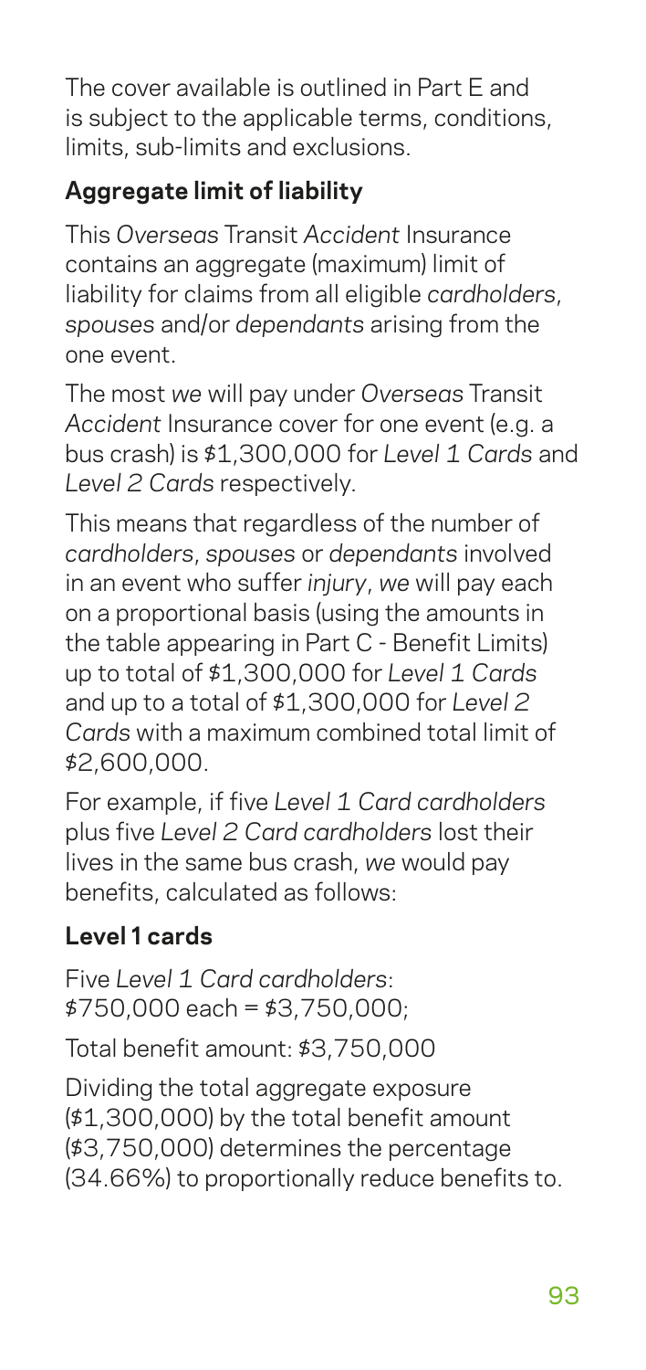The cover available is outlined in Part E and is subject to the applicable terms, conditions, limits, sub-limits and exclusions.

### Aggregate limit of liability

This *Overseas* Transit *Accident* Insurance contains an aggregate (maximum) limit of liability for claims from all eligible *cardholders*, *spouses* and/or *dependants* arising from the one event.

The most *we* will pay under *Overseas* Transit *Accident* Insurance cover for one event (e.g. a bus crash) is $1,300,000 for *Level 1 Cards* and *Level 2 Cards* respectively.

This means that regardless of the number of *cardholders*, *spouses* or *dependants* involved in an event who suffer *injury*, *we* will pay each on a proportional basis (using the amounts in the table appearing in Part C - Benefit Limits) up to total of $1,300,000 for *Level 1 Cards* and up to a total of $1,300,000 for *Level 2 Cards* with a maximum combined total limit of $2,600,000.

For example, if five *Level 1 Card cardholders* plus five *Level 2 Card cardholders* lost their lives in the same bus crash, *we* would pay benefits, calculated as follows:

### Level 1 cards

Five *Level 1 Card cardholders*: $750,000 each = $3,750,000;

Total benefit amount: $3,750,000

Dividing the total aggregate exposure ($1,300,000) by the total benefit amount ($3,750,000) determines the percentage (34.66%) to proportionally reduce benefits to.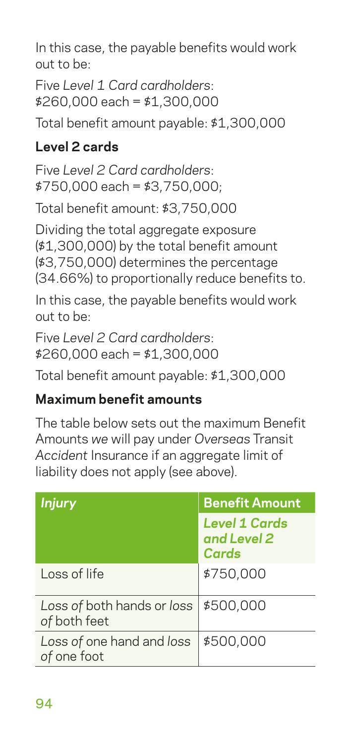In this case, the payable benefits would work out to be:

Five *Level 1 Card cardholders*: $260,000 each = $1,300,000

Total benefit amount payable: $1,300,000

### Level 2 cards

Five *Level 2 Card cardholders*: $750,000 each = $3,750,000;

Total benefit amount: $3,750,000

Dividing the total aggregate exposure ($1,300,000) by the total benefit amount ($3,750,000) determines the percentage (34.66%) to proportionally reduce benefits to.

In this case, the payable benefits would work out to be:

Five *Level 2 Card cardholders*: $260,000 each = $1,300,000

Total benefit amount payable: $1,300,000

### Maximum benefit amounts

The table below sets out the maximum Benefit Amounts *we* will pay under *Overseas* Transit *Accident* Insurance if an aggregate limit of liability does not apply (see above).

| *Injury* | Benefit Amount |
|---|---|
| | *Level 1 Cards and Level 2 Cards* |
| Loss of life | $750,000 |
| *Loss of* both hands or *loss of* both feet | $500,000 |
| *Loss of* one hand and *loss of* one foot | $500,000 |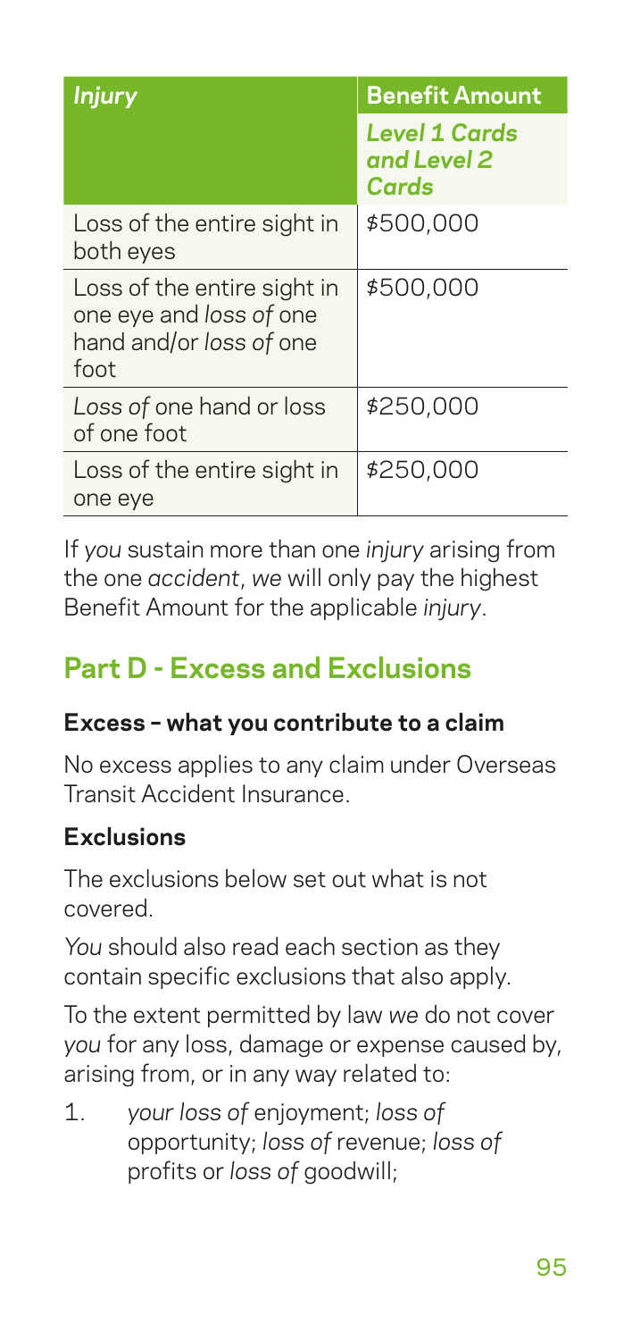| *Injury* | **Benefit Amount** |
| --- | --- |
| | ***Level 1 Cards and Level 2 Cards*** |
| Loss of the entire sight in both eyes | $500,000 |
| Loss of the entire sight in one eye and *loss of* one hand and/or *loss of* one foot | $500,000 |
| *Loss of* one hand or loss of one foot | $250,000 |
| Loss of the entire sight in one eye | $250,000 |

If *you* sustain more than one *injury* arising from the one *accident*, *we* will only pay the highest Benefit Amount for the applicable *injury*.

## Part D - Excess and Exclusions

### Excess – what you contribute to a claim

No excess applies to any claim under Overseas Transit Accident Insurance.

### Exclusions

The exclusions below set out what is not covered.

*You* should also read each section as they contain specific exclusions that also apply.

To the extent permitted by law *we* do not cover *you* for any loss, damage or expense caused by, arising from, or in any way related to:

1. *your loss of* enjoyment; *loss of* opportunity; *loss of* revenue; *loss of* profits or *loss of* goodwill;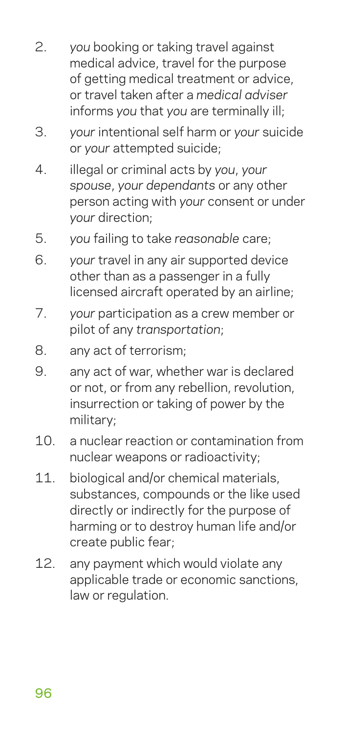2. *you* booking or taking travel against medical advice, travel for the purpose of getting medical treatment or advice, or travel taken after a *medical adviser* informs *you* that *you* are terminally ill;
3. *your* intentional self harm or *your* suicide or *your* attempted suicide;
4. illegal or criminal acts by *you*, *your spouse*, *your dependants* or any other person acting with *your* consent or under *your* direction;
5. *you* failing to take *reasonable* care;
6. *your* travel in any air supported device other than as a passenger in a fully licensed aircraft operated by an airline;
7. *your* participation as a crew member or pilot of any *transportation*;
8. any act of terrorism;
9. any act of war, whether war is declared or not, or from any rebellion, revolution, insurrection or taking of power by the military;
10. a nuclear reaction or contamination from nuclear weapons or radioactivity;
11. biological and/or chemical materials, substances, compounds or the like used directly or indirectly for the purpose of harming or to destroy human life and/or create public fear;
12. any payment which would violate any applicable trade or economic sanctions, law or regulation.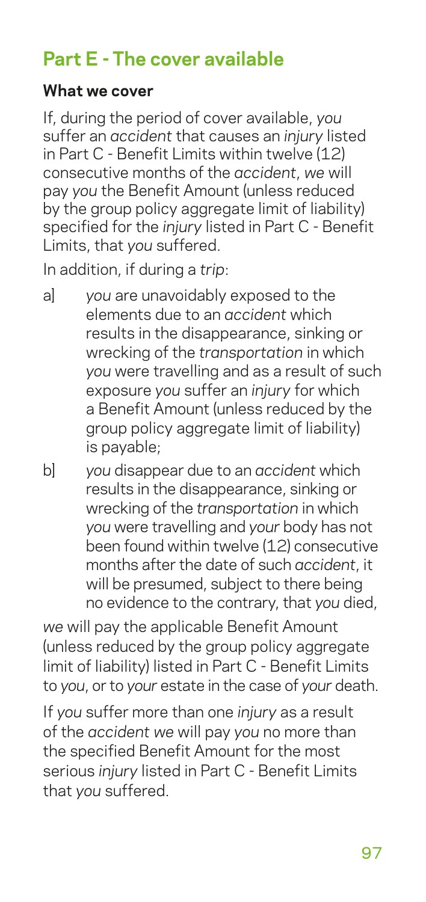## Part E - The cover available

### What we cover

If, during the period of cover available, *you* suffer an *accident* that causes an *injury* listed in Part C - Benefit Limits within twelve (12) consecutive months of the *accident*, *we* will pay *you* the Benefit Amount (unless reduced by the group policy aggregate limit of liability) specified for the *injury* listed in Part C - Benefit Limits, that *you* suffered.

In addition, if during a *trip*:

a] *you* are unavoidably exposed to the elements due to an *accident* which results in the disappearance, sinking or wrecking of the *transportation* in which *you* were travelling and as a result of such exposure *you* suffer an *injury* for which a Benefit Amount (unless reduced by the group policy aggregate limit of liability) is payable;

b] *you* disappear due to an *accident* which results in the disappearance, sinking or wrecking of the *transportation* in which *you* were travelling and *your* body has not been found within twelve (12) consecutive months after the date of such *accident*, it will be presumed, subject to there being no evidence to the contrary, that *you* died,

*we* will pay the applicable Benefit Amount (unless reduced by the group policy aggregate limit of liability) listed in Part C - Benefit Limits to *you*, or to *your* estate in the case of *your* death.

If *you* suffer more than one *injury* as a result of the *accident* *we* will pay *you* no more than the specified Benefit Amount for the most serious *injury* listed in Part C - Benefit Limits that *you* suffered.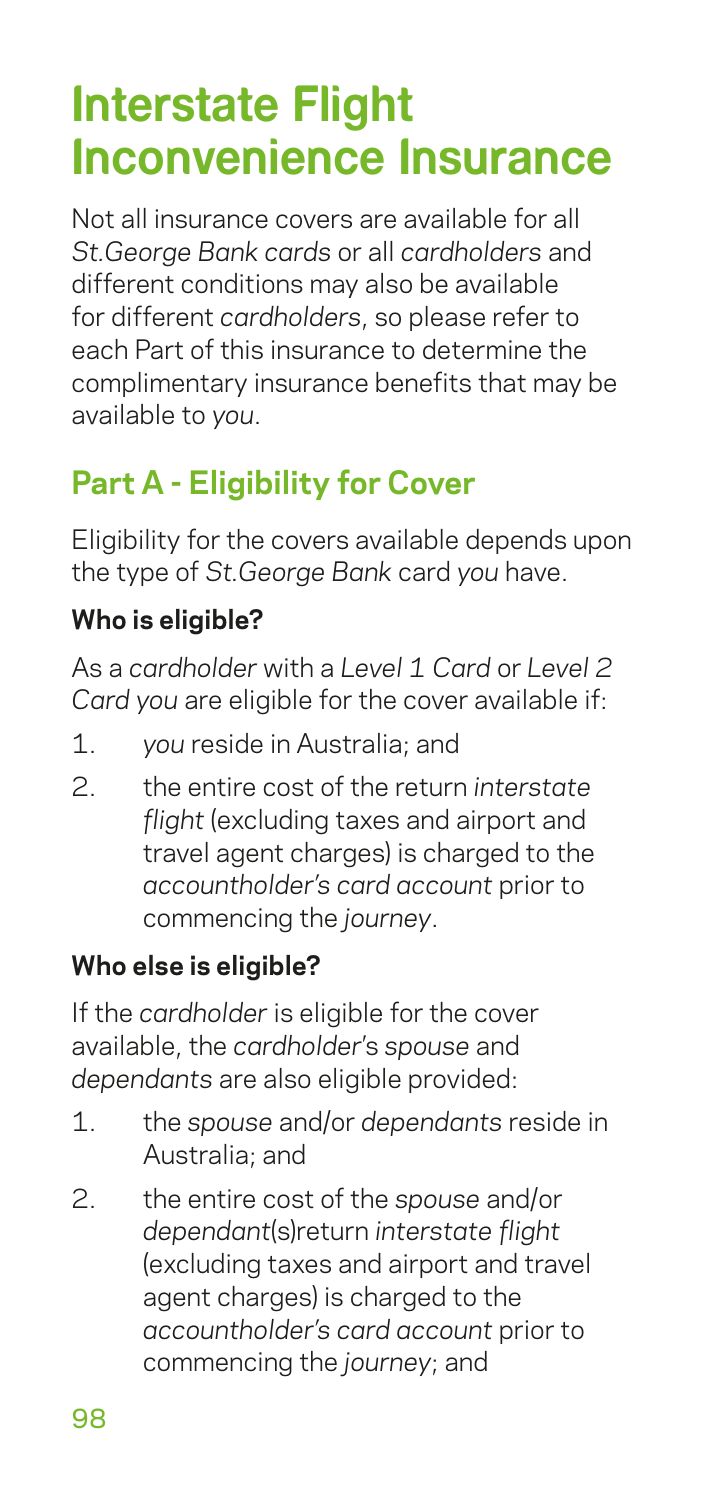# Interstate Flight Inconvenience Insurance

Not all insurance covers are available for all *St.George Bank cards* or all *cardholders* and different conditions may also be available for different *cardholders*, so please refer to each Part of this insurance to determine the complimentary insurance benefits that may be available to *you*.

## Part A - Eligibility for Cover

Eligibility for the covers available depends upon the type of *St.George Bank* card *you* have.

### Who is eligible?

As a *cardholder* with a *Level 1 Card* or *Level 2 Card you* are eligible for the cover available if:

1. *you* reside in Australia; and
2. the entire cost of the return *interstate flight* (excluding taxes and airport and travel agent charges) is charged to the *accountholder's card account* prior to commencing the *journey*.

### Who else is eligible?

If the *cardholder* is eligible for the cover available, the *cardholder's spouse* and *dependants* are also eligible provided:

1. the *spouse* and/or *dependants* reside in Australia; and
2. the entire cost of the *spouse* and/or *dependant*(s)return *interstate flight* (excluding taxes and airport and travel agent charges) is charged to the *accountholder's card account* prior to commencing the *journey*; and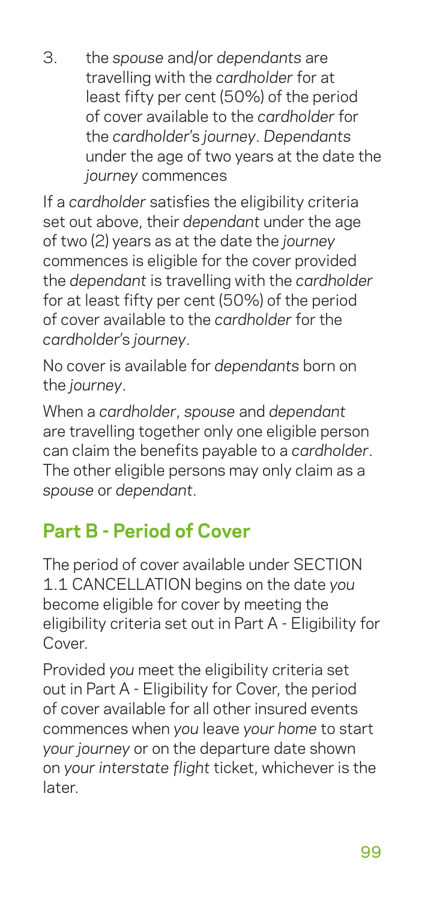3. the *spouse* and/or *dependants* are travelling with the *cardholder* for at least fifty per cent (50%) of the period of cover available to the *cardholder* for the *cardholder*'s *journey*. *Dependants* under the age of two years at the date the *journey* commences

If a *cardholder* satisfies the eligibility criteria set out above, their *dependant* under the age of two (2) years as at the date the *journey* commences is eligible for the cover provided the *dependant* is travelling with the *cardholder* for at least fifty per cent (50%) of the period of cover available to the *cardholder* for the *cardholder*'s *journey*.

No cover is available for *dependants* born on the *journey*.

When a *cardholder*, *spouse* and *dependant* are travelling together only one eligible person can claim the benefits payable to a *cardholder*. The other eligible persons may only claim as a *spouse* or *dependant*.

## Part B - Period of Cover

The period of cover available under SECTION 1.1 CANCELLATION begins on the date *you* become eligible for cover by meeting the eligibility criteria set out in Part A - Eligibility for Cover.

Provided *you* meet the eligibility criteria set out in Part A - Eligibility for Cover, the period of cover available for all other insured events commences when *you* leave *your home* to start *your journey* or on the departure date shown on *your interstate flight* ticket, whichever is the later.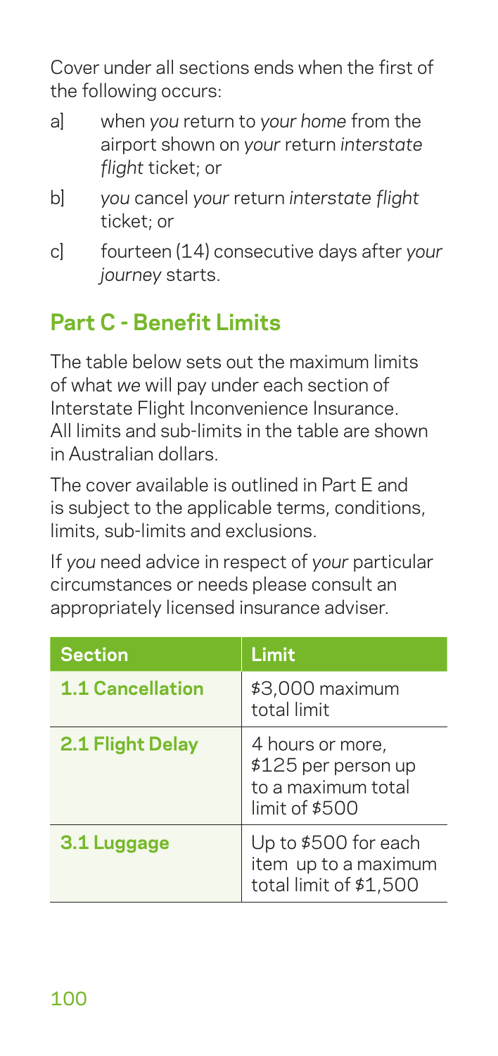Cover under all sections ends when the first of the following occurs:

a] when *you* return to *your home* from the airport shown on *your* return *interstate flight* ticket; or

b] *you* cancel *your* return *interstate flight* ticket; or

c] fourteen (14) consecutive days after *your journey* starts.

## Part C - Benefit Limits

The table below sets out the maximum limits of what *we* will pay under each section of Interstate Flight Inconvenience Insurance. All limits and sub-limits in the table are shown in Australian dollars.

The cover available is outlined in Part E and is subject to the applicable terms, conditions, limits, sub-limits and exclusions.

If *you* need advice in respect of *your* particular circumstances or needs please consult an appropriately licensed insurance adviser.

| Section | Limit |
|---|---|
| **1.1 Cancellation** | $3,000 maximum total limit |
| **2.1 Flight Delay** | 4 hours or more, $125 per person up to a maximum total limit of $500 |
| **3.1 Luggage** | Up to $500 for each item up to a maximum total limit of $1,500 |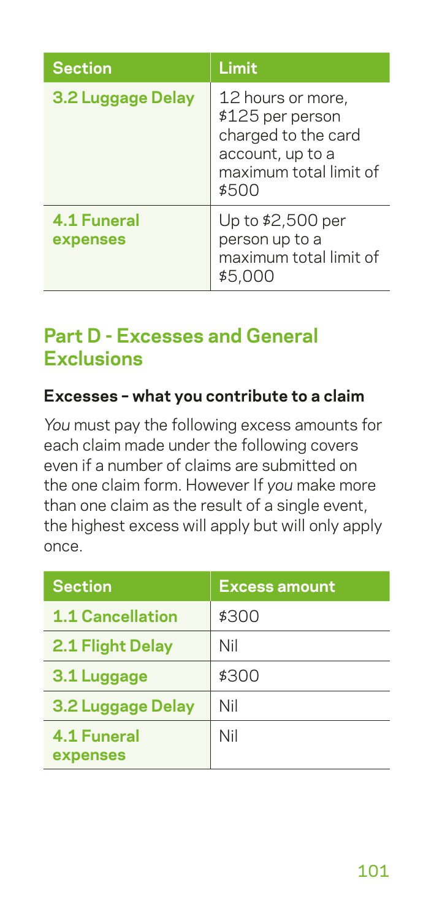| Section | Limit |
| --- | --- |
| **3.2 Luggage Delay** | 12 hours or more, $125 per person charged to the card account, up to a maximum total limit of $500 |
| **4.1 Funeral expenses** | Up to $2,500 per person up to a maximum total limit of $5,000 |

## Part D - Excesses and General Exclusions

### Excesses – what you contribute to a claim

*You* must pay the following excess amounts for each claim made under the following covers even if a number of claims are submitted on the one claim form. However If *you* make more than one claim as the result of a single event, the highest excess will apply but will only apply once.

| Section | Excess amount |
| --- | --- |
| **1.1 Cancellation** | $300 |
| **2.1 Flight Delay** | Nil |
| **3.1 Luggage** | $300 |
| **3.2 Luggage Delay** | Nil |
| **4.1 Funeral expenses** | Nil |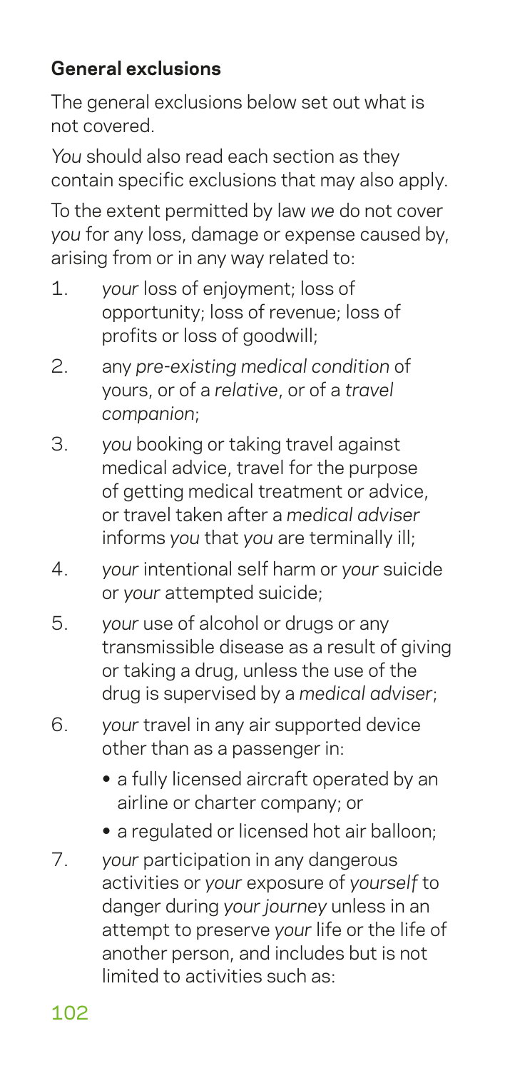**General exclusions**

The general exclusions below set out what is not covered.

*You* should also read each section as they contain specific exclusions that may also apply.

To the extent permitted by law *we* do not cover *you* for any loss, damage or expense caused by, arising from or in any way related to:

1. *your* loss of enjoyment; loss of opportunity; loss of revenue; loss of profits or loss of goodwill;
2. any *pre-existing medical condition* of yours, or of a *relative*, or of a *travel companion*;
3. *you* booking or taking travel against medical advice, travel for the purpose of getting medical treatment or advice, or travel taken after a *medical adviser* informs *you* that *you* are terminally ill;
4. *your* intentional self harm or *your* suicide or *your* attempted suicide;
5. *your* use of alcohol or drugs or any transmissible disease as a result of giving or taking a drug, unless the use of the drug is supervised by a *medical adviser*;
6. *your* travel in any air supported device other than as a passenger in:
   - a fully licensed aircraft operated by an airline or charter company; or
   - a regulated or licensed hot air balloon;
7. *your* participation in any dangerous activities or *your* exposure of *yourself* to danger during *your journey* unless in an attempt to preserve *your* life or the life of another person, and includes but is not limited to activities such as: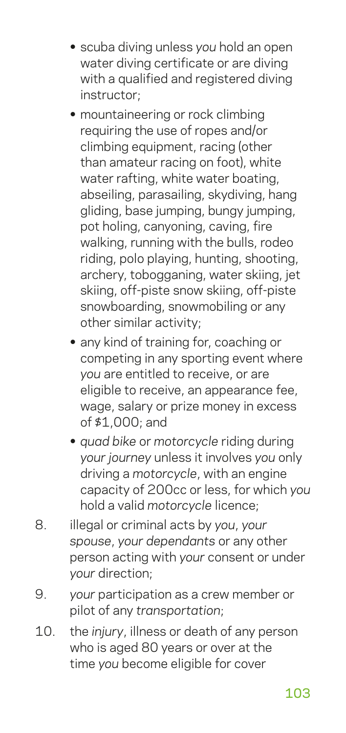- scuba diving unless *you* hold an open water diving certificate or are diving with a qualified and registered diving instructor;
- mountaineering or rock climbing requiring the use of ropes and/or climbing equipment, racing (other than amateur racing on foot), white water rafting, white water boating, abseiling, parasailing, skydiving, hang gliding, base jumping, bungy jumping, pot holing, canyoning, caving, fire walking, running with the bulls, rodeo riding, polo playing, hunting, shooting, archery, tobogganing, water skiing, jet skiing, off-piste snow skiing, off-piste snowboarding, snowmobiling or any other similar activity;
- any kind of training for, coaching or competing in any sporting event where *you* are entitled to receive, or are eligible to receive, an appearance fee, wage, salary or prize money in excess of $1,000; and
- *quad bike* or *motorcycle* riding during *your journey* unless it involves *you* only driving a *motorcycle*, with an engine capacity of 200cc or less, for which *you* hold a valid *motorcycle* licence;

8. illegal or criminal acts by *you*, *your spouse*, *your dependants* or any other person acting with *your* consent or under *your* direction;
9. *your* participation as a crew member or pilot of any *transportation*;
10. the *injury*, illness or death of any person who is aged 80 years or over at the time *you* become eligible for cover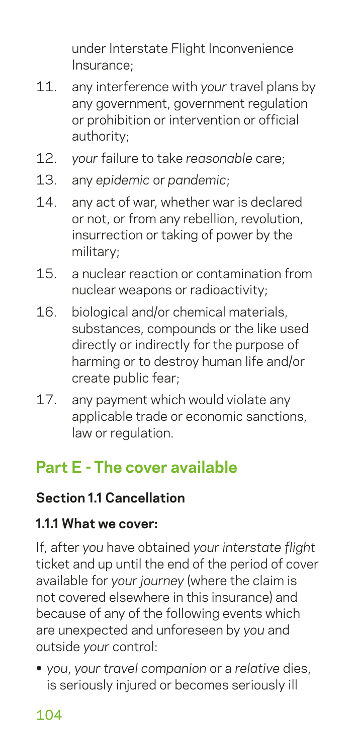under Interstate Flight Inconvenience Insurance;

11. any interference with *your* travel plans by any government, government regulation or prohibition or intervention or official authority;
12. *your* failure to take *reasonable* care;
13. any *epidemic* or *pandemic*;
14. any act of war, whether war is declared or not, or from any rebellion, revolution, insurrection or taking of power by the military;
15. a nuclear reaction or contamination from nuclear weapons or radioactivity;
16. biological and/or chemical materials, substances, compounds or the like used directly or indirectly for the purpose of harming or to destroy human life and/or create public fear;
17. any payment which would violate any applicable trade or economic sanctions, law or regulation.

## Part E - The cover available

### Section 1.1 Cancellation

#### 1.1.1 What we cover:

If, after *you* have obtained *your interstate flight* ticket and up until the end of the period of cover available for *your journey* (where the claim is not covered elsewhere in this insurance) and because of any of the following events which are unexpected and unforeseen by *you* and outside *your* control:

- *you*, *your travel companion* or a *relative* dies, is seriously injured or becomes seriously ill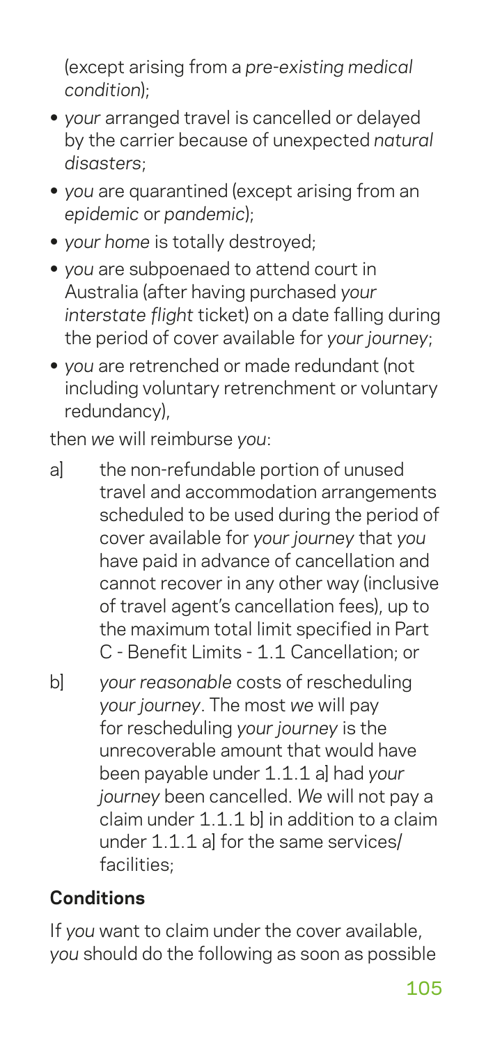(except arising from a *pre-existing medical condition*);

- *your* arranged travel is cancelled or delayed by the carrier because of unexpected *natural disasters*;
- *you* are quarantined (except arising from an *epidemic* or *pandemic*);
- *your home* is totally destroyed;
- *you* are subpoenaed to attend court in Australia (after having purchased *your interstate flight* ticket) on a date falling during the period of cover available for *your journey*;
- *you* are retrenched or made redundant (not including voluntary retrenchment or voluntary redundancy),

then *we* will reimburse *you*:

a] the non-refundable portion of unused travel and accommodation arrangements scheduled to be used during the period of cover available for *your journey* that *you* have paid in advance of cancellation and cannot recover in any other way (inclusive of travel agent's cancellation fees), up to the maximum total limit specified in Part C - Benefit Limits - 1.1 Cancellation; or

b] *your reasonable* costs of rescheduling *your journey*. The most *we* will pay for rescheduling *your journey* is the unrecoverable amount that would have been payable under 1.1.1 a] had *your journey* been cancelled. *We* will not pay a claim under 1.1.1 b] in addition to a claim under 1.1.1 a] for the same services/facilities;

**Conditions**

If *you* want to claim under the cover available, *you* should do the following as soon as possible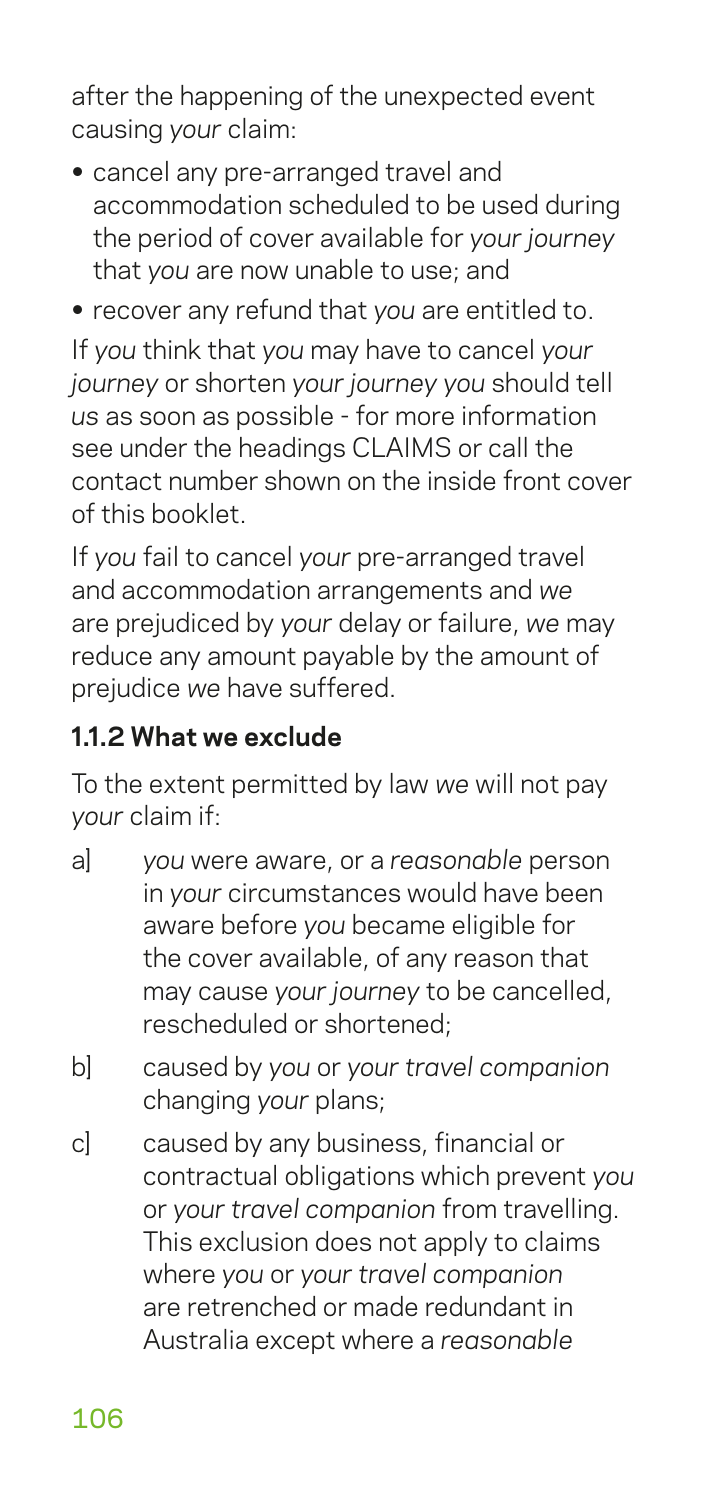after the happening of the unexpected event causing *your* claim:

- cancel any pre-arranged travel and accommodation scheduled to be used during the period of cover available for *your journey* that *you* are now unable to use; and
- recover any refund that *you* are entitled to.

If *you* think that *you* may have to cancel *your journey* or shorten *your journey you* should tell *us* as soon as possible - for more information see under the headings CLAIMS or call the contact number shown on the inside front cover of this booklet.

If *you* fail to cancel *your* pre-arranged travel and accommodation arrangements and *we* are prejudiced by *your* delay or failure, *we* may reduce any amount payable by the amount of prejudice *we* have suffered.

### 1.1.2 What we exclude

To the extent permitted by law *we* will not pay *your* claim if:

a] *you* were aware, or a *reasonable* person in *your* circumstances would have been aware before *you* became eligible for the cover available, of any reason that may cause *your journey* to be cancelled, rescheduled or shortened;

b] caused by *you* or *your travel companion* changing *your* plans;

c] caused by any business, financial or contractual obligations which prevent *you* or *your travel companion* from travelling. This exclusion does not apply to claims where *you* or *your travel companion* are retrenched or made redundant in Australia except where a *reasonable*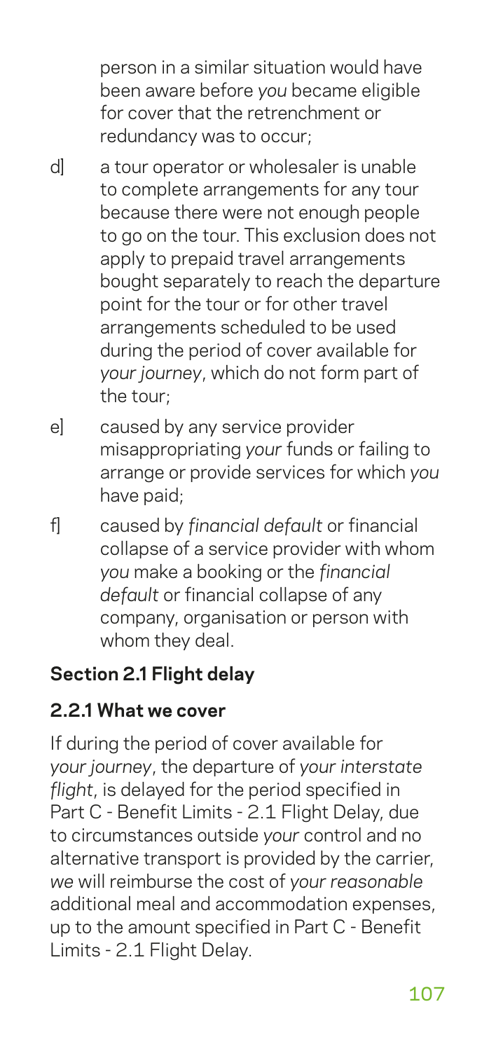person in a similar situation would have been aware before *you* became eligible for cover that the retrenchment or redundancy was to occur;

d] a tour operator or wholesaler is unable to complete arrangements for any tour because there were not enough people to go on the tour. This exclusion does not apply to prepaid travel arrangements bought separately to reach the departure point for the tour or for other travel arrangements scheduled to be used during the period of cover available for *your journey*, which do not form part of the tour;

e] caused by any service provider misappropriating *your* funds or failing to arrange or provide services for which *you* have paid;

f] caused by *financial default* or financial collapse of a service provider with whom *you* make a booking or the *financial default* or financial collapse of any company, organisation or person with whom they deal.

### Section 2.1 Flight delay

### 2.2.1 What we cover

If during the period of cover available for *your journey*, the departure of *your interstate flight*, is delayed for the period specified in Part C - Benefit Limits - 2.1 Flight Delay, due to circumstances outside *your* control and no alternative transport is provided by the carrier, *we* will reimburse the cost of *your reasonable* additional meal and accommodation expenses, up to the amount specified in Part C - Benefit Limits - 2.1 Flight Delay.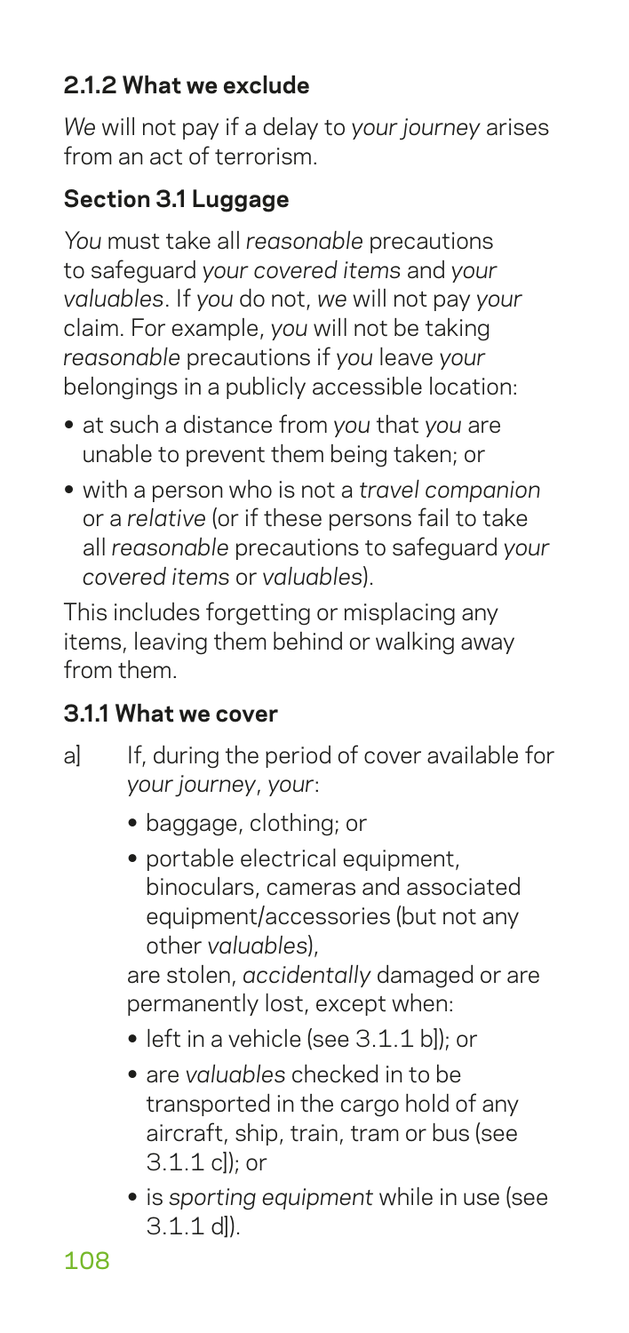### 2.1.2 What we exclude

*We* will not pay if a delay to *your journey* arises from an act of terrorism.

### Section 3.1 Luggage

*You* must take all *reasonable* precautions to safeguard *your covered items* and *your valuables*. If *you* do not, *we* will not pay *your* claim. For example, *you* will not be taking *reasonable* precautions if *you* leave *your* belongings in a publicly accessible location:

- at such a distance from *you* that *you* are unable to prevent them being taken; or
- with a person who is not a *travel companion* or a *relative* (or if these persons fail to take all *reasonable* precautions to safeguard *your covered items* or *valuables*).

This includes forgetting or misplacing any items, leaving them behind or walking away from them.

### 3.1.1 What we cover

a] If, during the period of cover available for *your journey*, *your*:

- baggage, clothing; or
- portable electrical equipment, binoculars, cameras and associated equipment/accessories (but not any other *valuables*),

are stolen, *accidentally* damaged or are permanently lost, except when:

- left in a vehicle (see 3.1.1 b]); or
- are *valuables* checked in to be transported in the cargo hold of any aircraft, ship, train, tram or bus (see 3.1.1 c]); or
- is *sporting equipment* while in use (see 3.1.1 d]).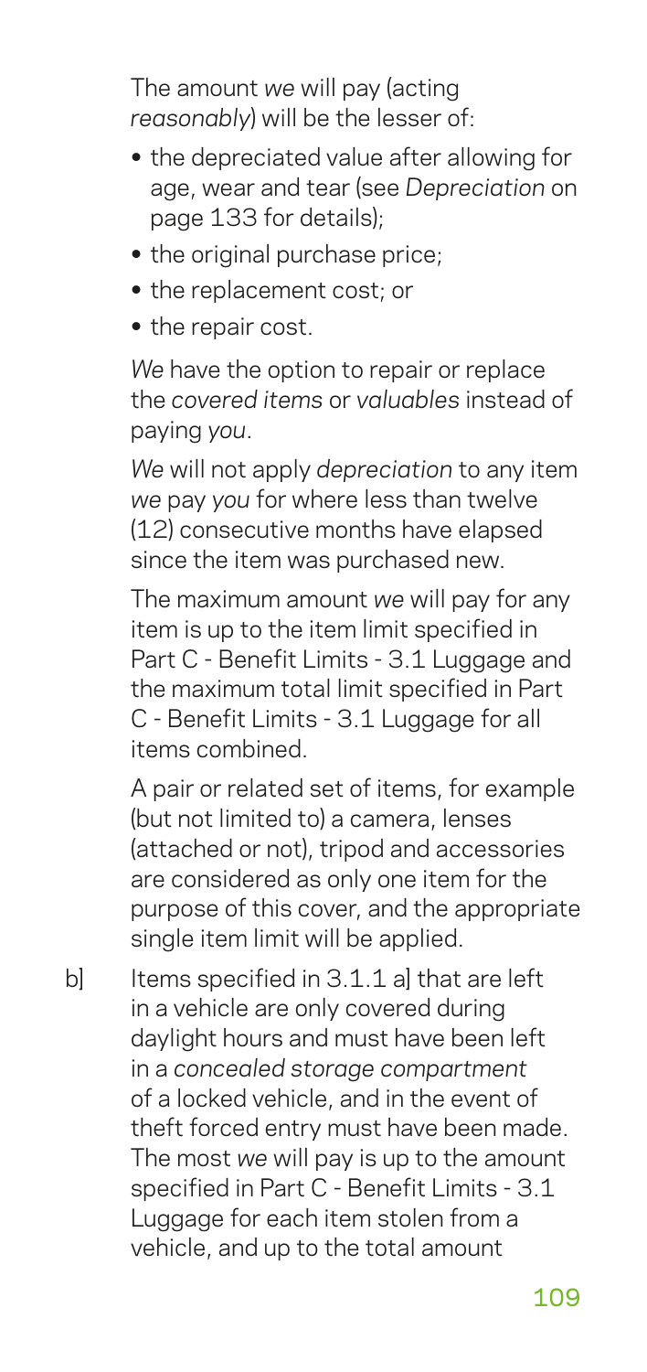The amount *we* will pay (acting *reasonably*) will be the lesser of:

- the depreciated value after allowing for age, wear and tear (see *Depreciation* on page 133 for details);
- the original purchase price;
- the replacement cost; or
- the repair cost.

*We* have the option to repair or replace the *covered items* or *valuables* instead of paying *you*.

*We* will not apply *depreciation* to any item *we* pay *you* for where less than twelve (12) consecutive months have elapsed since the item was purchased new.

The maximum amount *we* will pay for any item is up to the item limit specified in Part C - Benefit Limits - 3.1 Luggage and the maximum total limit specified in Part C - Benefit Limits - 3.1 Luggage for all items combined.

A pair or related set of items, for example (but not limited to) a camera, lenses (attached or not), tripod and accessories are considered as only one item for the purpose of this cover, and the appropriate single item limit will be applied.

b] Items specified in 3.1.1 a] that are left in a vehicle are only covered during daylight hours and must have been left in a *concealed storage compartment* of a locked vehicle, and in the event of theft forced entry must have been made. The most *we* will pay is up to the amount specified in Part C - Benefit Limits - 3.1 Luggage for each item stolen from a vehicle, and up to the total amount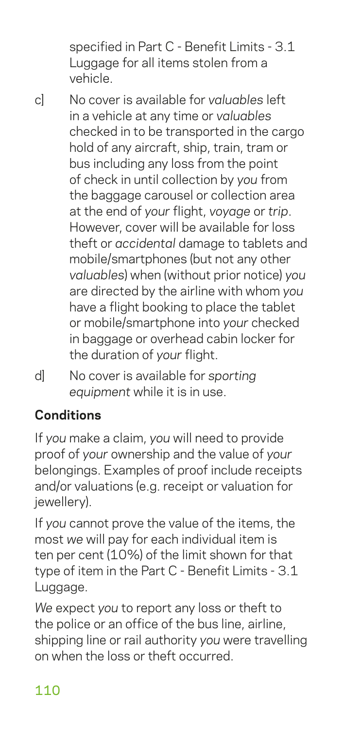specified in Part C - Benefit Limits - 3.1 Luggage for all items stolen from a vehicle.

c] No cover is available for *valuables* left in a vehicle at any time or *valuables* checked in to be transported in the cargo hold of any aircraft, ship, train, tram or bus including any loss from the point of check in until collection by *you* from the baggage carousel or collection area at the end of *your* flight, *voyage* or *trip*. However, cover will be available for loss theft or *accidental* damage to tablets and mobile/smartphones (but not any other *valuables*) when (without prior notice) *you* are directed by the airline with whom *you* have a flight booking to place the tablet or mobile/smartphone into *your* checked in baggage or overhead cabin locker for the duration of *your* flight.

d] No cover is available for *sporting equipment* while it is in use.

**Conditions**

If *you* make a claim, *you* will need to provide proof of *your* ownership and the value of *your* belongings. Examples of proof include receipts and/or valuations (e.g. receipt or valuation for jewellery).

If *you* cannot prove the value of the items, the most *we* will pay for each individual item is ten per cent (10%) of the limit shown for that type of item in the Part C - Benefit Limits - 3.1 Luggage.

*We* expect *you* to report any loss or theft to the police or an office of the bus line, airline, shipping line or rail authority *you* were travelling on when the loss or theft occurred.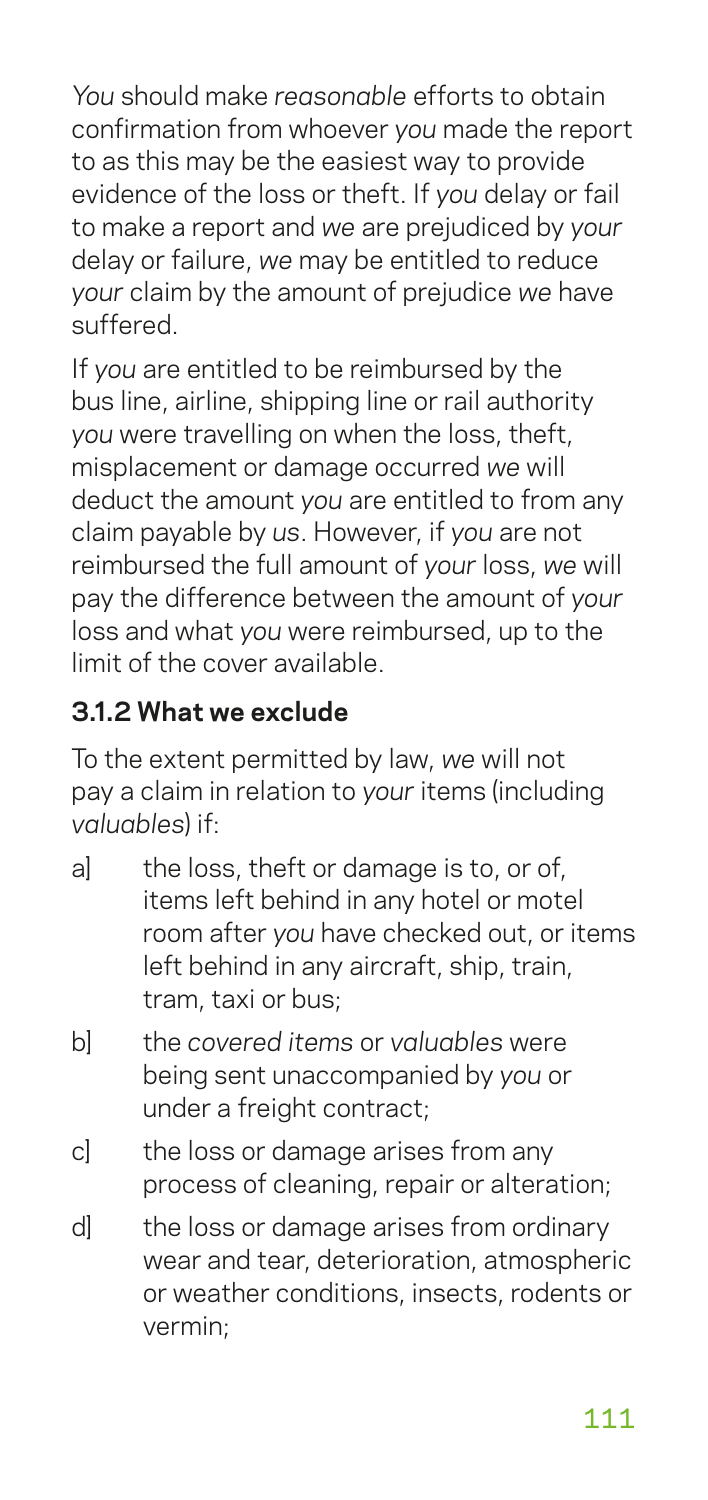*You* should make *reasonable* efforts to obtain confirmation from whoever *you* made the report to as this may be the easiest way to provide evidence of the loss or theft. If *you* delay or fail to make a report and *we* are prejudiced by *your* delay or failure, *we* may be entitled to reduce *your* claim by the amount of prejudice *we* have suffered.

If *you* are entitled to be reimbursed by the bus line, airline, shipping line or rail authority *you* were travelling on when the loss, theft, misplacement or damage occurred *we* will deduct the amount *you* are entitled to from any claim payable by *us*. However, if *you* are not reimbursed the full amount of *your* loss, *we* will pay the difference between the amount of *your* loss and what *you* were reimbursed, up to the limit of the cover available.

### 3.1.2 What we exclude

To the extent permitted by law, *we* will not pay a claim in relation to *your* items (including *valuables*) if:

a] the loss, theft or damage is to, or of, items left behind in any hotel or motel room after *you* have checked out, or items left behind in any aircraft, ship, train, tram, taxi or bus;

b] the *covered items* or *valuables* were being sent unaccompanied by *you* or under a freight contract;

c] the loss or damage arises from any process of cleaning, repair or alteration;

d] the loss or damage arises from ordinary wear and tear, deterioration, atmospheric or weather conditions, insects, rodents or vermin;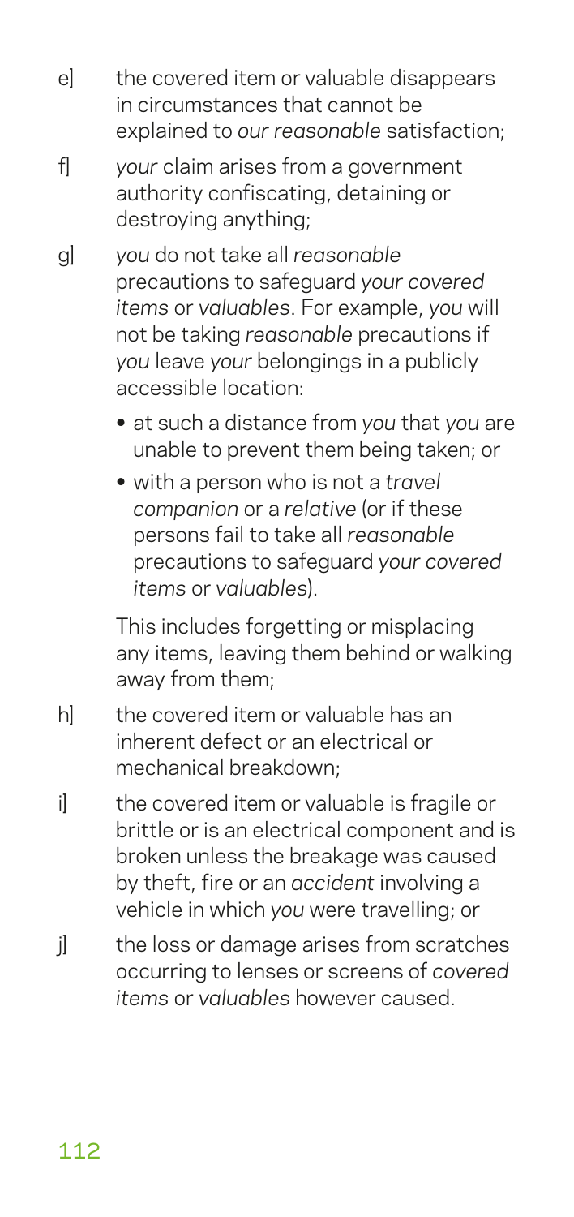e] the covered item or valuable disappears in circumstances that cannot be explained to *our reasonable* satisfaction;

f] *your* claim arises from a government authority confiscating, detaining or destroying anything;

g] *you* do not take all *reasonable* precautions to safeguard *your covered items* or *valuables*. For example, *you* will not be taking *reasonable* precautions if *you* leave *your* belongings in a publicly accessible location:

- at such a distance from *you* that *you* are unable to prevent them being taken; or
- with a person who is not a *travel companion* or a *relative* (or if these persons fail to take all *reasonable* precautions to safeguard *your covered items* or *valuables*).

This includes forgetting or misplacing any items, leaving them behind or walking away from them;

h] the covered item or valuable has an inherent defect or an electrical or mechanical breakdown;

i] the covered item or valuable is fragile or brittle or is an electrical component and is broken unless the breakage was caused by theft, fire or an *accident* involving a vehicle in which *you* were travelling; or

j] the loss or damage arises from scratches occurring to lenses or screens of *covered items* or *valuables* however caused.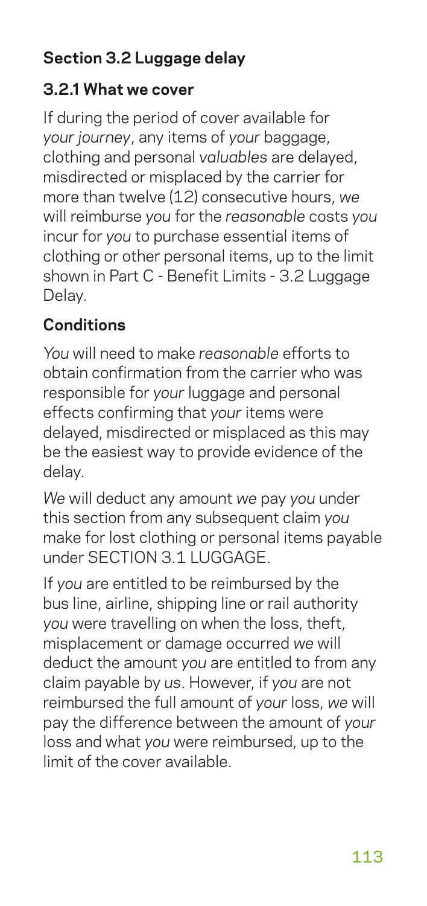## Section 3.2 Luggage delay

### 3.2.1 What we cover

If during the period of cover available for *your journey*, any items of *your* baggage, clothing and personal *valuables* are delayed, misdirected or misplaced by the carrier for more than twelve (12) consecutive hours, *we* will reimburse *you* for the *reasonable* costs *you* incur for *you* to purchase essential items of clothing or other personal items, up to the limit shown in Part C - Benefit Limits - 3.2 Luggage Delay.

### Conditions

*You* will need to make *reasonable* efforts to obtain confirmation from the carrier who was responsible for *your* luggage and personal effects confirming that *your* items were delayed, misdirected or misplaced as this may be the easiest way to provide evidence of the delay.

*We* will deduct any amount *we* pay *you* under this section from any subsequent claim *you* make for lost clothing or personal items payable under SECTION 3.1 LUGGAGE.

If *you* are entitled to be reimbursed by the bus line, airline, shipping line or rail authority *you* were travelling on when the loss, theft, misplacement or damage occurred *we* will deduct the amount *you* are entitled to from any claim payable by *us*. However, if *you* are not reimbursed the full amount of *your* loss, *we* will pay the difference between the amount of *your* loss and what *you* were reimbursed, up to the limit of the cover available.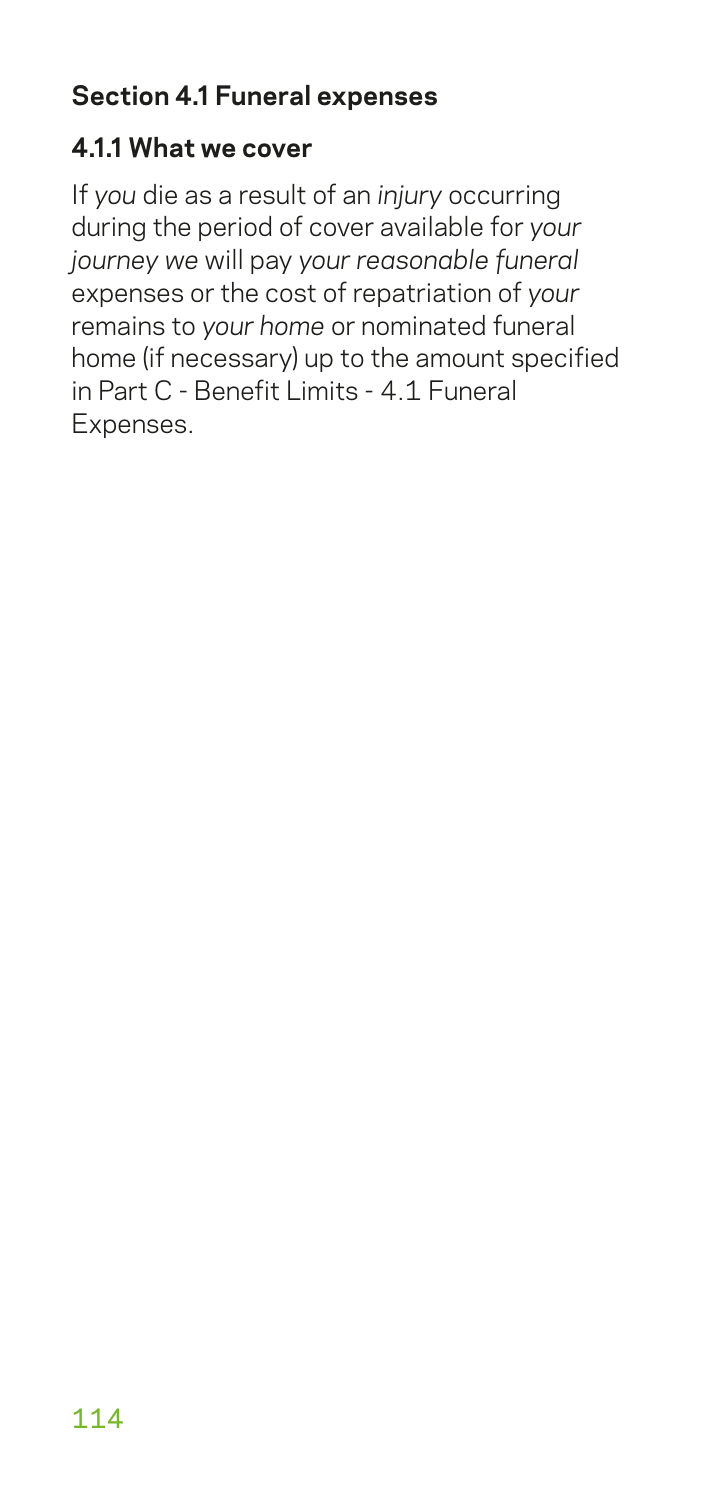## Section 4.1 Funeral expenses

### 4.1.1 What we cover

If *you* die as a result of an *injury* occurring during the period of cover available for *your journey we* will pay *your reasonable funeral* expenses or the cost of repatriation of *your* remains to *your home* or nominated funeral home (if necessary) up to the amount specified in Part C - Benefit Limits - 4.1 Funeral Expenses.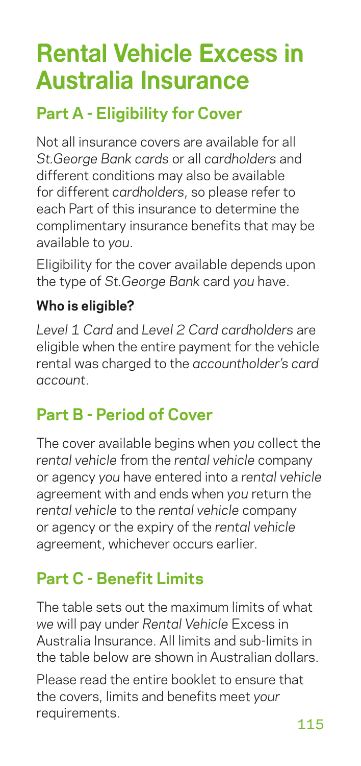# Rental Vehicle Excess in Australia Insurance

## Part A - Eligibility for Cover

Not all insurance covers are available for all *St.George Bank cards* or all *cardholders* and different conditions may also be available for different *cardholders*, so please refer to each Part of this insurance to determine the complimentary insurance benefits that may be available to *you*.

Eligibility for the cover available depends upon the type of *St.George Bank* card *you* have.

### Who is eligible?

*Level 1 Card* and *Level 2 Card cardholders* are eligible when the entire payment for the vehicle rental was charged to the *accountholder's card account*.

## Part B - Period of Cover

The cover available begins when *you* collect the *rental vehicle* from the *rental vehicle* company or agency *you* have entered into a *rental vehicle* agreement with and ends when *you* return the *rental vehicle* to the *rental vehicle* company or agency or the expiry of the *rental vehicle* agreement, whichever occurs earlier.

## Part C - Benefit Limits

The table sets out the maximum limits of what *we* will pay under *Rental Vehicle* Excess in Australia Insurance. All limits and sub-limits in the table below are shown in Australian dollars.

Please read the entire booklet to ensure that the covers, limits and benefits meet *your* requirements.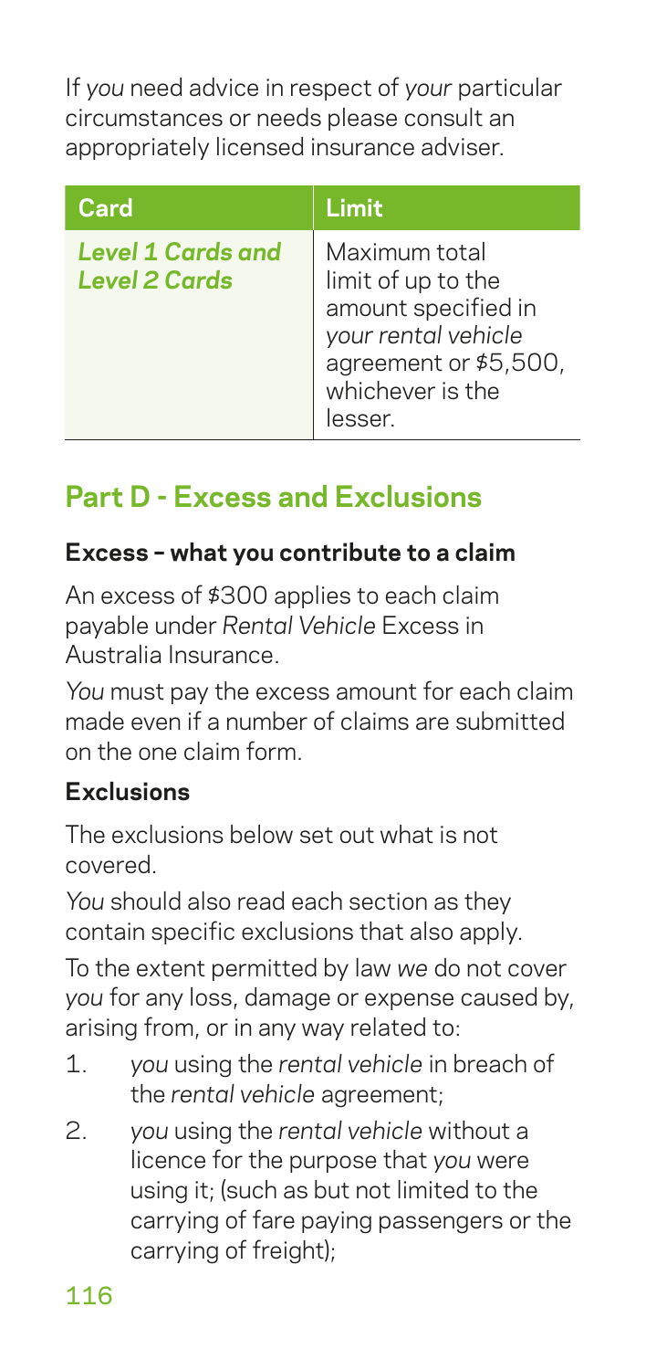If *you* need advice in respect of *your* particular circumstances or needs please consult an appropriately licensed insurance adviser.

| Card | Limit |
|---|---|
| ***Level 1 Cards and Level 2 Cards*** | Maximum total limit of up to the amount specified in *your rental vehicle* agreement or $5,500, whichever is the lesser. |

## Part D - Excess and Exclusions

### Excess – what you contribute to a claim

An excess of $300 applies to each claim payable under *Rental Vehicle* Excess in Australia Insurance.

*You* must pay the excess amount for each claim made even if a number of claims are submitted on the one claim form.

### Exclusions

The exclusions below set out what is not covered.

*You* should also read each section as they contain specific exclusions that also apply.

To the extent permitted by law *we* do not cover *you* for any loss, damage or expense caused by, arising from, or in any way related to:

1. *you* using the *rental vehicle* in breach of the *rental vehicle* agreement;
2. *you* using the *rental vehicle* without a licence for the purpose that *you* were using it; (such as but not limited to the carrying of fare paying passengers or the carrying of freight);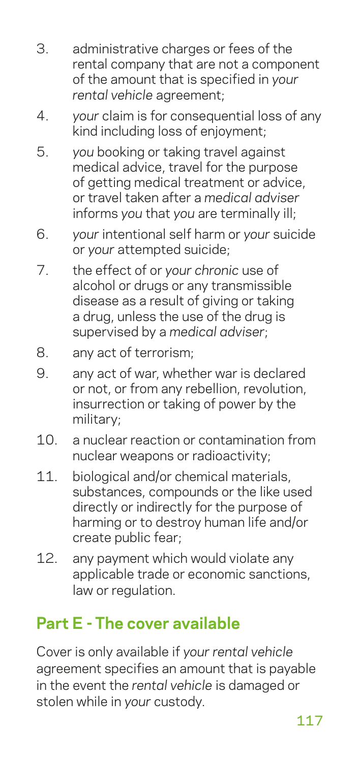3. administrative charges or fees of the rental company that are not a component of the amount that is specified in *your rental vehicle* agreement;
4. *your* claim is for consequential loss of any kind including loss of enjoyment;
5. *you* booking or taking travel against medical advice, travel for the purpose of getting medical treatment or advice, or travel taken after a *medical adviser* informs *you* that *you* are terminally ill;
6. *your* intentional self harm or *your* suicide or *your* attempted suicide;
7. the effect of or *your chronic* use of alcohol or drugs or any transmissible disease as a result of giving or taking a drug, unless the use of the drug is supervised by a *medical adviser*;
8. any act of terrorism;
9. any act of war, whether war is declared or not, or from any rebellion, revolution, insurrection or taking of power by the military;
10. a nuclear reaction or contamination from nuclear weapons or radioactivity;
11. biological and/or chemical materials, substances, compounds or the like used directly or indirectly for the purpose of harming or to destroy human life and/or create public fear;
12. any payment which would violate any applicable trade or economic sanctions, law or regulation.

## Part E - The cover available

Cover is only available if *your rental vehicle* agreement specifies an amount that is payable in the event the *rental vehicle* is damaged or stolen while in *your* custody.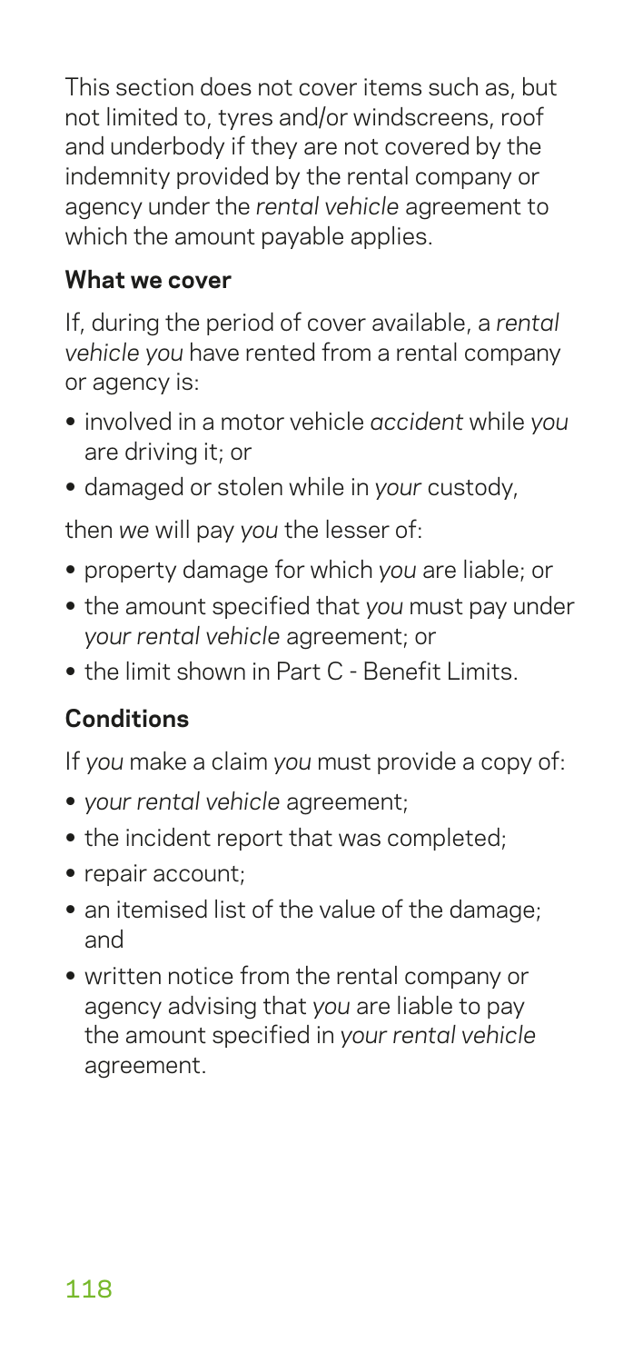This section does not cover items such as, but not limited to, tyres and/or windscreens, roof and underbody if they are not covered by the indemnity provided by the rental company or agency under the *rental vehicle* agreement to which the amount payable applies.

**What we cover**

If, during the period of cover available, a *rental vehicle you* have rented from a rental company or agency is:

- involved in a motor vehicle *accident* while *you* are driving it; or
- damaged or stolen while in *your* custody,

then *we* will pay *you* the lesser of:

- property damage for which *you* are liable; or
- the amount specified that *you* must pay under *your rental vehicle* agreement; or
- the limit shown in Part C - Benefit Limits.

**Conditions**

If *you* make a claim *you* must provide a copy of:

- *your rental vehicle* agreement;
- the incident report that was completed;
- repair account;
- an itemised list of the value of the damage; and
- written notice from the rental company or agency advising that *you* are liable to pay the amount specified in *your rental vehicle* agreement.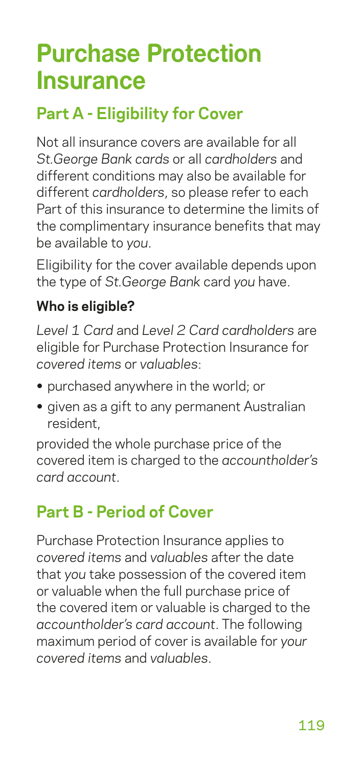# Purchase Protection Insurance

## Part A - Eligibility for Cover

Not all insurance covers are available for all *St.George Bank cards* or all *cardholders* and different conditions may also be available for different *cardholders*, so please refer to each Part of this insurance to determine the limits of the complimentary insurance benefits that may be available to *you*.

Eligibility for the cover available depends upon the type of *St.George Bank* card *you* have.

### Who is eligible?

*Level 1 Card* and *Level 2 Card cardholders* are eligible for Purchase Protection Insurance for *covered items* or *valuables*:

- purchased anywhere in the world; or
- given as a gift to any permanent Australian resident,

provided the whole purchase price of the covered item is charged to the *accountholder's card account*.

## Part B - Period of Cover

Purchase Protection Insurance applies to *covered items* and *valuables* after the date that *you* take possession of the covered item or valuable when the full purchase price of the covered item or valuable is charged to the *accountholder's card account*. The following maximum period of cover is available for *your covered items* and *valuables*.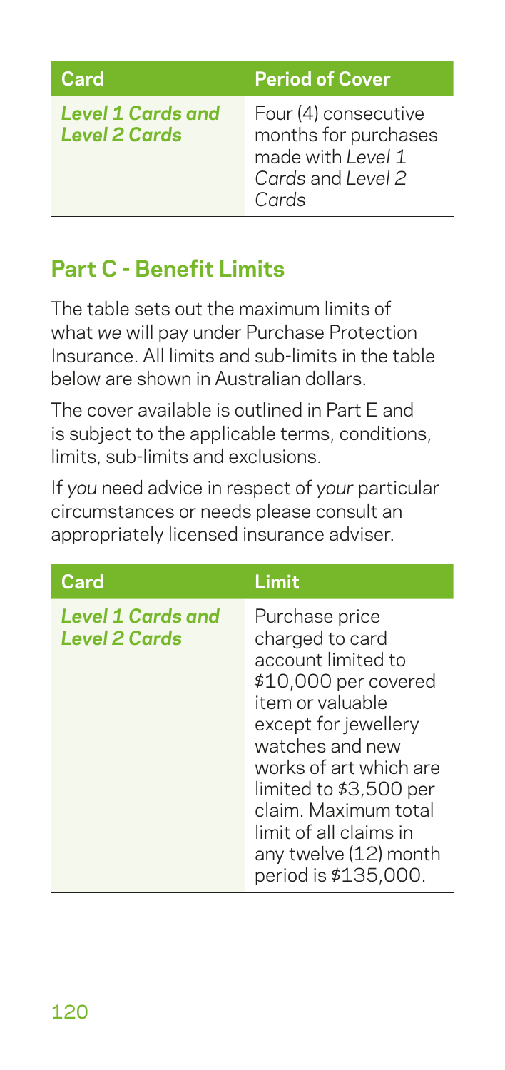| Card | Period of Cover |
|---|---|
| *Level 1 Cards and Level 2 Cards* | Four (4) consecutive months for purchases made with *Level 1 Cards* and *Level 2 Cards* |

## Part C - Benefit Limits

The table sets out the maximum limits of what *we* will pay under Purchase Protection Insurance. All limits and sub-limits in the table below are shown in Australian dollars.

The cover available is outlined in Part E and is subject to the applicable terms, conditions, limits, sub-limits and exclusions.

If *you* need advice in respect of *your* particular circumstances or needs please consult an appropriately licensed insurance adviser.

| Card | Limit |
|---|---|
| *Level 1 Cards and Level 2 Cards* | Purchase price charged to card account limited to $10,000 per covered item or valuable except for jewellery watches and new works of art which are limited to $3,500 per claim. Maximum total limit of all claims in any twelve (12) month period is $135,000. |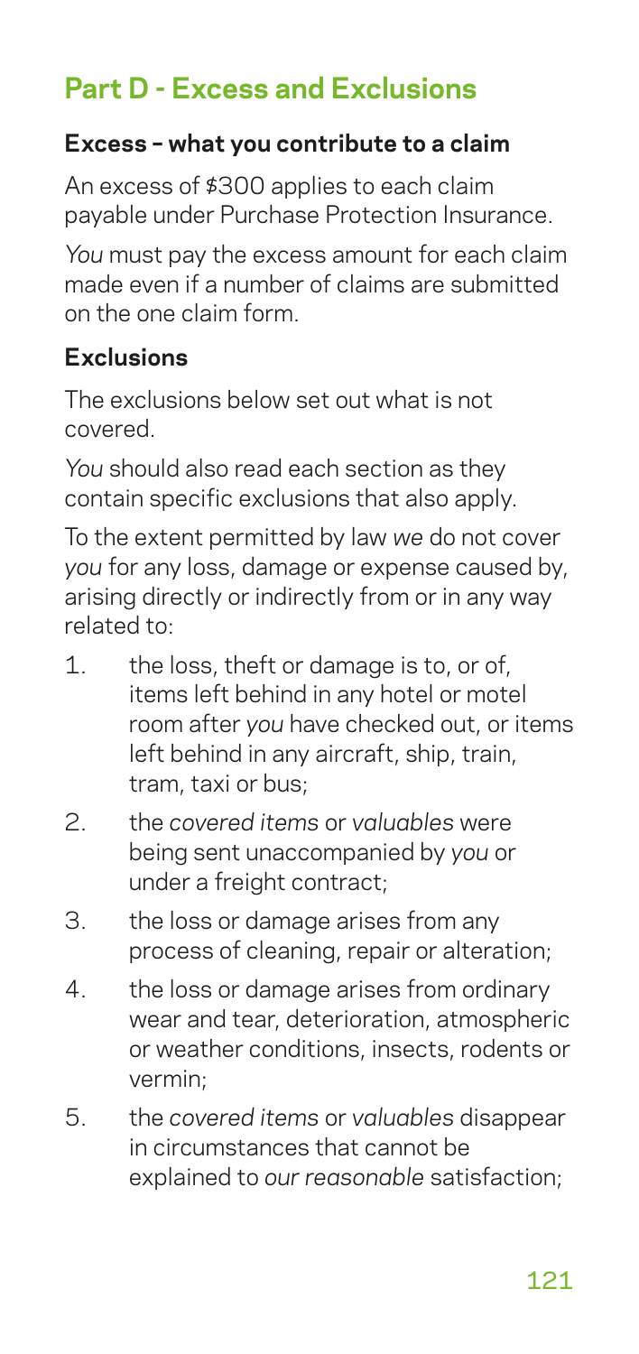## Part D - Excess and Exclusions

### Excess – what you contribute to a claim

An excess of $300 applies to each claim payable under Purchase Protection Insurance.

*You* must pay the excess amount for each claim made even if a number of claims are submitted on the one claim form.

### Exclusions

The exclusions below set out what is not covered.

*You* should also read each section as they contain specific exclusions that also apply.

To the extent permitted by law *we* do not cover *you* for any loss, damage or expense caused by, arising directly or indirectly from or in any way related to:

1. the loss, theft or damage is to, or of, items left behind in any hotel or motel room after *you* have checked out, or items left behind in any aircraft, ship, train, tram, taxi or bus;
2. the *covered items* or *valuables* were being sent unaccompanied by *you* or under a freight contract;
3. the loss or damage arises from any process of cleaning, repair or alteration;
4. the loss or damage arises from ordinary wear and tear, deterioration, atmospheric or weather conditions, insects, rodents or vermin;
5. the *covered items* or *valuables* disappear in circumstances that cannot be explained to *our reasonable* satisfaction;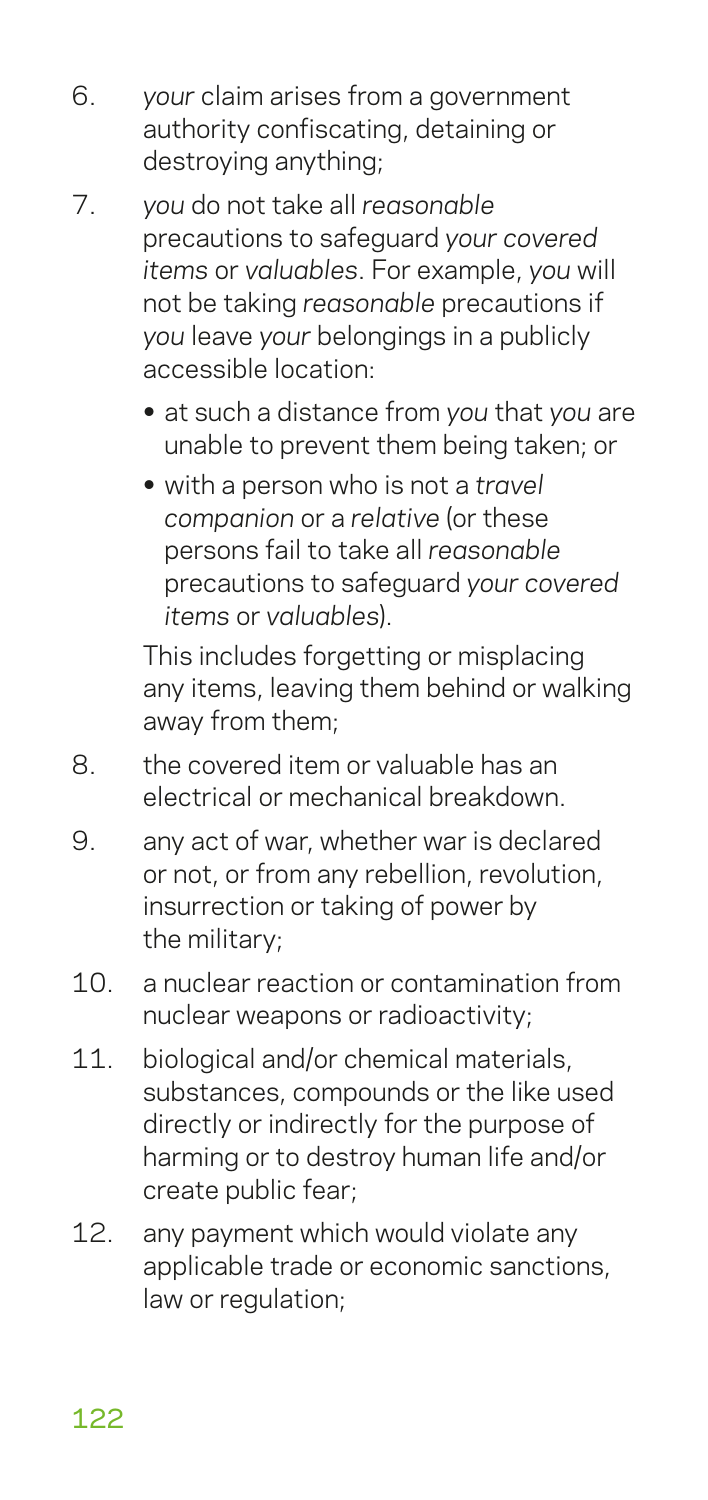6. *your* claim arises from a government authority confiscating, detaining or destroying anything;
7. *you* do not take all *reasonable* precautions to safeguard *your covered items* or *valuables*. For example, *you* will not be taking *reasonable* precautions if *you* leave *your* belongings in a publicly accessible location:
   - at such a distance from *you* that *you* are unable to prevent them being taken; or
   - with a person who is not a *travel companion* or a *relative* (or these persons fail to take all *reasonable* precautions to safeguard *your covered items* or *valuables*).

   This includes forgetting or misplacing any items, leaving them behind or walking away from them;
8. the covered item or valuable has an electrical or mechanical breakdown.
9. any act of war, whether war is declared or not, or from any rebellion, revolution, insurrection or taking of power by the military;
10. a nuclear reaction or contamination from nuclear weapons or radioactivity;
11. biological and/or chemical materials, substances, compounds or the like used directly or indirectly for the purpose of harming or to destroy human life and/or create public fear;
12. any payment which would violate any applicable trade or economic sanctions, law or regulation;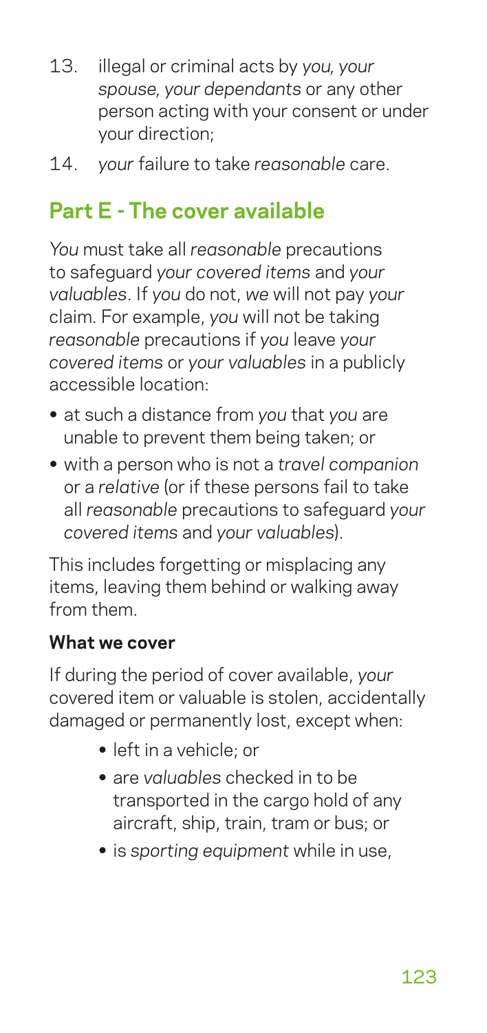13. illegal or criminal acts by *you*, *your spouse, your dependants* or any other person acting with your consent or under your direction;
14. *your* failure to take *reasonable* care.

## Part E - The cover available

*You* must take all *reasonable* precautions to safeguard *your covered items* and *your valuables*. If *you* do not, *we* will not pay *your* claim. For example, *you* will not be taking *reasonable* precautions if *you* leave *your covered items* or *your valuables* in a publicly accessible location:

- at such a distance from *you* that *you* are unable to prevent them being taken; or
- with a person who is not a *travel companion* or a *relative* (or if these persons fail to take all *reasonable* precautions to safeguard *your covered items* and *your valuables*).

This includes forgetting or misplacing any items, leaving them behind or walking away from them.

### What we cover

If during the period of cover available, *your* covered item or valuable is stolen, accidentally damaged or permanently lost, except when:

- left in a vehicle; or
- are *valuables* checked in to be transported in the cargo hold of any aircraft, ship, train, tram or bus; or
- is *sporting equipment* while in use,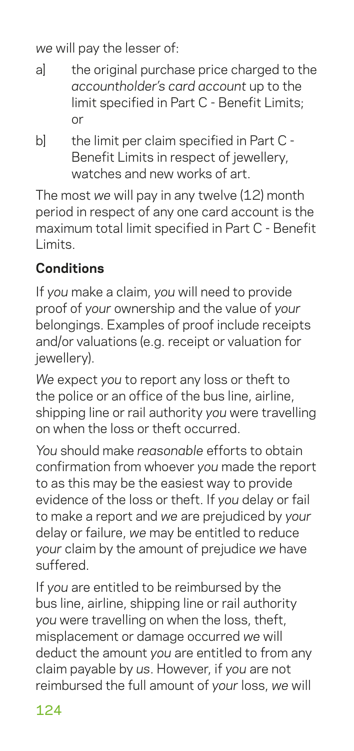*we* will pay the lesser of:

a] the original purchase price charged to the *accountholder's card account* up to the limit specified in Part C - Benefit Limits; or

b] the limit per claim specified in Part C - Benefit Limits in respect of jewellery, watches and new works of art.

The most *we* will pay in any twelve (12) month period in respect of any one card account is the maximum total limit specified in Part C - Benefit Limits.

**Conditions**

If *you* make a claim, *you* will need to provide proof of *your* ownership and the value of *your* belongings. Examples of proof include receipts and/or valuations (e.g. receipt or valuation for jewellery).

*We* expect *you* to report any loss or theft to the police or an office of the bus line, airline, shipping line or rail authority *you* were travelling on when the loss or theft occurred.

*You* should make *reasonable* efforts to obtain confirmation from whoever *you* made the report to as this may be the easiest way to provide evidence of the loss or theft. If *you* delay or fail to make a report and *we* are prejudiced by *your* delay or failure, *we* may be entitled to reduce *your* claim by the amount of prejudice *we* have suffered.

If *you* are entitled to be reimbursed by the bus line, airline, shipping line or rail authority *you* were travelling on when the loss, theft, misplacement or damage occurred *we* will deduct the amount *you* are entitled to from any claim payable by *us*. However, if *you* are not reimbursed the full amount of *your* loss, *we* will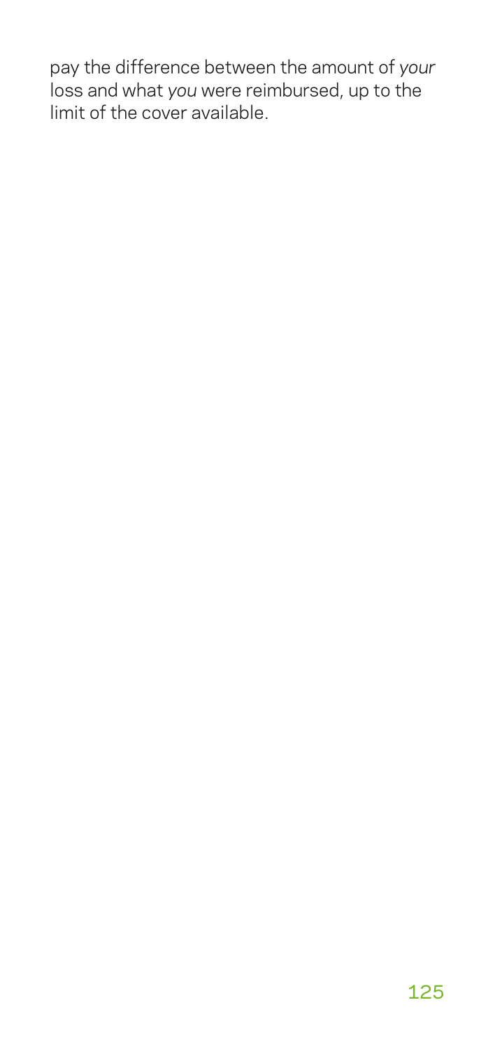pay the difference between the amount of *your* loss and what *you* were reimbursed, up to the limit of the cover available.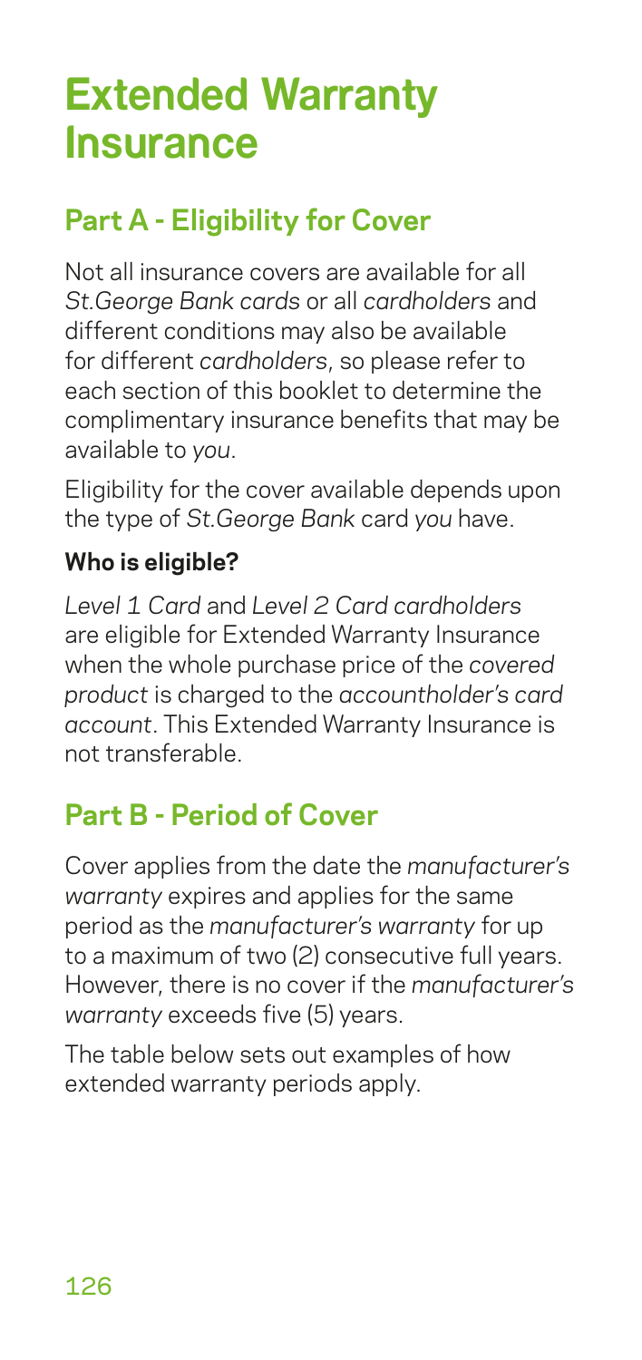# Extended Warranty Insurance

## Part A - Eligibility for Cover

Not all insurance covers are available for all *St.George Bank cards* or all *cardholders* and different conditions may also be available for different *cardholders*, so please refer to each section of this booklet to determine the complimentary insurance benefits that may be available to *you*.

Eligibility for the cover available depends upon the type of *St.George Bank* card *you* have.

### Who is eligible?

*Level 1 Card* and *Level 2 Card cardholders* are eligible for Extended Warranty Insurance when the whole purchase price of the *covered product* is charged to the *accountholder's card account*. This Extended Warranty Insurance is not transferable.

## Part B - Period of Cover

Cover applies from the date the *manufacturer's warranty* expires and applies for the same period as the *manufacturer's warranty* for up to a maximum of two (2) consecutive full years. However, there is no cover if the *manufacturer's warranty* exceeds five (5) years.

The table below sets out examples of how extended warranty periods apply.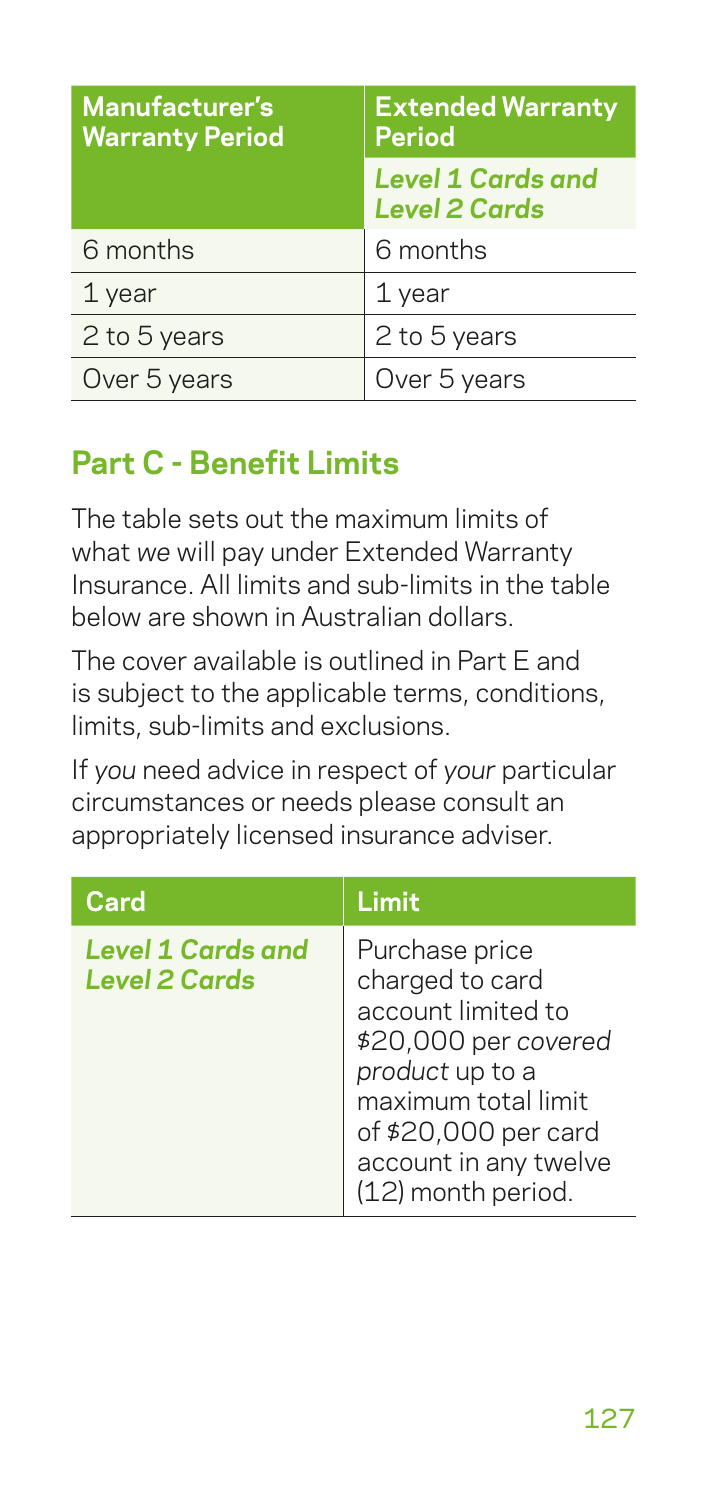| Manufacturer's Warranty Period | Extended Warranty Period |
| --- | --- |
| | ***Level 1 Cards and Level 2 Cards*** |
| 6 months | 6 months |
| 1 year | 1 year |
| 2 to 5 years | 2 to 5 years |
| Over 5 years | Over 5 years |

## Part C - Benefit Limits

The table sets out the maximum limits of what *we* will pay under Extended Warranty Insurance. All limits and sub-limits in the table below are shown in Australian dollars.

The cover available is outlined in Part E and is subject to the applicable terms, conditions, limits, sub-limits and exclusions.

If *you* need advice in respect of *your* particular circumstances or needs please consult an appropriately licensed insurance adviser.

| Card | Limit |
| --- | --- |
| ***Level 1 Cards and Level 2 Cards*** | Purchase price charged to card account limited to $20,000 per *covered product* up to a maximum total limit of $20,000 per card account in any twelve (12) month period. |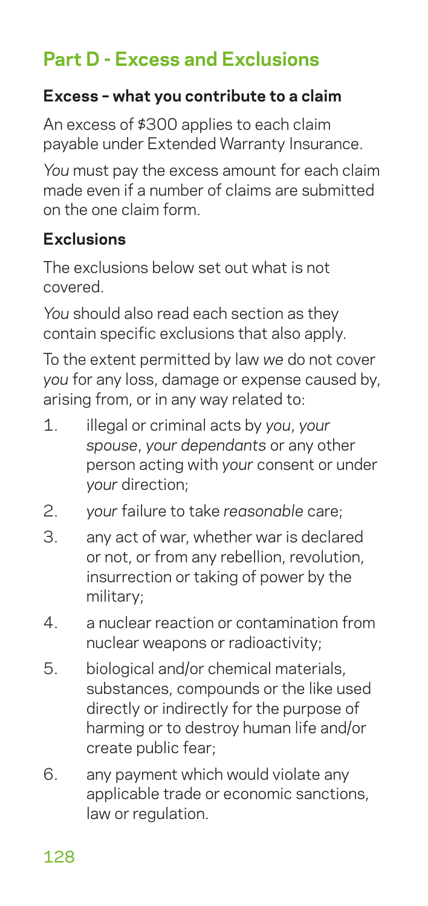## Part D - Excess and Exclusions

### Excess – what you contribute to a claim

An excess of $300 applies to each claim payable under Extended Warranty Insurance.

*You* must pay the excess amount for each claim made even if a number of claims are submitted on the one claim form.

### Exclusions

The exclusions below set out what is not covered.

*You* should also read each section as they contain specific exclusions that also apply.

To the extent permitted by law *we* do not cover *you* for any loss, damage or expense caused by, arising from, or in any way related to:

1. illegal or criminal acts by *you*, *your spouse*, *your dependants* or any other person acting with *your* consent or under *your* direction;
2. *your* failure to take *reasonable* care;
3. any act of war, whether war is declared or not, or from any rebellion, revolution, insurrection or taking of power by the military;
4. a nuclear reaction or contamination from nuclear weapons or radioactivity;
5. biological and/or chemical materials, substances, compounds or the like used directly or indirectly for the purpose of harming or to destroy human life and/or create public fear;
6. any payment which would violate any applicable trade or economic sanctions, law or regulation.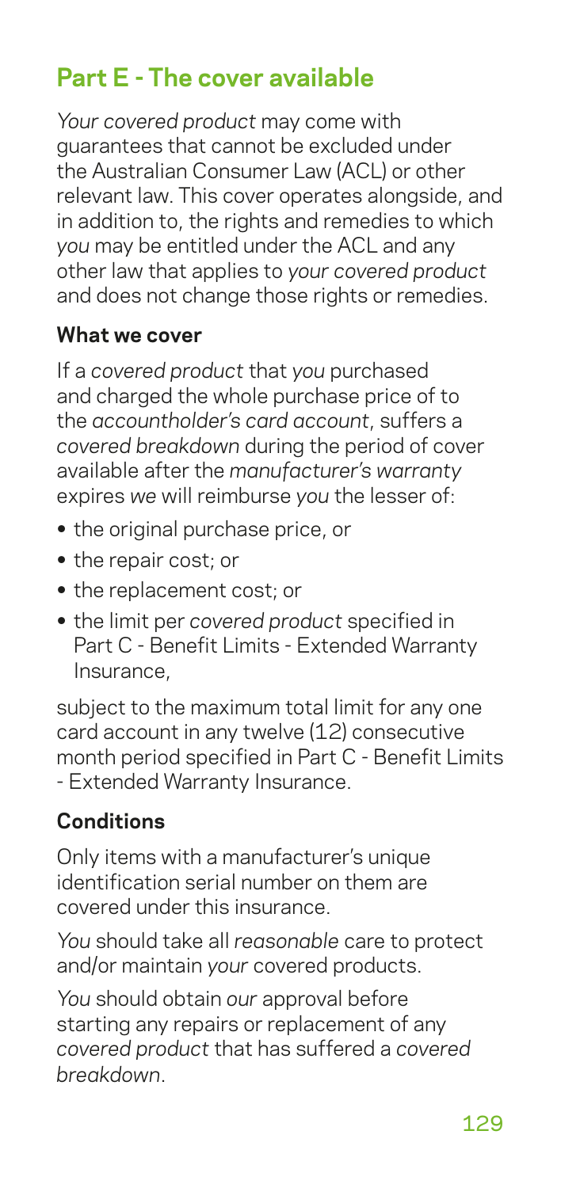## Part E - The cover available

*Your covered product* may come with guarantees that cannot be excluded under the Australian Consumer Law (ACL) or other relevant law. This cover operates alongside, and in addition to, the rights and remedies to which *you* may be entitled under the ACL and any other law that applies to *your covered product* and does not change those rights or remedies.

### What we cover

If a *covered product* that *you* purchased and charged the whole purchase price of to the *accountholder's card account*, suffers a *covered breakdown* during the period of cover available after the *manufacturer's warranty* expires *we* will reimburse *you* the lesser of:

- the original purchase price, or
- the repair cost; or
- the replacement cost; or
- the limit per *covered product* specified in Part C - Benefit Limits - Extended Warranty Insurance,

subject to the maximum total limit for any one card account in any twelve (12) consecutive month period specified in Part C - Benefit Limits - Extended Warranty Insurance.

### Conditions

Only items with a manufacturer's unique identification serial number on them are covered under this insurance.

*You* should take all *reasonable* care to protect and/or maintain *your* covered products.

*You* should obtain *our* approval before starting any repairs or replacement of any *covered product* that has suffered a *covered breakdown*.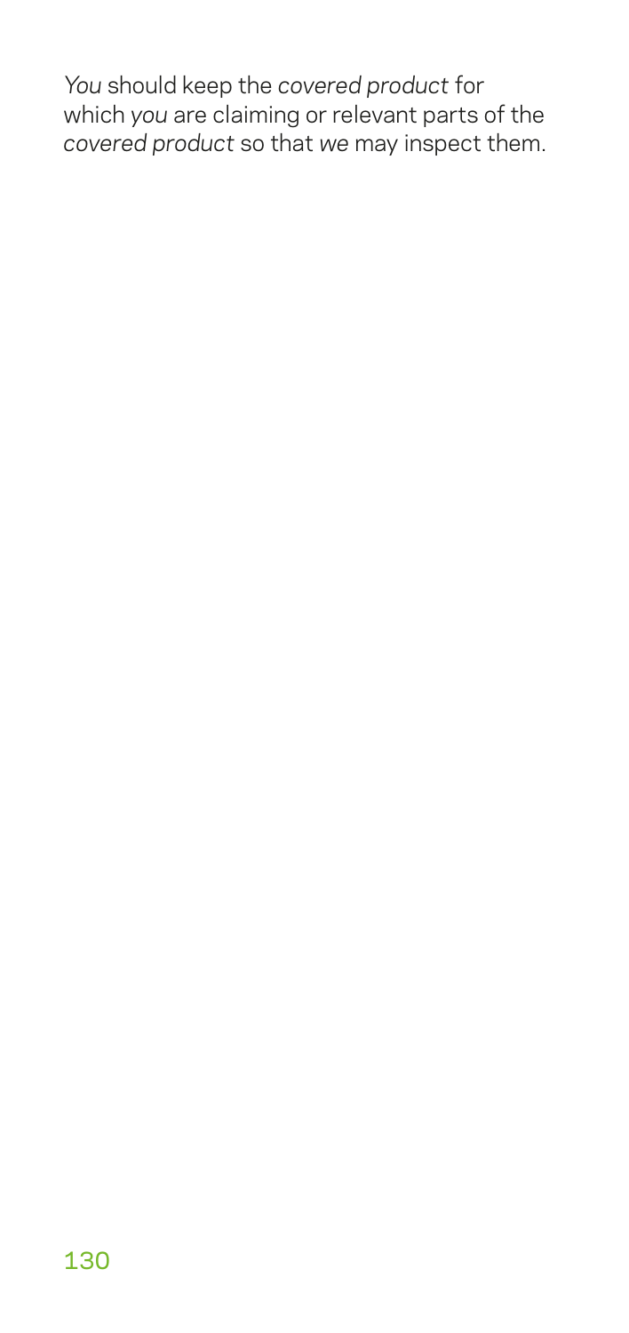*You* should keep the *covered product* for which *you* are claiming or relevant parts of the *covered product* so that *we* may inspect them.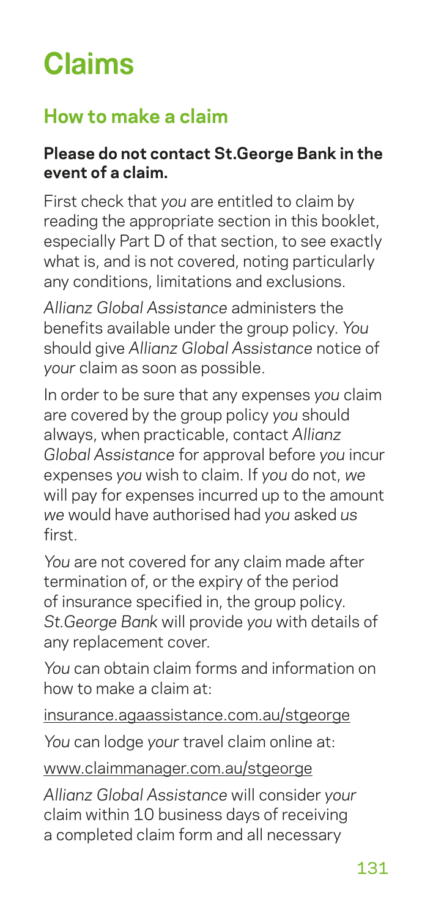# Claims

## How to make a claim

**Please do not contact St.George Bank in the event of a claim.**

First check that *you* are entitled to claim by reading the appropriate section in this booklet, especially Part D of that section, to see exactly what is, and is not covered, noting particularly any conditions, limitations and exclusions.

*Allianz Global Assistance* administers the benefits available under the group policy. *You* should give *Allianz Global Assistance* notice of *your* claim as soon as possible.

In order to be sure that any expenses *you* claim are covered by the group policy *you* should always, when practicable, contact *Allianz Global Assistance* for approval before *you* incur expenses *you* wish to claim. If *you* do not, *we* will pay for expenses incurred up to the amount *we* would have authorised had *you* asked *us* first.

*You* are not covered for any claim made after termination of, or the expiry of the period of insurance specified in, the group policy. *St.George Bank* will provide *you* with details of any replacement cover.

*You* can obtain claim forms and information on how to make a claim at:

insurance.agaassistance.com.au/stgeorge

*You* can lodge *your* travel claim online at:

www.claimmanager.com.au/stgeorge

*Allianz Global Assistance* will consider *your* claim within 10 business days of receiving a completed claim form and all necessary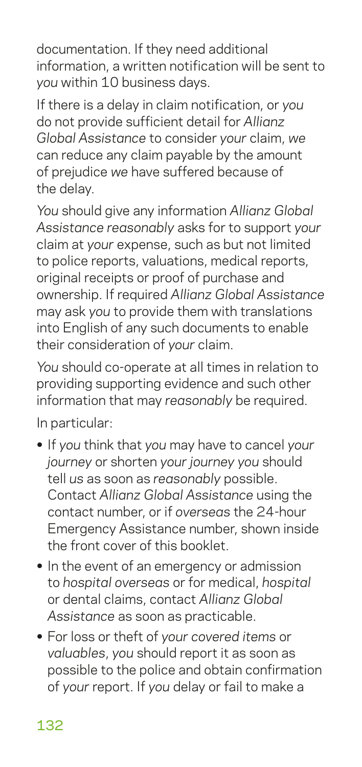documentation. If they need additional information, a written notification will be sent to *you* within 10 business days.

If there is a delay in claim notification, or *you* do not provide sufficient detail for *Allianz Global Assistance* to consider *your* claim, *we* can reduce any claim payable by the amount of prejudice *we* have suffered because of the delay.

*You* should give any information *Allianz Global Assistance reasonably* asks for to support *your* claim at *your* expense, such as but not limited to police reports, valuations, medical reports, original receipts or proof of purchase and ownership. If required *Allianz Global Assistance* may ask *you* to provide them with translations into English of any such documents to enable their consideration of *your* claim.

*You* should co-operate at all times in relation to providing supporting evidence and such other information that may *reasonably* be required.

In particular:

- If *you* think that *you* may have to cancel *your journey* or shorten *your journey you* should tell *us* as soon as *reasonably* possible. Contact *Allianz Global Assistance* using the contact number, or if *overseas* the 24-hour Emergency Assistance number, shown inside the front cover of this booklet.
- In the event of an emergency or admission to *hospital overseas* or for medical, *hospital* or dental claims, contact *Allianz Global Assistance* as soon as practicable.
- For loss or theft of *your covered items* or *valuables*, *you* should report it as soon as possible to the police and obtain confirmation of *your* report. If *you* delay or fail to make a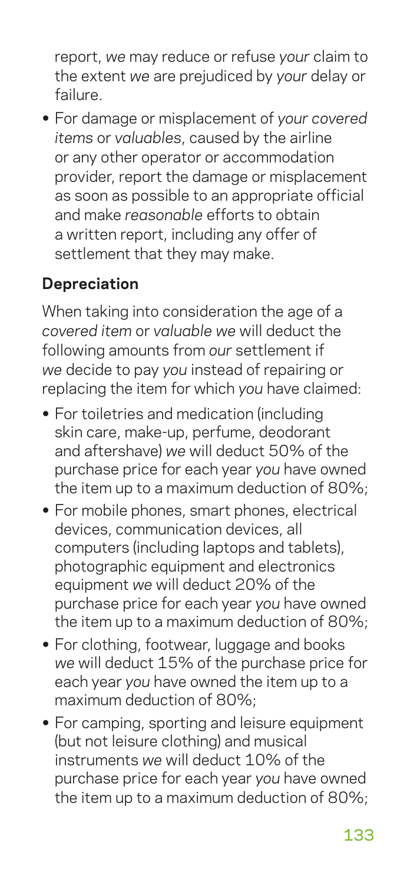report, *we* may reduce or refuse *your* claim to the extent *we* are prejudiced by *your* delay or failure.

- For damage or misplacement of *your covered items* or *valuables*, caused by the airline or any other operator or accommodation provider, report the damage or misplacement as soon as possible to an appropriate official and make *reasonable* efforts to obtain a written report, including any offer of settlement that they may make.

### Depreciation

When taking into consideration the age of a *covered item* or *valuable we* will deduct the following amounts from *our* settlement if *we* decide to pay *you* instead of repairing or replacing the item for which *you* have claimed:

- For toiletries and medication (including skin care, make-up, perfume, deodorant and aftershave) *we* will deduct 50% of the purchase price for each year *you* have owned the item up to a maximum deduction of 80%;
- For mobile phones, smart phones, electrical devices, communication devices, all computers (including laptops and tablets), photographic equipment and electronics equipment *we* will deduct 20% of the purchase price for each year *you* have owned the item up to a maximum deduction of 80%;
- For clothing, footwear, luggage and books *we* will deduct 15% of the purchase price for each year *you* have owned the item up to a maximum deduction of 80%;
- For camping, sporting and leisure equipment (but not leisure clothing) and musical instruments *we* will deduct 10% of the purchase price for each year *you* have owned the item up to a maximum deduction of 80%;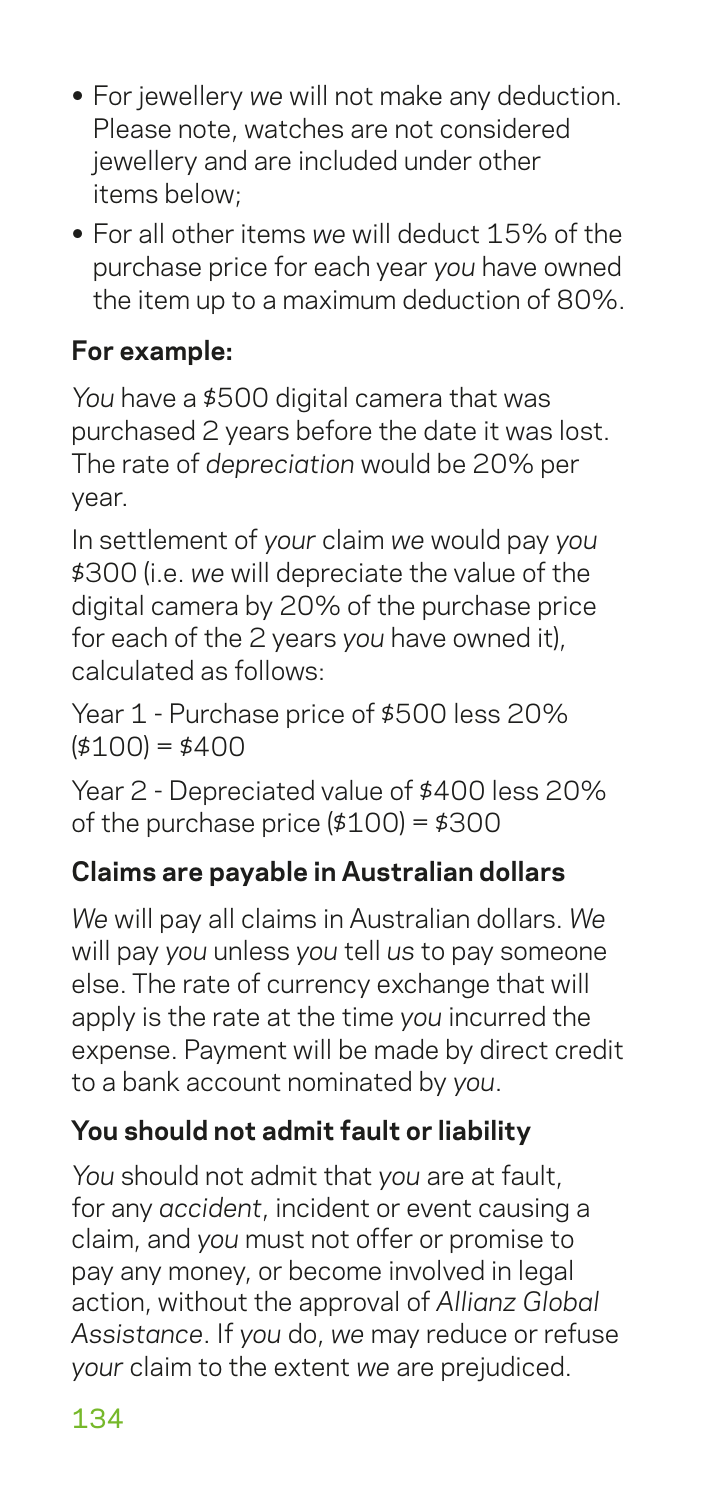- For jewellery *we* will not make any deduction. Please note, watches are not considered jewellery and are included under other items below;
- For all other items *we* will deduct 15% of the purchase price for each year *you* have owned the item up to a maximum deduction of 80%.

**For example:**

*You* have a $500 digital camera that was purchased 2 years before the date it was lost. The rate of *depreciation* would be 20% per year.

In settlement of *your* claim *we* would pay *you* $300 (i.e. *we* will depreciate the value of the digital camera by 20% of the purchase price for each of the 2 years *you* have owned it), calculated as follows:

Year 1 - Purchase price of $500 less 20% ($100) = $400

Year 2 - Depreciated value of $400 less 20% of the purchase price ($100) = $300

### Claims are payable in Australian dollars

*We* will pay all claims in Australian dollars. *We* will pay *you* unless *you* tell *us* to pay someone else. The rate of currency exchange that will apply is the rate at the time *you* incurred the expense. Payment will be made by direct credit to a bank account nominated by *you*.

### You should not admit fault or liability

*You* should not admit that *you* are at fault, for any *accident*, incident or event causing a claim, and *you* must not offer or promise to pay any money, or become involved in legal action, without the approval of *Allianz Global Assistance*. If *you* do, *we* may reduce or refuse *your* claim to the extent *we* are prejudiced.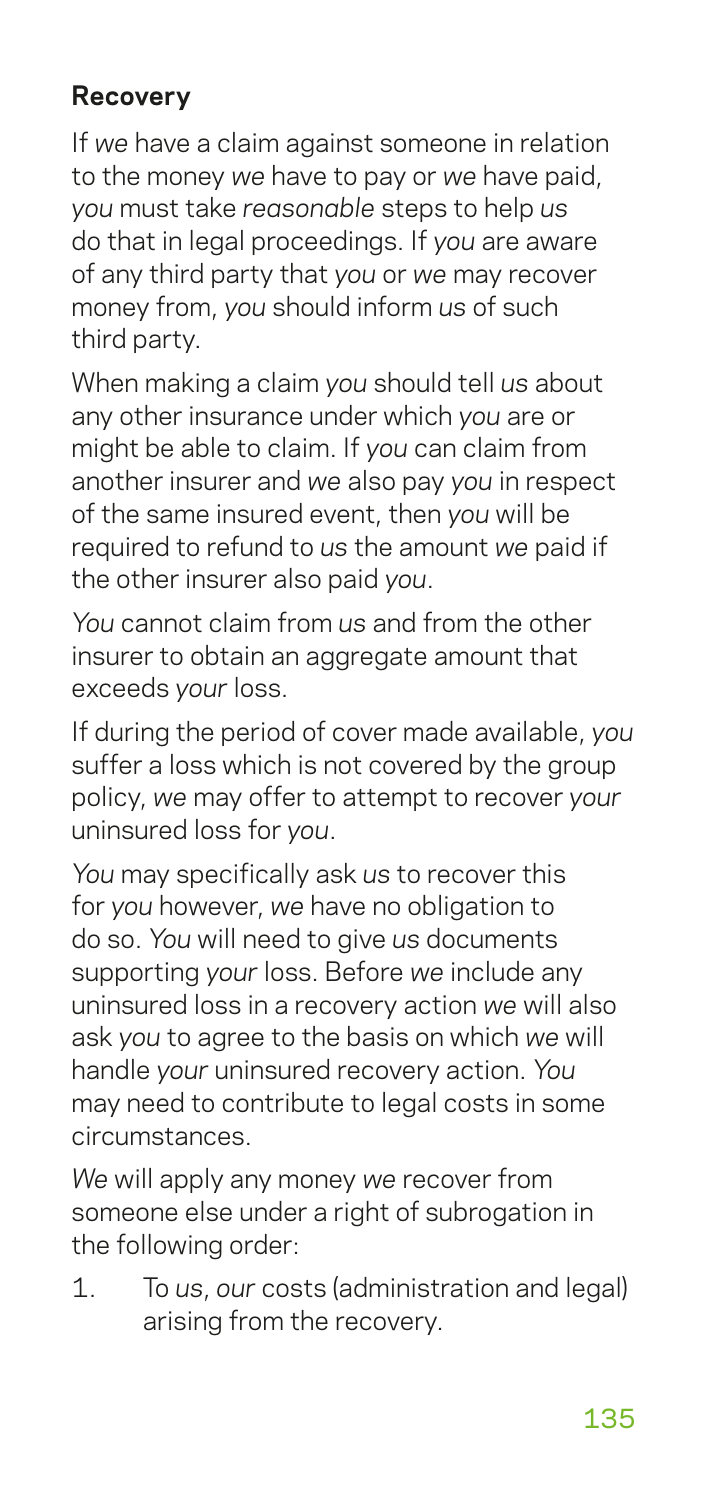**Recovery**

If *we* have a claim against someone in relation to the money *we* have to pay or *we* have paid, *you* must take *reasonable* steps to help *us* do that in legal proceedings. If *you* are aware of any third party that *you* or *we* may recover money from, *you* should inform *us* of such third party.

When making a claim *you* should tell *us* about any other insurance under which *you* are or might be able to claim. If *you* can claim from another insurer and *we* also pay *you* in respect of the same insured event, then *you* will be required to refund to *us* the amount *we* paid if the other insurer also paid *you*.

*You* cannot claim from *us* and from the other insurer to obtain an aggregate amount that exceeds *your* loss.

If during the period of cover made available, *you* suffer a loss which is not covered by the group policy, *we* may offer to attempt to recover *your* uninsured loss for *you*.

*You* may specifically ask *us* to recover this for *you* however, *we* have no obligation to do so. *You* will need to give *us* documents supporting *your* loss. Before *we* include any uninsured loss in a recovery action *we* will also ask *you* to agree to the basis on which *we* will handle *your* uninsured recovery action. *You* may need to contribute to legal costs in some circumstances.

*We* will apply any money *we* recover from someone else under a right of subrogation in the following order:

1. To *us*, *our* costs (administration and legal) arising from the recovery.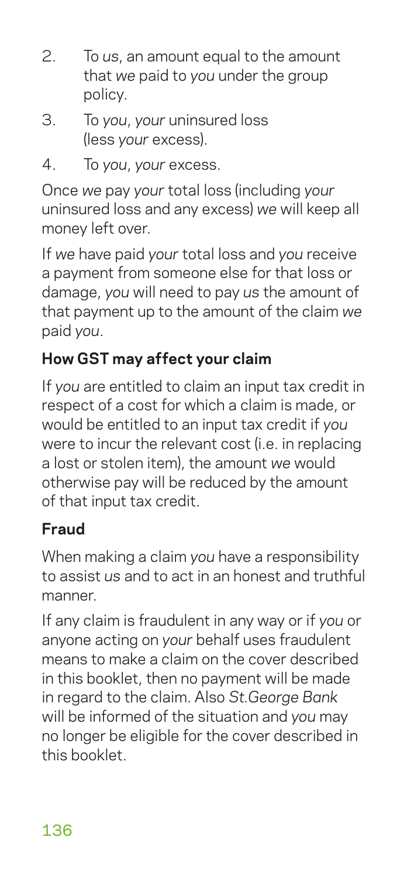2. To *us*, an amount equal to the amount that *we* paid to *you* under the group policy.
3. To *you*, *your* uninsured loss (less *your* excess).
4. To *you*, *your* excess.

Once *we* pay *your* total loss (including *your* uninsured loss and any excess) *we* will keep all money left over.

If *we* have paid *your* total loss and *you* receive a payment from someone else for that loss or damage, *you* will need to pay *us* the amount of that payment up to the amount of the claim *we* paid *you*.

### How GST may affect your claim

If *you* are entitled to claim an input tax credit in respect of a cost for which a claim is made, or would be entitled to an input tax credit if *you* were to incur the relevant cost (i.e. in replacing a lost or stolen item), the amount *we* would otherwise pay will be reduced by the amount of that input tax credit.

### Fraud

When making a claim *you* have a responsibility to assist *us* and to act in an honest and truthful manner.

If any claim is fraudulent in any way or if *you* or anyone acting on *your* behalf uses fraudulent means to make a claim on the cover described in this booklet, then no payment will be made in regard to the claim. Also *St.George Bank* will be informed of the situation and *you* may no longer be eligible for the cover described in this booklet.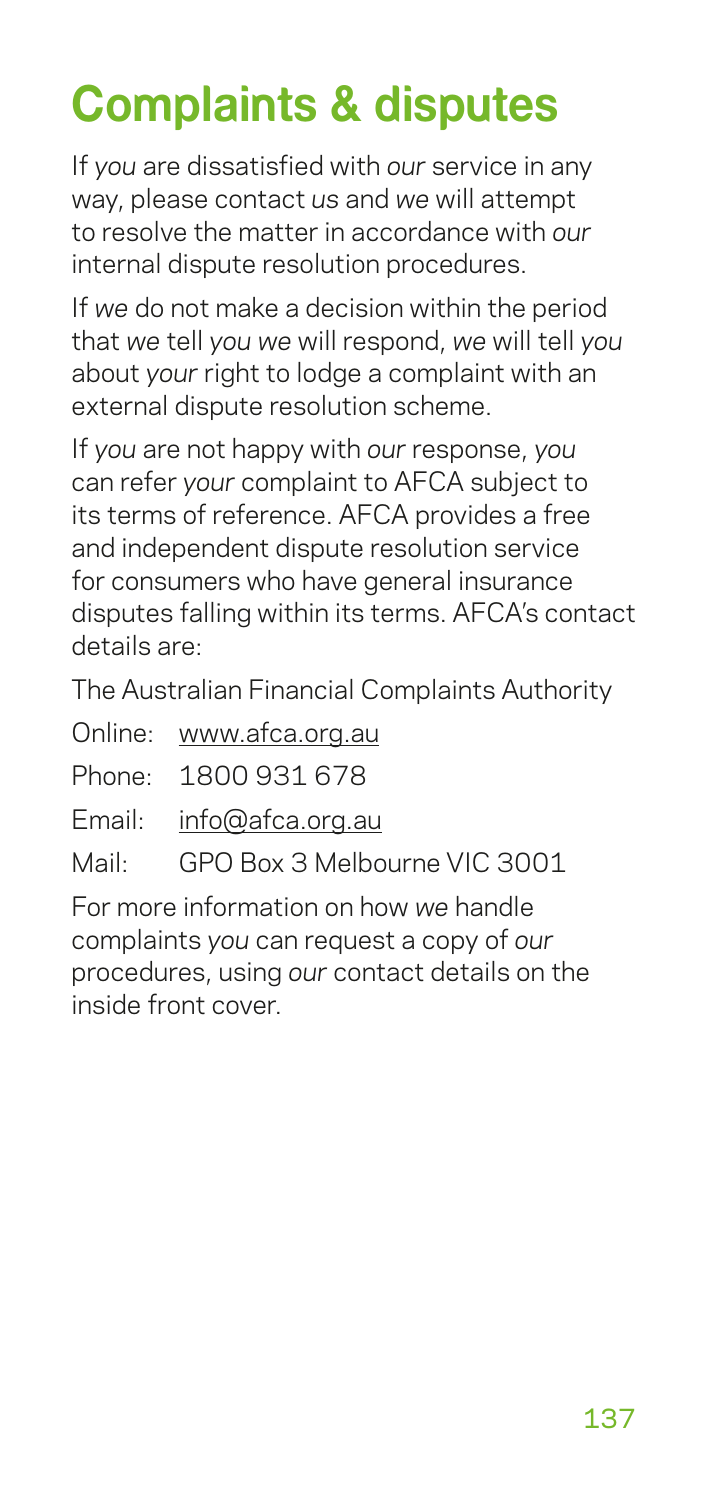# Complaints & disputes

If *you* are dissatisfied with *our* service in any way, please contact *us* and *we* will attempt to resolve the matter in accordance with *our* internal dispute resolution procedures.

If *we* do not make a decision within the period that *we* tell *you we* will respond, *we* will tell *you* about *your* right to lodge a complaint with an external dispute resolution scheme.

If *you* are not happy with *our* response, *you* can refer *your* complaint to AFCA subject to its terms of reference. AFCA provides a free and independent dispute resolution service for consumers who have general insurance disputes falling within its terms. AFCA's contact details are:

The Australian Financial Complaints Authority

Online: www.afca.org.au

Phone: 1800 931 678

Email: info@afca.org.au

Mail: GPO Box 3 Melbourne VIC 3001

For more information on how *we* handle complaints *you* can request a copy of *our* procedures, using *our* contact details on the inside front cover.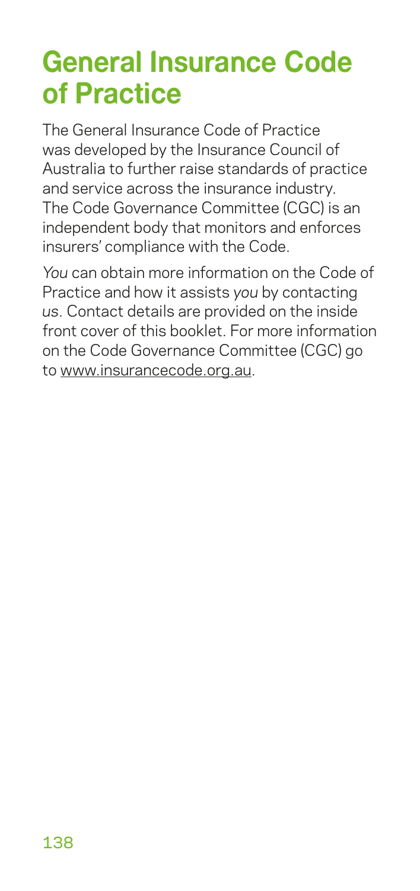# General Insurance Code of Practice

The General Insurance Code of Practice was developed by the Insurance Council of Australia to further raise standards of practice and service across the insurance industry. The Code Governance Committee (CGC) is an independent body that monitors and enforces insurers' compliance with the Code.

*You* can obtain more information on the Code of Practice and how it assists *you* by contacting *us*. Contact details are provided on the inside front cover of this booklet. For more information on the Code Governance Committee (CGC) go to www.insurancecode.org.au.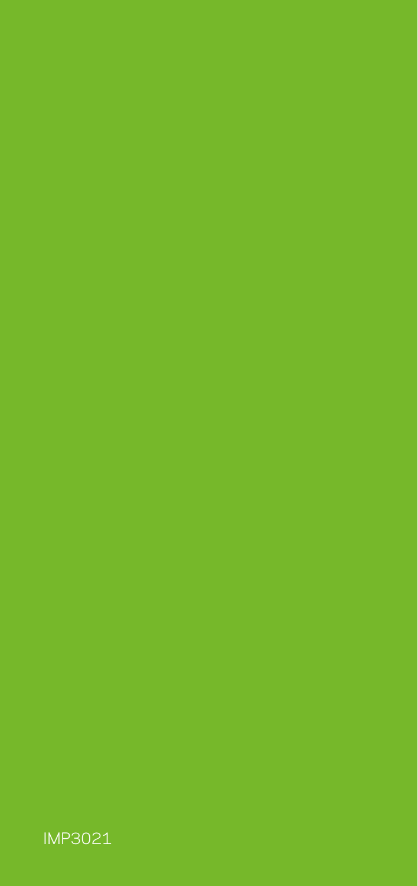IMP3021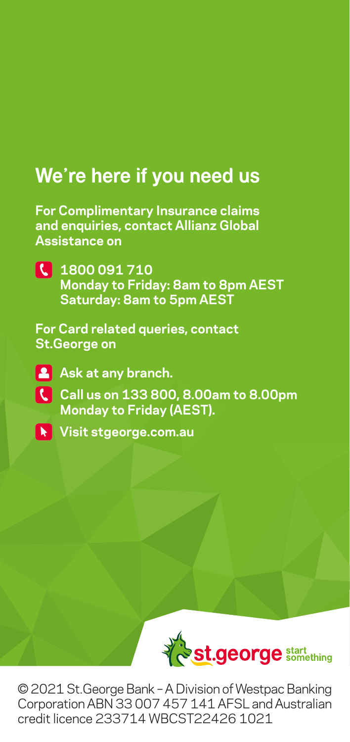## We're here if you need us

**For Complimentary Insurance claims and enquiries, contact Allianz Global Assistance on**

**1800 091 710**
**Monday to Friday: 8am to 8pm AEST**
**Saturday: 8am to 5pm AEST**

**For Card related queries, contact St.George on**

- **Ask at any branch.**
- **Call us on 133 800, 8.00am to 8.00pm Monday to Friday (AEST).**
- **Visit stgeorge.com.au**

st.george start something

© 2021 St.George Bank – A Division of Westpac Banking Corporation ABN 33 007 457 141 AFSL and Australian credit licence 233714 WBCST22426 1021